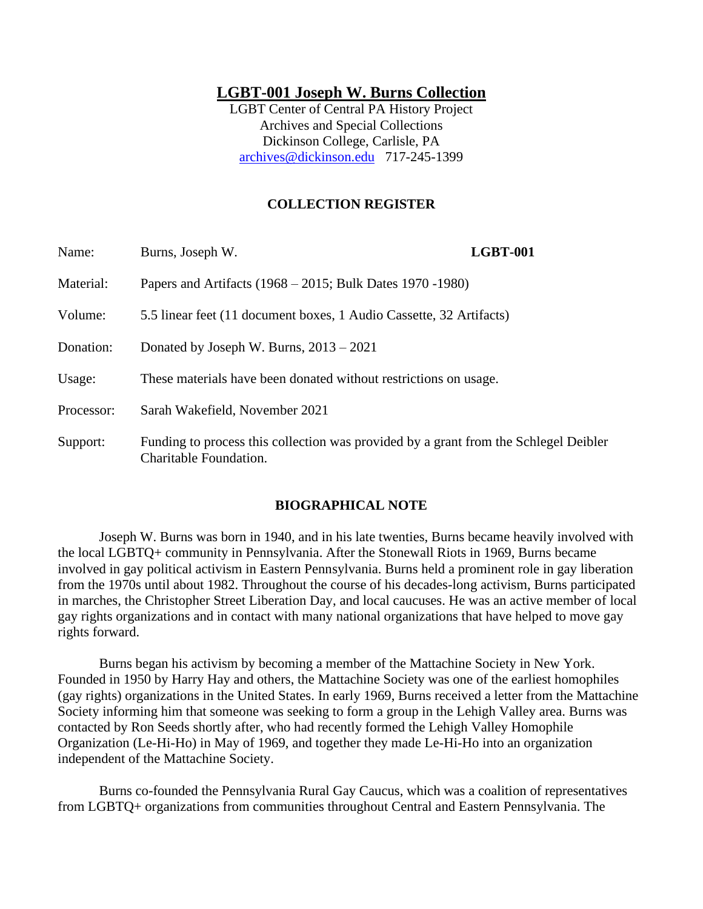# LGBT-001 Joseph W. Burns Collection

LGBT Center of Central PA History Project
Archives and Special Collections
Dickinson College, Carlisle, PA
archives@dickinson.edu 717-245-1399

## COLLECTION REGISTER

| | | |
|---|---|---|
| Name: | Burns, Joseph W. | **LGBT-001** |
| Material: | Papers and Artifacts (1968 – 2015; Bulk Dates 1970 -1980) | |
| Volume: | 5.5 linear feet (11 document boxes, 1 Audio Cassette, 32 Artifacts) | |
| Donation: | Donated by Joseph W. Burns, 2013 – 2021 | |
| Usage: | These materials have been donated without restrictions on usage. | |
| Processor: | Sarah Wakefield, November 2021 | |
| Support: | Funding to process this collection was provided by a grant from the Schlegel Deibler Charitable Foundation. | |

## BIOGRAPHICAL NOTE

Joseph W. Burns was born in 1940, and in his late twenties, Burns became heavily involved with the local LGBTQ+ community in Pennsylvania. After the Stonewall Riots in 1969, Burns became involved in gay political activism in Eastern Pennsylvania. Burns held a prominent role in gay liberation from the 1970s until about 1982. Throughout the course of his decades-long activism, Burns participated in marches, the Christopher Street Liberation Day, and local caucuses. He was an active member of local gay rights organizations and in contact with many national organizations that have helped to move gay rights forward.

Burns began his activism by becoming a member of the Mattachine Society in New York. Founded in 1950 by Harry Hay and others, the Mattachine Society was one of the earliest homophiles (gay rights) organizations in the United States. In early 1969, Burns received a letter from the Mattachine Society informing him that someone was seeking to form a group in the Lehigh Valley area. Burns was contacted by Ron Seeds shortly after, who had recently formed the Lehigh Valley Homophile Organization (Le-Hi-Ho) in May of 1969, and together they made Le-Hi-Ho into an organization independent of the Mattachine Society.

Burns co-founded the Pennsylvania Rural Gay Caucus, which was a coalition of representatives from LGBTQ+ organizations from communities throughout Central and Eastern Pennsylvania. The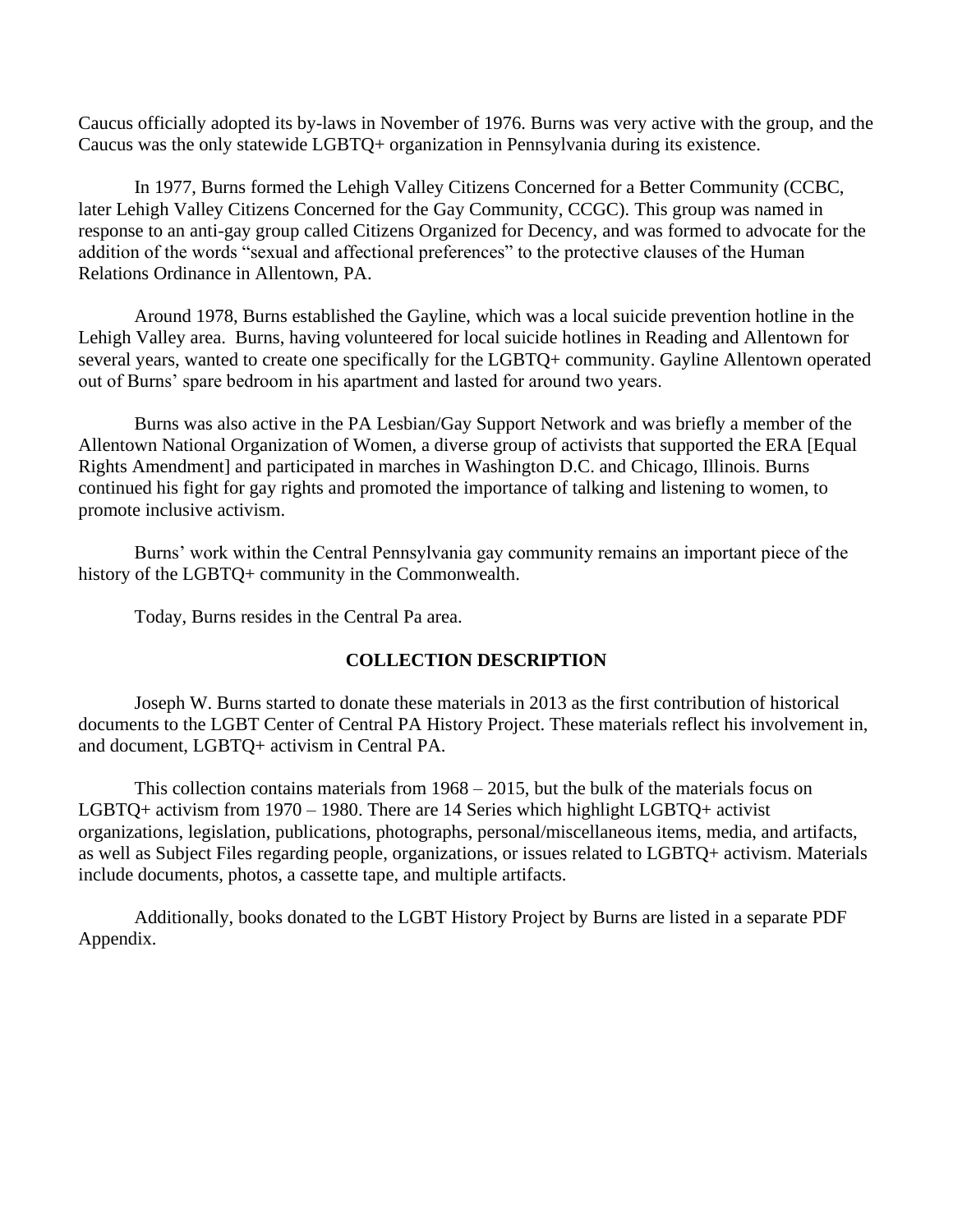Caucus officially adopted its by-laws in November of 1976. Burns was very active with the group, and the Caucus was the only statewide LGBTQ+ organization in Pennsylvania during its existence.

In 1977, Burns formed the Lehigh Valley Citizens Concerned for a Better Community (CCBC, later Lehigh Valley Citizens Concerned for the Gay Community, CCGC). This group was named in response to an anti-gay group called Citizens Organized for Decency, and was formed to advocate for the addition of the words "sexual and affectional preferences" to the protective clauses of the Human Relations Ordinance in Allentown, PA.

Around 1978, Burns established the Gayline, which was a local suicide prevention hotline in the Lehigh Valley area. Burns, having volunteered for local suicide hotlines in Reading and Allentown for several years, wanted to create one specifically for the LGBTQ+ community. Gayline Allentown operated out of Burns' spare bedroom in his apartment and lasted for around two years.

Burns was also active in the PA Lesbian/Gay Support Network and was briefly a member of the Allentown National Organization of Women, a diverse group of activists that supported the ERA [Equal Rights Amendment] and participated in marches in Washington D.C. and Chicago, Illinois. Burns continued his fight for gay rights and promoted the importance of talking and listening to women, to promote inclusive activism.

Burns' work within the Central Pennsylvania gay community remains an important piece of the history of the LGBTQ+ community in the Commonwealth.

Today, Burns resides in the Central Pa area.

## COLLECTION DESCRIPTION

Joseph W. Burns started to donate these materials in 2013 as the first contribution of historical documents to the LGBT Center of Central PA History Project. These materials reflect his involvement in, and document, LGBTQ+ activism in Central PA.

This collection contains materials from 1968 – 2015, but the bulk of the materials focus on LGBTQ+ activism from 1970 – 1980. There are 14 Series which highlight LGBTQ+ activist organizations, legislation, publications, photographs, personal/miscellaneous items, media, and artifacts, as well as Subject Files regarding people, organizations, or issues related to LGBTQ+ activism. Materials include documents, photos, a cassette tape, and multiple artifacts.

Additionally, books donated to the LGBT History Project by Burns are listed in a separate PDF Appendix.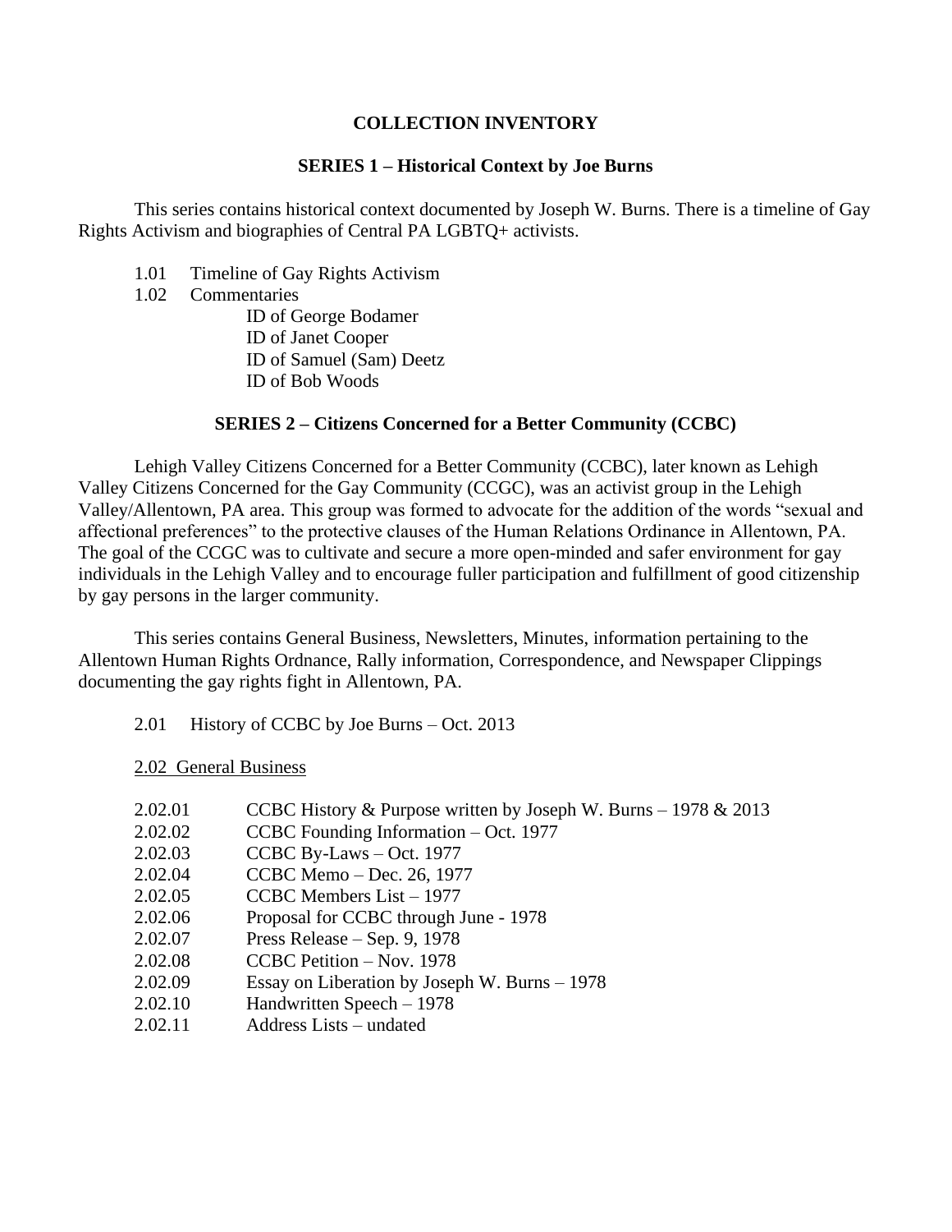# COLLECTION INVENTORY

## SERIES 1 – Historical Context by Joe Burns

This series contains historical context documented by Joseph W. Burns. There is a timeline of Gay Rights Activism and biographies of Central PA LGBTQ+ activists.

1.01 Timeline of Gay Rights Activism
1.02 Commentaries
  ID of George Bodamer
  ID of Janet Cooper
  ID of Samuel (Sam) Deetz
  ID of Bob Woods

## SERIES 2 – Citizens Concerned for a Better Community (CCBC)

Lehigh Valley Citizens Concerned for a Better Community (CCBC), later known as Lehigh Valley Citizens Concerned for the Gay Community (CCGC), was an activist group in the Lehigh Valley/Allentown, PA area. This group was formed to advocate for the addition of the words "sexual and affectional preferences" to the protective clauses of the Human Relations Ordinance in Allentown, PA. The goal of the CCGC was to cultivate and secure a more open-minded and safer environment for gay individuals in the Lehigh Valley and to encourage fuller participation and fulfillment of good citizenship by gay persons in the larger community.

This series contains General Business, Newsletters, Minutes, information pertaining to the Allentown Human Rights Ordnance, Rally information, Correspondence, and Newspaper Clippings documenting the gay rights fight in Allentown, PA.

2.01 History of CCBC by Joe Burns – Oct. 2013

2.02 General Business

2.02.01 CCBC History & Purpose written by Joseph W. Burns – 1978 & 2013
2.02.02 CCBC Founding Information – Oct. 1977
2.02.03 CCBC By-Laws – Oct. 1977
2.02.04 CCBC Memo – Dec. 26, 1977
2.02.05 CCBC Members List – 1977
2.02.06 Proposal for CCBC through June - 1978
2.02.07 Press Release – Sep. 9, 1978
2.02.08 CCBC Petition – Nov. 1978
2.02.09 Essay on Liberation by Joseph W. Burns – 1978
2.02.10 Handwritten Speech – 1978
2.02.11 Address Lists – undated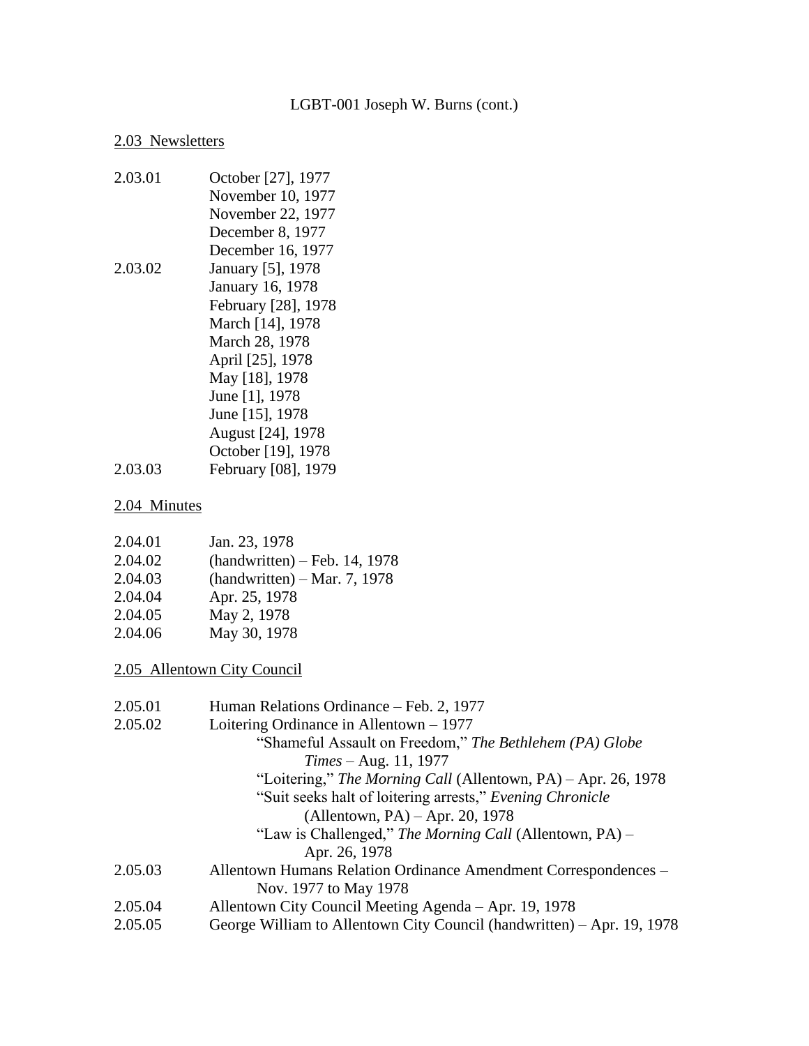LGBT-001 Joseph W. Burns (cont.)

## 2.03 Newsletters

2.03.01 October [27], 1977
November 10, 1977
November 22, 1977
December 8, 1977
December 16, 1977

2.03.02 January [5], 1978
January 16, 1978
February [28], 1978
March [14], 1978
March 28, 1978
April [25], 1978
May [18], 1978
June [1], 1978
June [15], 1978
August [24], 1978
October [19], 1978

2.03.03 February [08], 1979

## 2.04 Minutes

2.04.01 Jan. 23, 1978
2.04.02 (handwritten) – Feb. 14, 1978
2.04.03 (handwritten) – Mar. 7, 1978
2.04.04 Apr. 25, 1978
2.04.05 May 2, 1978
2.04.06 May 30, 1978

## 2.05 Allentown City Council

2.05.01 Human Relations Ordinance – Feb. 2, 1977

2.05.02 Loitering Ordinance in Allentown – 1977
"Shameful Assault on Freedom," *The Bethlehem (PA) Globe Times* – Aug. 11, 1977
"Loitering," *The Morning Call* (Allentown, PA) – Apr. 26, 1978
"Suit seeks halt of loitering arrests," *Evening Chronicle* (Allentown, PA) – Apr. 20, 1978
"Law is Challenged," *The Morning Call* (Allentown, PA) – Apr. 26, 1978

2.05.03 Allentown Humans Relation Ordinance Amendment Correspondences – Nov. 1977 to May 1978

2.05.04 Allentown City Council Meeting Agenda – Apr. 19, 1978

2.05.05 George William to Allentown City Council (handwritten) – Apr. 19, 1978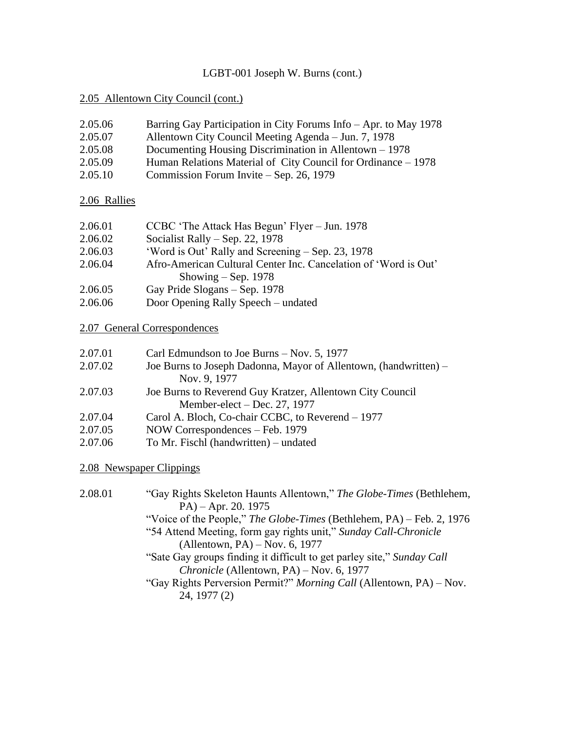LGBT-001 Joseph W. Burns (cont.)

2.05 Allentown City Council (cont.)

2.05.06 Barring Gay Participation in City Forums Info – Apr. to May 1978
2.05.07 Allentown City Council Meeting Agenda – Jun. 7, 1978
2.05.08 Documenting Housing Discrimination in Allentown – 1978
2.05.09 Human Relations Material of City Council for Ordinance – 1978
2.05.10 Commission Forum Invite – Sep. 26, 1979

2.06 Rallies

2.06.01 CCBC 'The Attack Has Begun' Flyer – Jun. 1978
2.06.02 Socialist Rally – Sep. 22, 1978
2.06.03 'Word is Out' Rally and Screening – Sep. 23, 1978
2.06.04 Afro-American Cultural Center Inc. Cancelation of 'Word is Out' Showing – Sep. 1978
2.06.05 Gay Pride Slogans – Sep. 1978
2.06.06 Door Opening Rally Speech – undated

2.07 General Correspondences

2.07.01 Carl Edmundson to Joe Burns – Nov. 5, 1977
2.07.02 Joe Burns to Joseph Dadonna, Mayor of Allentown, (handwritten) – Nov. 9, 1977
2.07.03 Joe Burns to Reverend Guy Kratzer, Allentown City Council Member-elect – Dec. 27, 1977
2.07.04 Carol A. Bloch, Co-chair CCBC, to Reverend – 1977
2.07.05 NOW Correspondences – Feb. 1979
2.07.06 To Mr. Fischl (handwritten) – undated

2.08 Newspaper Clippings

2.08.01 "Gay Rights Skeleton Haunts Allentown," *The Globe-Times* (Bethlehem, PA) – Apr. 20. 1975
"Voice of the People," *The Globe-Times* (Bethlehem, PA) – Feb. 2, 1976
"54 Attend Meeting, form gay rights unit," *Sunday Call-Chronicle* (Allentown, PA) – Nov. 6, 1977
"Sate Gay groups finding it difficult to get parley site," *Sunday Call Chronicle* (Allentown, PA) – Nov. 6, 1977
"Gay Rights Perversion Permit?" *Morning Call* (Allentown, PA) – Nov. 24, 1977 (2)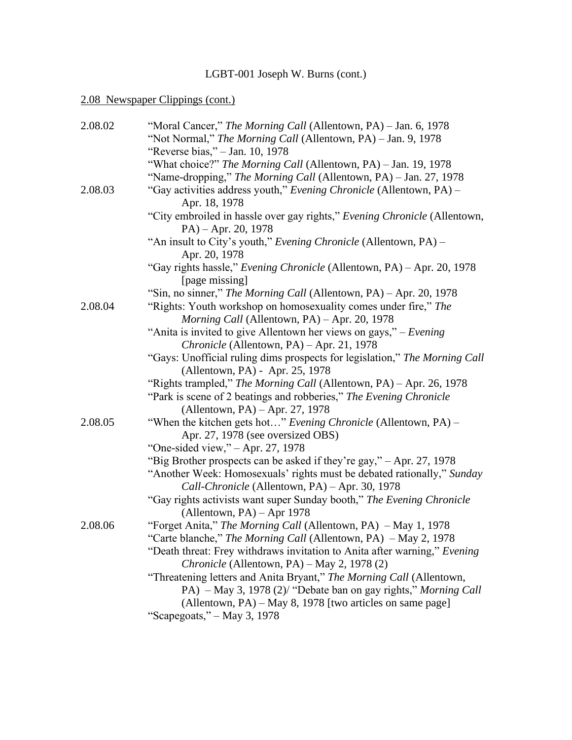LGBT-001 Joseph W. Burns (cont.)

2.08 Newspaper Clippings (cont.)

2.08.02 "Moral Cancer," *The Morning Call* (Allentown, PA) – Jan. 6, 1978
"Not Normal," *The Morning Call* (Allentown, PA) – Jan. 9, 1978
"Reverse bias," – Jan. 10, 1978
"What choice?" *The Morning Call* (Allentown, PA) – Jan. 19, 1978
"Name-dropping," *The Morning Call* (Allentown, PA) – Jan. 27, 1978

2.08.03 "Gay activities address youth," *Evening Chronicle* (Allentown, PA) – Apr. 18, 1978
"City embroiled in hassle over gay rights," *Evening Chronicle* (Allentown, PA) – Apr. 20, 1978
"An insult to City's youth," *Evening Chronicle* (Allentown, PA) – Apr. 20, 1978
"Gay rights hassle," *Evening Chronicle* (Allentown, PA) – Apr. 20, 1978 [page missing]
"Sin, no sinner," *The Morning Call* (Allentown, PA) – Apr. 20, 1978

2.08.04 "Rights: Youth workshop on homosexuality comes under fire," *The Morning Call* (Allentown, PA) – Apr. 20, 1978
"Anita is invited to give Allentown her views on gays," – *Evening Chronicle* (Allentown, PA) – Apr. 21, 1978
"Gays: Unofficial ruling dims prospects for legislation," *The Morning Call* (Allentown, PA) - Apr. 25, 1978
"Rights trampled," *The Morning Call* (Allentown, PA) – Apr. 26, 1978
"Park is scene of 2 beatings and robberies," *The Evening Chronicle* (Allentown, PA) – Apr. 27, 1978

2.08.05 "When the kitchen gets hot…" *Evening Chronicle* (Allentown, PA) – Apr. 27, 1978 (see oversized OBS)
"One-sided view," – Apr. 27, 1978
"Big Brother prospects can be asked if they're gay," – Apr. 27, 1978
"Another Week: Homosexuals' rights must be debated rationally," *Sunday Call-Chronicle* (Allentown, PA) – Apr. 30, 1978
"Gay rights activists want super Sunday booth," *The Evening Chronicle* (Allentown, PA) – Apr 1978

2.08.06 "Forget Anita," *The Morning Call* (Allentown, PA) – May 1, 1978
"Carte blanche," *The Morning Call* (Allentown, PA) – May 2, 1978
"Death threat: Frey withdraws invitation to Anita after warning," *Evening Chronicle* (Allentown, PA) – May 2, 1978 (2)
"Threatening letters and Anita Bryant," *The Morning Call* (Allentown, PA) – May 3, 1978 (2)/ "Debate ban on gay rights," *Morning Call* (Allentown, PA) – May 8, 1978 [two articles on same page]
"Scapegoats," – May 3, 1978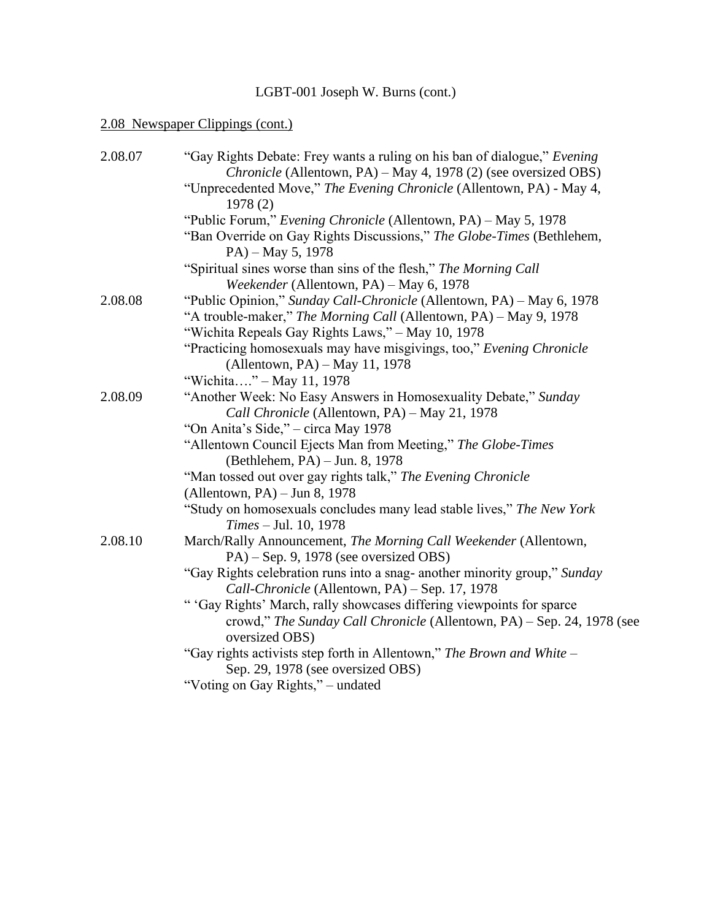LGBT-001 Joseph W. Burns (cont.)

2.08 Newspaper Clippings (cont.)

2.08.07 "Gay Rights Debate: Frey wants a ruling on his ban of dialogue," *Evening Chronicle* (Allentown, PA) – May 4, 1978 (2) (see oversized OBS)

"Unprecedented Move," *The Evening Chronicle* (Allentown, PA) - May 4, 1978 (2)

"Public Forum," *Evening Chronicle* (Allentown, PA) – May 5, 1978

"Ban Override on Gay Rights Discussions," *The Globe-Times* (Bethlehem, PA) – May 5, 1978

"Spiritual sines worse than sins of the flesh," *The Morning Call Weekender* (Allentown, PA) – May 6, 1978

2.08.08 "Public Opinion," *Sunday Call-Chronicle* (Allentown, PA) – May 6, 1978

"A trouble-maker," *The Morning Call* (Allentown, PA) – May 9, 1978

"Wichita Repeals Gay Rights Laws," – May 10, 1978

"Practicing homosexuals may have misgivings, too," *Evening Chronicle* (Allentown, PA) – May 11, 1978

"Wichita…." – May 11, 1978

2.08.09 "Another Week: No Easy Answers in Homosexuality Debate," *Sunday Call Chronicle* (Allentown, PA) – May 21, 1978

"On Anita's Side," – circa May 1978

"Allentown Council Ejects Man from Meeting," *The Globe-Times* (Bethlehem, PA) – Jun. 8, 1978

"Man tossed out over gay rights talk," *The Evening Chronicle* (Allentown, PA) – Jun 8, 1978

"Study on homosexuals concludes many lead stable lives," *The New York Times* – Jul. 10, 1978

2.08.10 March/Rally Announcement, *The Morning Call Weekender* (Allentown, PA) – Sep. 9, 1978 (see oversized OBS)

"Gay Rights celebration runs into a snag- another minority group," *Sunday Call-Chronicle* (Allentown, PA) – Sep. 17, 1978

" 'Gay Rights' March, rally showcases differing viewpoints for sparce crowd," *The Sunday Call Chronicle* (Allentown, PA) – Sep. 24, 1978 (see oversized OBS)

"Gay rights activists step forth in Allentown," *The Brown and White* – Sep. 29, 1978 (see oversized OBS)

"Voting on Gay Rights," – undated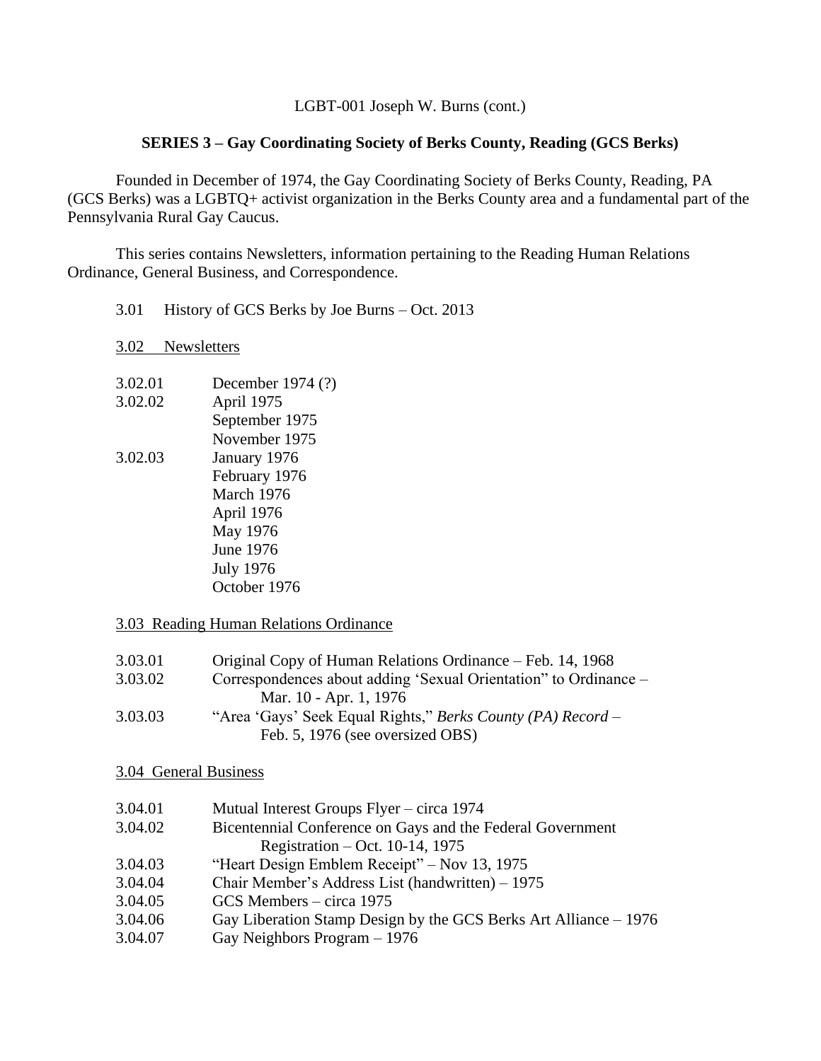LGBT-001 Joseph W. Burns (cont.)

## SERIES 3 – Gay Coordinating Society of Berks County, Reading (GCS Berks)

Founded in December of 1974, the Gay Coordinating Society of Berks County, Reading, PA (GCS Berks) was a LGBTQ+ activist organization in the Berks County area and a fundamental part of the Pennsylvania Rural Gay Caucus.

This series contains Newsletters, information pertaining to the Reading Human Relations Ordinance, General Business, and Correspondence.

3.01 History of GCS Berks by Joe Burns – Oct. 2013

### 3.02 Newsletters

3.02.01 December 1974 (?)

3.02.02 April 1975
September 1975
November 1975

3.02.03 January 1976
February 1976
March 1976
April 1976
May 1976
June 1976
July 1976
October 1976

### 3.03 Reading Human Relations Ordinance

3.03.01 Original Copy of Human Relations Ordinance – Feb. 14, 1968

3.03.02 Correspondences about adding 'Sexual Orientation" to Ordinance – Mar. 10 - Apr. 1, 1976

3.03.03 "Area 'Gays' Seek Equal Rights," *Berks County (PA) Record* – Feb. 5, 1976 (see oversized OBS)

### 3.04 General Business

3.04.01 Mutual Interest Groups Flyer – circa 1974

3.04.02 Bicentennial Conference on Gays and the Federal Government Registration – Oct. 10-14, 1975

3.04.03 "Heart Design Emblem Receipt" – Nov 13, 1975

3.04.04 Chair Member's Address List (handwritten) – 1975

3.04.05 GCS Members – circa 1975

3.04.06 Gay Liberation Stamp Design by the GCS Berks Art Alliance – 1976

3.04.07 Gay Neighbors Program – 1976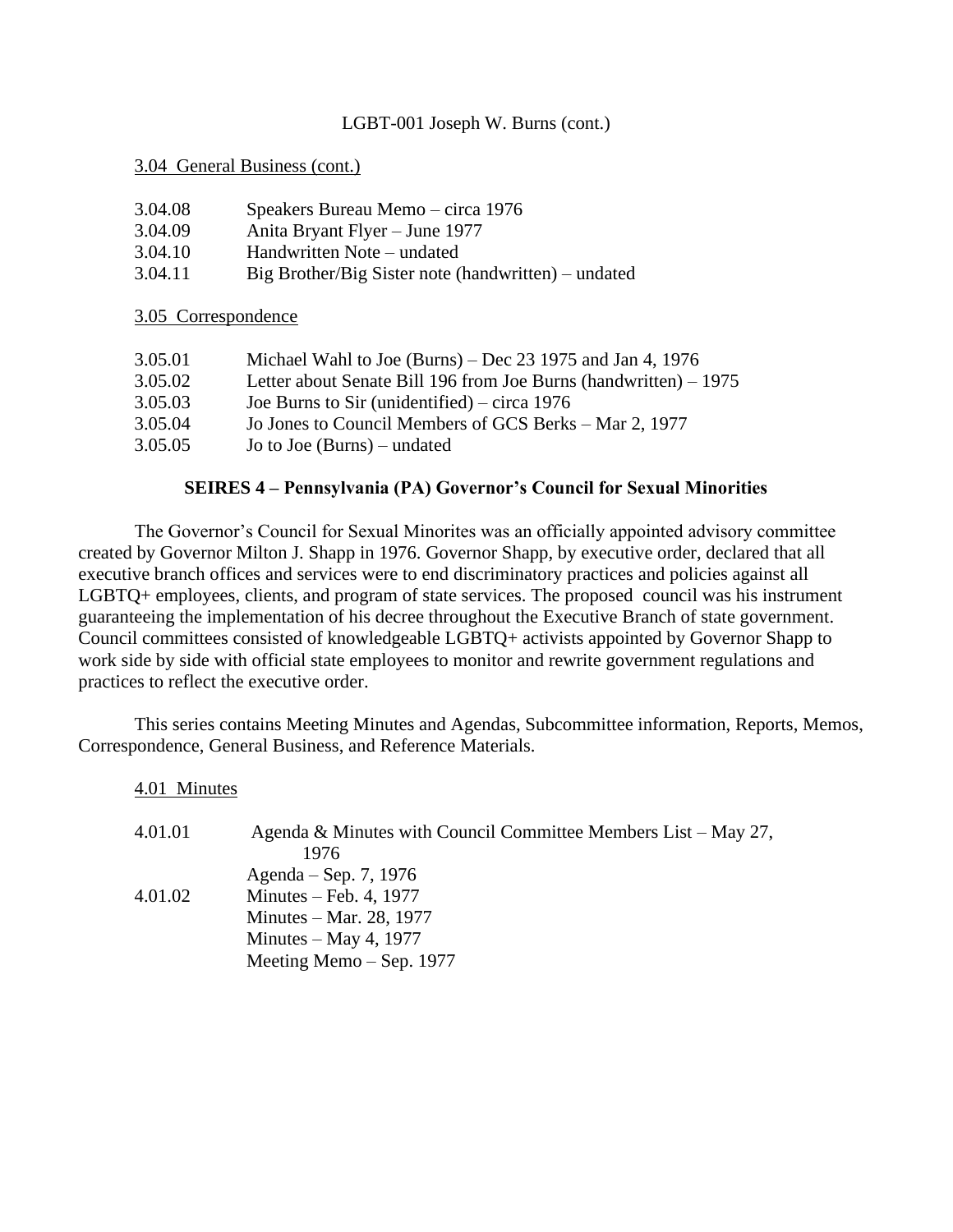LGBT-001 Joseph W. Burns (cont.)

3.04 General Business (cont.)

| | |
|---|---|
| 3.04.08 | Speakers Bureau Memo – circa 1976 |
| 3.04.09 | Anita Bryant Flyer – June 1977 |
| 3.04.10 | Handwritten Note – undated |
| 3.04.11 | Big Brother/Big Sister note (handwritten) – undated |

3.05 Correspondence

| | |
|---|---|
| 3.05.01 | Michael Wahl to Joe (Burns) – Dec 23 1975 and Jan 4, 1976 |
| 3.05.02 | Letter about Senate Bill 196 from Joe Burns (handwritten) – 1975 |
| 3.05.03 | Joe Burns to Sir (unidentified) – circa 1976 |
| 3.05.04 | Jo Jones to Council Members of GCS Berks – Mar 2, 1977 |
| 3.05.05 | Jo to Joe (Burns) – undated |

## SEIRES 4 – Pennsylvania (PA) Governor's Council for Sexual Minorities

The Governor's Council for Sexual Minorites was an officially appointed advisory committee created by Governor Milton J. Shapp in 1976. Governor Shapp, by executive order, declared that all executive branch offices and services were to end discriminatory practices and policies against all LGBTQ+ employees, clients, and program of state services. The proposed council was his instrument guaranteeing the implementation of his decree throughout the Executive Branch of state government. Council committees consisted of knowledgeable LGBTQ+ activists appointed by Governor Shapp to work side by side with official state employees to monitor and rewrite government regulations and practices to reflect the executive order.

This series contains Meeting Minutes and Agendas, Subcommittee information, Reports, Memos, Correspondence, General Business, and Reference Materials.

4.01 Minutes

| | |
|---|---|
| 4.01.01 | Agenda & Minutes with Council Committee Members List – May 27, 1976 |
| | Agenda – Sep. 7, 1976 |
| 4.01.02 | Minutes – Feb. 4, 1977 |
| | Minutes – Mar. 28, 1977 |
| | Minutes – May 4, 1977 |
| | Meeting Memo – Sep. 1977 |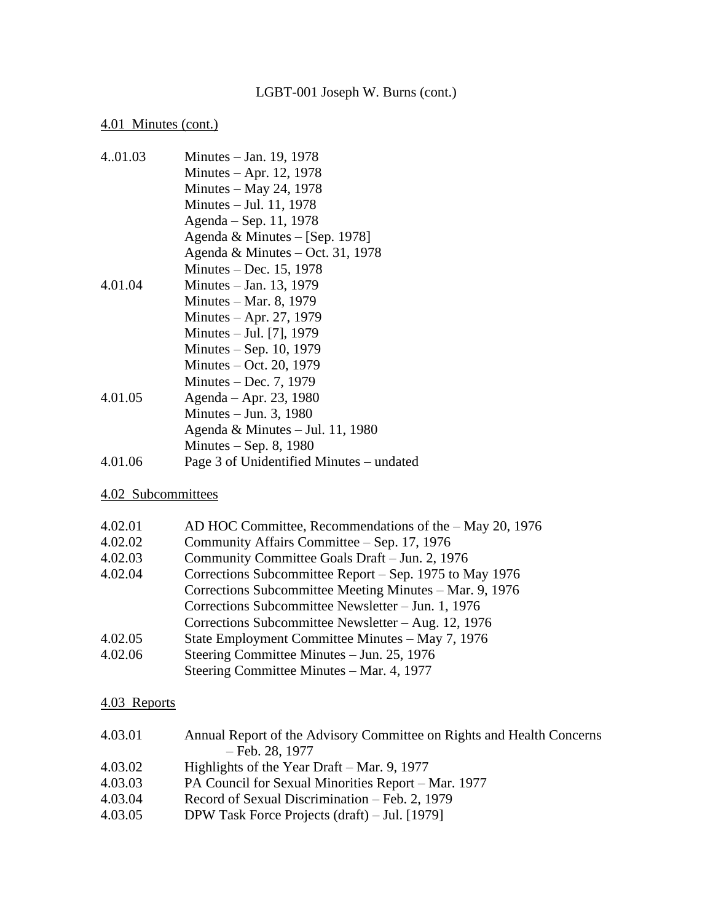## 4.01 Minutes (cont.)

| | |
|---|---|
| 4..01.03 | Minutes – Jan. 19, 1978 |
| | Minutes – Apr. 12, 1978 |
| | Minutes – May 24, 1978 |
| | Minutes – Jul. 11, 1978 |
| | Agenda – Sep. 11, 1978 |
| | Agenda & Minutes – [Sep. 1978] |
| | Agenda & Minutes – Oct. 31, 1978 |
| | Minutes – Dec. 15, 1978 |
| 4.01.04 | Minutes – Jan. 13, 1979 |
| | Minutes – Mar. 8, 1979 |
| | Minutes – Apr. 27, 1979 |
| | Minutes – Jul. [7], 1979 |
| | Minutes – Sep. 10, 1979 |
| | Minutes – Oct. 20, 1979 |
| | Minutes – Dec. 7, 1979 |
| 4.01.05 | Agenda – Apr. 23, 1980 |
| | Minutes – Jun. 3, 1980 |
| | Agenda & Minutes – Jul. 11, 1980 |
| | Minutes – Sep. 8, 1980 |
| 4.01.06 | Page 3 of Unidentified Minutes – undated |

## 4.02 Subcommittees

| | |
|---|---|
| 4.02.01 | AD HOC Committee, Recommendations of the – May 20, 1976 |
| 4.02.02 | Community Affairs Committee – Sep. 17, 1976 |
| 4.02.03 | Community Committee Goals Draft – Jun. 2, 1976 |
| 4.02.04 | Corrections Subcommittee Report – Sep. 1975 to May 1976 |
| | Corrections Subcommittee Meeting Minutes – Mar. 9, 1976 |
| | Corrections Subcommittee Newsletter – Jun. 1, 1976 |
| | Corrections Subcommittee Newsletter – Aug. 12, 1976 |
| 4.02.05 | State Employment Committee Minutes – May 7, 1976 |
| 4.02.06 | Steering Committee Minutes – Jun. 25, 1976 |
| | Steering Committee Minutes – Mar. 4, 1977 |

## 4.03 Reports

| | |
|---|---|
| 4.03.01 | Annual Report of the Advisory Committee on Rights and Health Concerns – Feb. 28, 1977 |
| 4.03.02 | Highlights of the Year Draft – Mar. 9, 1977 |
| 4.03.03 | PA Council for Sexual Minorities Report – Mar. 1977 |
| 4.03.04 | Record of Sexual Discrimination – Feb. 2, 1979 |
| 4.03.05 | DPW Task Force Projects (draft) – Jul. [1979] |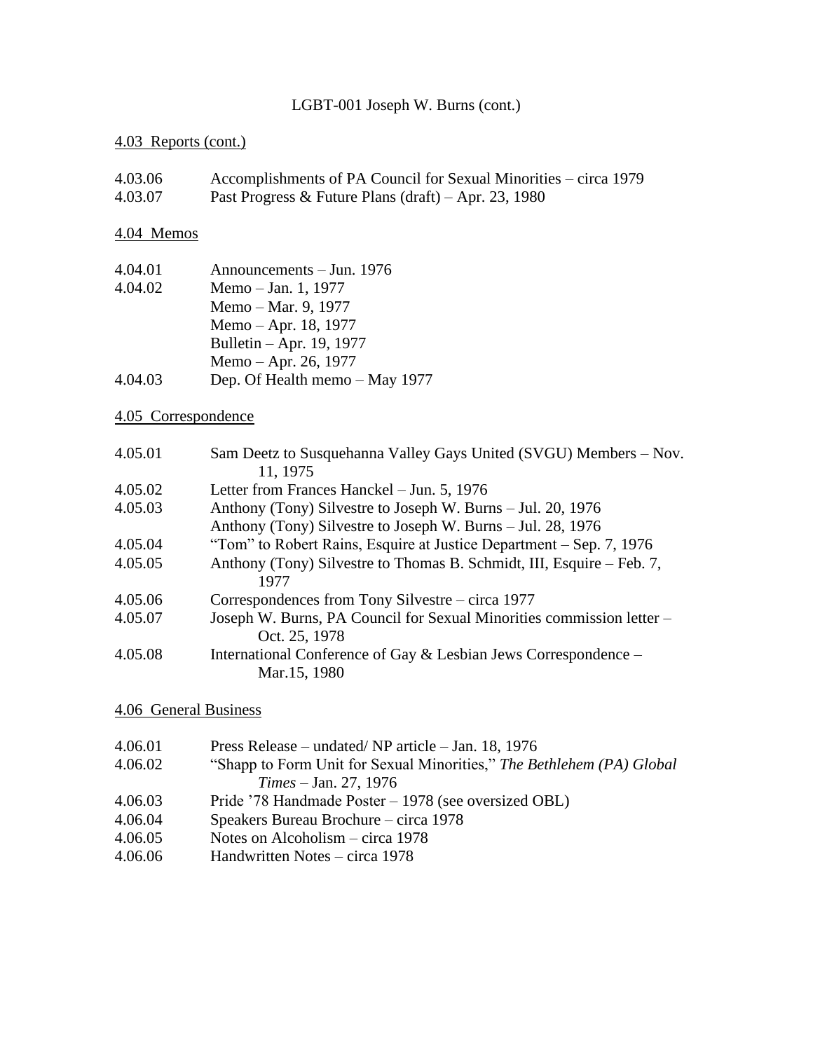LGBT-001 Joseph W. Burns (cont.)

4.03 Reports (cont.)

| | |
|---|---|
| 4.03.06 | Accomplishments of PA Council for Sexual Minorities – circa 1979 |
| 4.03.07 | Past Progress & Future Plans (draft) – Apr. 23, 1980 |

4.04 Memos

| | |
|---|---|
| 4.04.01 | Announcements – Jun. 1976 |
| 4.04.02 | Memo – Jan. 1, 1977 |
| | Memo – Mar. 9, 1977 |
| | Memo – Apr. 18, 1977 |
| | Bulletin – Apr. 19, 1977 |
| | Memo – Apr. 26, 1977 |
| 4.04.03 | Dep. Of Health memo – May 1977 |

4.05 Correspondence

| | |
|---|---|
| 4.05.01 | Sam Deetz to Susquehanna Valley Gays United (SVGU) Members – Nov. 11, 1975 |
| 4.05.02 | Letter from Frances Hanckel – Jun. 5, 1976 |
| 4.05.03 | Anthony (Tony) Silvestre to Joseph W. Burns – Jul. 20, 1976 |
| | Anthony (Tony) Silvestre to Joseph W. Burns – Jul. 28, 1976 |
| 4.05.04 | "Tom" to Robert Rains, Esquire at Justice Department – Sep. 7, 1976 |
| 4.05.05 | Anthony (Tony) Silvestre to Thomas B. Schmidt, III, Esquire – Feb. 7, 1977 |
| 4.05.06 | Correspondences from Tony Silvestre – circa 1977 |
| 4.05.07 | Joseph W. Burns, PA Council for Sexual Minorities commission letter – Oct. 25, 1978 |
| 4.05.08 | International Conference of Gay & Lesbian Jews Correspondence – Mar.15, 1980 |

4.06 General Business

| | |
|---|---|
| 4.06.01 | Press Release – undated/ NP article – Jan. 18, 1976 |
| 4.06.02 | "Shapp to Form Unit for Sexual Minorities," *The Bethlehem (PA) Global Times* – Jan. 27, 1976 |
| 4.06.03 | Pride '78 Handmade Poster – 1978 (see oversized OBL) |
| 4.06.04 | Speakers Bureau Brochure – circa 1978 |
| 4.06.05 | Notes on Alcoholism – circa 1978 |
| 4.06.06 | Handwritten Notes – circa 1978 |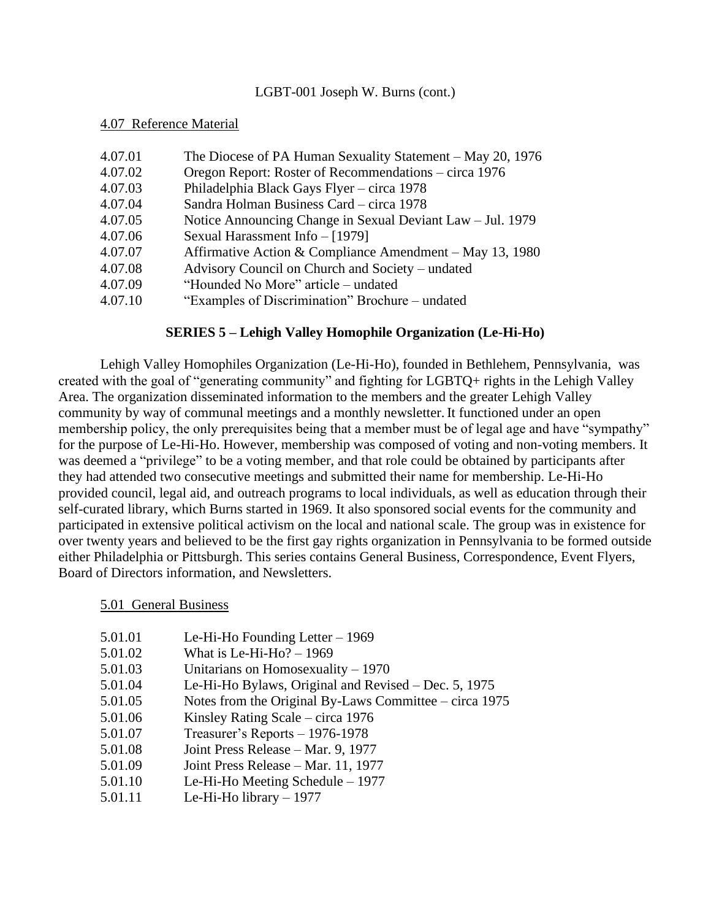## 4.07 Reference Material

| | |
|---|---|
| 4.07.01 | The Diocese of PA Human Sexuality Statement – May 20, 1976 |
| 4.07.02 | Oregon Report: Roster of Recommendations – circa 1976 |
| 4.07.03 | Philadelphia Black Gays Flyer – circa 1978 |
| 4.07.04 | Sandra Holman Business Card – circa 1978 |
| 4.07.05 | Notice Announcing Change in Sexual Deviant Law – Jul. 1979 |
| 4.07.06 | Sexual Harassment Info – [1979] |
| 4.07.07 | Affirmative Action & Compliance Amendment – May 13, 1980 |
| 4.07.08 | Advisory Council on Church and Society – undated |
| 4.07.09 | "Hounded No More" article – undated |
| 4.07.10 | "Examples of Discrimination" Brochure – undated |

# SERIES 5 – Lehigh Valley Homophile Organization (Le-Hi-Ho)

Lehigh Valley Homophiles Organization (Le-Hi-Ho), founded in Bethlehem, Pennsylvania, was created with the goal of "generating community" and fighting for LGBTQ+ rights in the Lehigh Valley Area. The organization disseminated information to the members and the greater Lehigh Valley community by way of communal meetings and a monthly newsletter. It functioned under an open membership policy, the only prerequisites being that a member must be of legal age and have "sympathy" for the purpose of Le-Hi-Ho. However, membership was composed of voting and non-voting members. It was deemed a "privilege" to be a voting member, and that role could be obtained by participants after they had attended two consecutive meetings and submitted their name for membership. Le-Hi-Ho provided council, legal aid, and outreach programs to local individuals, as well as education through their self-curated library, which Burns started in 1969. It also sponsored social events for the community and participated in extensive political activism on the local and national scale. The group was in existence for over twenty years and believed to be the first gay rights organization in Pennsylvania to be formed outside either Philadelphia or Pittsburgh. This series contains General Business, Correspondence, Event Flyers, Board of Directors information, and Newsletters.

## 5.01 General Business

| | |
|---|---|
| 5.01.01 | Le-Hi-Ho Founding Letter – 1969 |
| 5.01.02 | What is Le-Hi-Ho? – 1969 |
| 5.01.03 | Unitarians on Homosexuality – 1970 |
| 5.01.04 | Le-Hi-Ho Bylaws, Original and Revised – Dec. 5, 1975 |
| 5.01.05 | Notes from the Original By-Laws Committee – circa 1975 |
| 5.01.06 | Kinsley Rating Scale – circa 1976 |
| 5.01.07 | Treasurer's Reports – 1976-1978 |
| 5.01.08 | Joint Press Release – Mar. 9, 1977 |
| 5.01.09 | Joint Press Release – Mar. 11, 1977 |
| 5.01.10 | Le-Hi-Ho Meeting Schedule – 1977 |
| 5.01.11 | Le-Hi-Ho library – 1977 |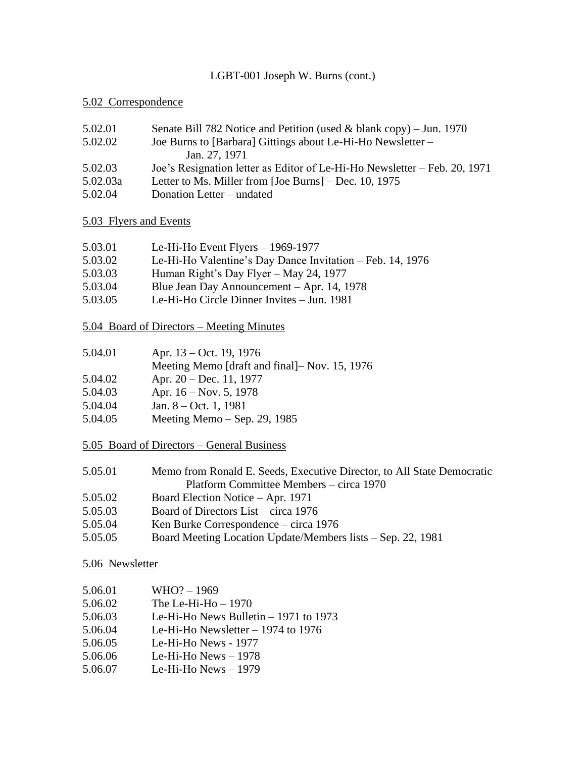LGBT-001 Joseph W. Burns (cont.)

## 5.02 Correspondence

| | |
|---|---|
| 5.02.01 | Senate Bill 782 Notice and Petition (used & blank copy) – Jun. 1970 |
| 5.02.02 | Joe Burns to [Barbara] Gittings about Le-Hi-Ho Newsletter – Jan. 27, 1971 |
| 5.02.03 | Joe's Resignation letter as Editor of Le-Hi-Ho Newsletter – Feb. 20, 1971 |
| 5.02.03a | Letter to Ms. Miller from [Joe Burns] – Dec. 10, 1975 |
| 5.02.04 | Donation Letter – undated |

## 5.03 Flyers and Events

| | |
|---|---|
| 5.03.01 | Le-Hi-Ho Event Flyers – 1969-1977 |
| 5.03.02 | Le-Hi-Ho Valentine's Day Dance Invitation – Feb. 14, 1976 |
| 5.03.03 | Human Right's Day Flyer – May 24, 1977 |
| 5.03.04 | Blue Jean Day Announcement – Apr. 14, 1978 |
| 5.03.05 | Le-Hi-Ho Circle Dinner Invites – Jun. 1981 |

## 5.04 Board of Directors – Meeting Minutes

| | |
|---|---|
| 5.04.01 | Apr. 13 – Oct. 19, 1976<br>Meeting Memo [draft and final]– Nov. 15, 1976 |
| 5.04.02 | Apr. 20 – Dec. 11, 1977 |
| 5.04.03 | Apr. 16 – Nov. 5, 1978 |
| 5.04.04 | Jan. 8 – Oct. 1, 1981 |
| 5.04.05 | Meeting Memo – Sep. 29, 1985 |

## 5.05 Board of Directors – General Business

| | |
|---|---|
| 5.05.01 | Memo from Ronald E. Seeds, Executive Director, to All State Democratic Platform Committee Members – circa 1970 |
| 5.05.02 | Board Election Notice – Apr. 1971 |
| 5.05.03 | Board of Directors List – circa 1976 |
| 5.05.04 | Ken Burke Correspondence – circa 1976 |
| 5.05.05 | Board Meeting Location Update/Members lists – Sep. 22, 1981 |

## 5.06 Newsletter

| | |
|---|---|
| 5.06.01 | WHO? – 1969 |
| 5.06.02 | The Le-Hi-Ho – 1970 |
| 5.06.03 | Le-Hi-Ho News Bulletin – 1971 to 1973 |
| 5.06.04 | Le-Hi-Ho Newsletter – 1974 to 1976 |
| 5.06.05 | Le-Hi-Ho News - 1977 |
| 5.06.06 | Le-Hi-Ho News – 1978 |
| 5.06.07 | Le-Hi-Ho News – 1979 |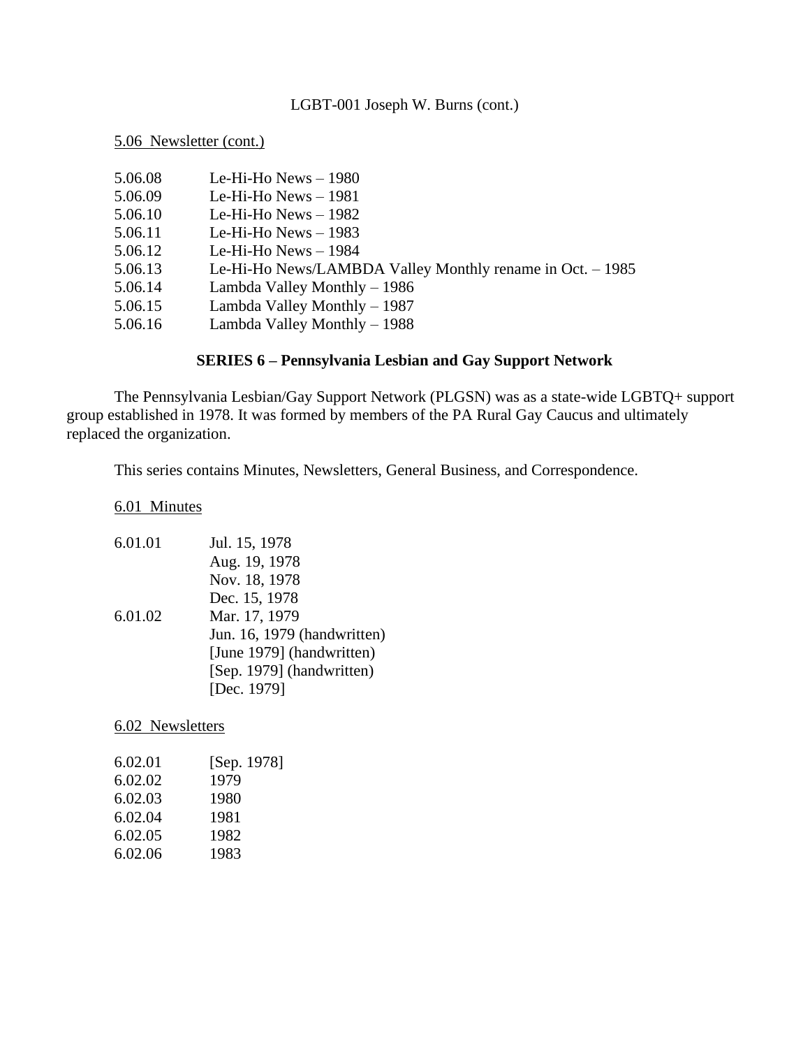5.06 Newsletter (cont.)

| | |
|---|---|
| 5.06.08 | Le-Hi-Ho News – 1980 |
| 5.06.09 | Le-Hi-Ho News – 1981 |
| 5.06.10 | Le-Hi-Ho News – 1982 |
| 5.06.11 | Le-Hi-Ho News – 1983 |
| 5.06.12 | Le-Hi-Ho News – 1984 |
| 5.06.13 | Le-Hi-Ho News/LAMBDA Valley Monthly rename in Oct. – 1985 |
| 5.06.14 | Lambda Valley Monthly – 1986 |
| 5.06.15 | Lambda Valley Monthly – 1987 |
| 5.06.16 | Lambda Valley Monthly – 1988 |

## SERIES 6 – Pennsylvania Lesbian and Gay Support Network

The Pennsylvania Lesbian/Gay Support Network (PLGSN) was as a state-wide LGBTQ+ support group established in 1978. It was formed by members of the PA Rural Gay Caucus and ultimately replaced the organization.

This series contains Minutes, Newsletters, General Business, and Correspondence.

6.01 Minutes

| | |
|---|---|
| 6.01.01 | Jul. 15, 1978 |
| | Aug. 19, 1978 |
| | Nov. 18, 1978 |
| | Dec. 15, 1978 |
| 6.01.02 | Mar. 17, 1979 |
| | Jun. 16, 1979 (handwritten) |
| | [June 1979] (handwritten) |
| | [Sep. 1979] (handwritten) |
| | [Dec. 1979] |

6.02 Newsletters

| | |
|---|---|
| 6.02.01 | [Sep. 1978] |
| 6.02.02 | 1979 |
| 6.02.03 | 1980 |
| 6.02.04 | 1981 |
| 6.02.05 | 1982 |
| 6.02.06 | 1983 |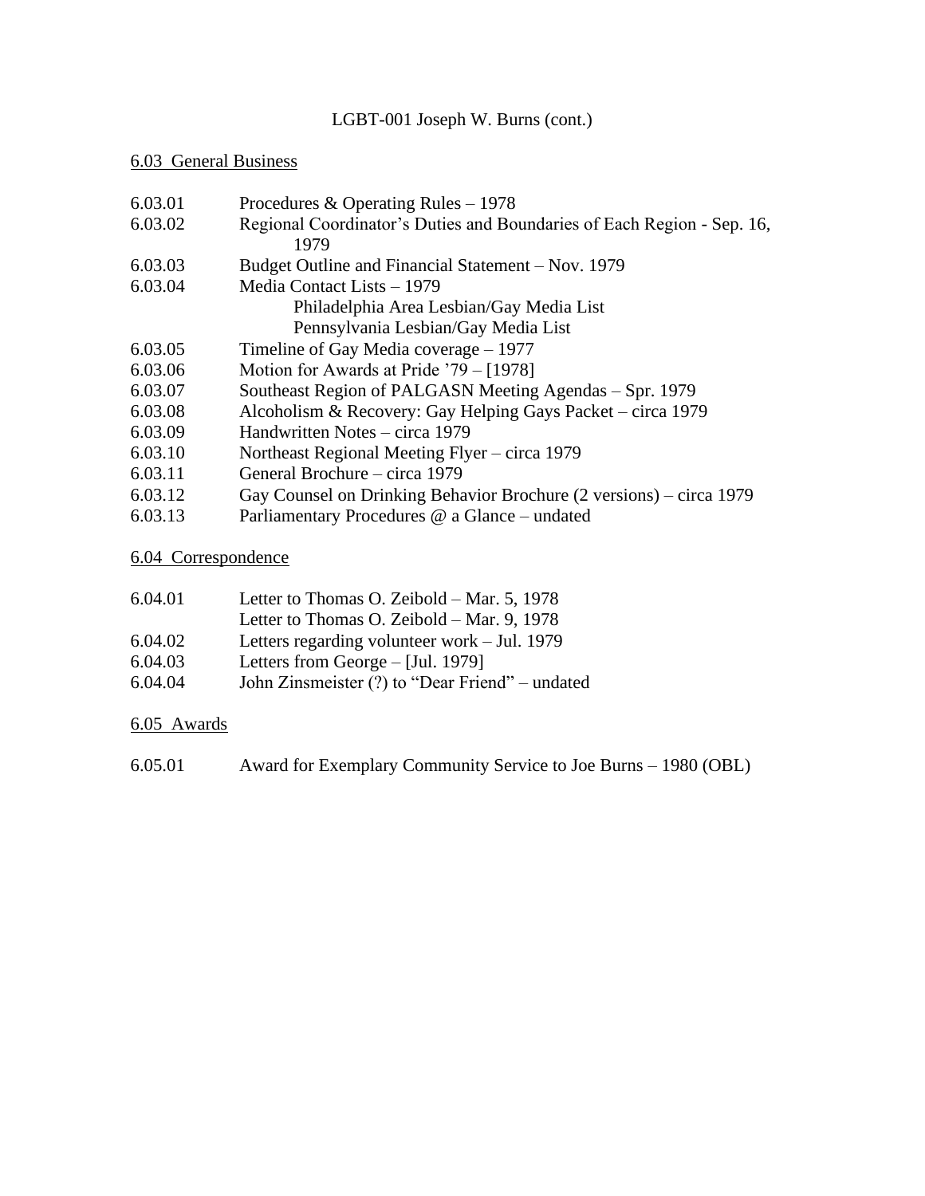LGBT-001 Joseph W. Burns (cont.)

## 6.03 General Business

| | |
|---|---|
| 6.03.01 | Procedures & Operating Rules – 1978 |
| 6.03.02 | Regional Coordinator's Duties and Boundaries of Each Region - Sep. 16, 1979 |
| 6.03.03 | Budget Outline and Financial Statement – Nov. 1979 |
| 6.03.04 | Media Contact Lists – 1979 |
| | Philadelphia Area Lesbian/Gay Media List |
| | Pennsylvania Lesbian/Gay Media List |
| 6.03.05 | Timeline of Gay Media coverage – 1977 |
| 6.03.06 | Motion for Awards at Pride '79 – [1978] |
| 6.03.07 | Southeast Region of PALGASN Meeting Agendas – Spr. 1979 |
| 6.03.08 | Alcoholism & Recovery: Gay Helping Gays Packet – circa 1979 |
| 6.03.09 | Handwritten Notes – circa 1979 |
| 6.03.10 | Northeast Regional Meeting Flyer – circa 1979 |
| 6.03.11 | General Brochure – circa 1979 |
| 6.03.12 | Gay Counsel on Drinking Behavior Brochure (2 versions) – circa 1979 |
| 6.03.13 | Parliamentary Procedures @ a Glance – undated |

## 6.04 Correspondence

| | |
|---|---|
| 6.04.01 | Letter to Thomas O. Zeibold – Mar. 5, 1978 |
| | Letter to Thomas O. Zeibold – Mar. 9, 1978 |
| 6.04.02 | Letters regarding volunteer work – Jul. 1979 |
| 6.04.03 | Letters from George – [Jul. 1979] |
| 6.04.04 | John Zinsmeister (?) to "Dear Friend" – undated |

## 6.05 Awards

| | |
|---|---|
| 6.05.01 | Award for Exemplary Community Service to Joe Burns – 1980 (OBL) |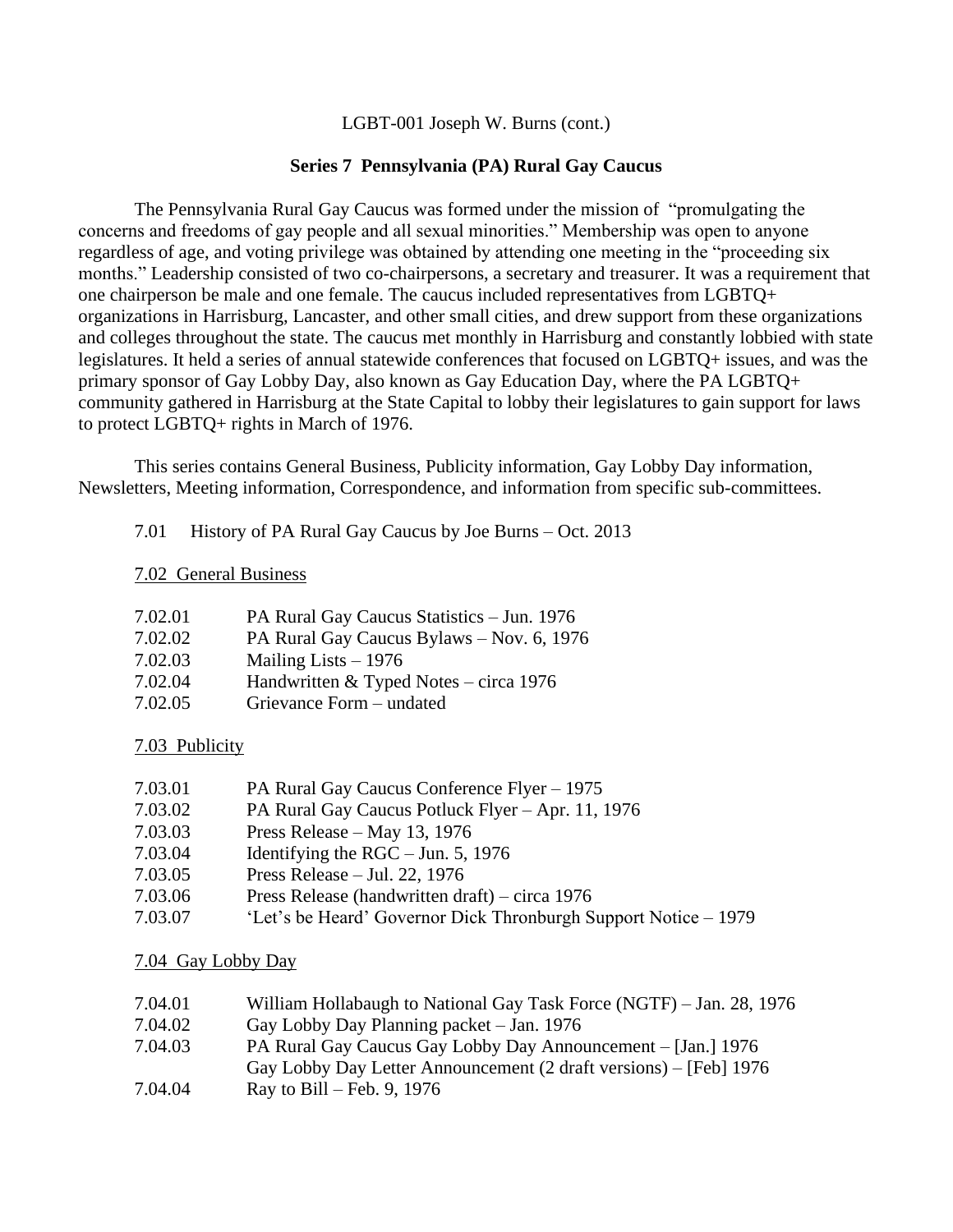LGBT-001 Joseph W. Burns (cont.)

## Series 7 Pennsylvania (PA) Rural Gay Caucus

The Pennsylvania Rural Gay Caucus was formed under the mission of "promulgating the concerns and freedoms of gay people and all sexual minorities." Membership was open to anyone regardless of age, and voting privilege was obtained by attending one meeting in the "proceeding six months." Leadership consisted of two co-chairpersons, a secretary and treasurer. It was a requirement that one chairperson be male and one female. The caucus included representatives from LGBTQ+ organizations in Harrisburg, Lancaster, and other small cities, and drew support from these organizations and colleges throughout the state. The caucus met monthly in Harrisburg and constantly lobbied with state legislatures. It held a series of annual statewide conferences that focused on LGBTQ+ issues, and was the primary sponsor of Gay Lobby Day, also known as Gay Education Day, where the PA LGBTQ+ community gathered in Harrisburg at the State Capital to lobby their legislatures to gain support for laws to protect LGBTQ+ rights in March of 1976.

This series contains General Business, Publicity information, Gay Lobby Day information, Newsletters, Meeting information, Correspondence, and information from specific sub-committees.

7.01 History of PA Rural Gay Caucus by Joe Burns – Oct. 2013

7.02 General Business

- 7.02.01 PA Rural Gay Caucus Statistics – Jun. 1976
- 7.02.02 PA Rural Gay Caucus Bylaws – Nov. 6, 1976
- 7.02.03 Mailing Lists – 1976
- 7.02.04 Handwritten & Typed Notes – circa 1976
- 7.02.05 Grievance Form – undated

7.03 Publicity

- 7.03.01 PA Rural Gay Caucus Conference Flyer – 1975
- 7.03.02 PA Rural Gay Caucus Potluck Flyer – Apr. 11, 1976
- 7.03.03 Press Release – May 13, 1976
- 7.03.04 Identifying the RGC – Jun. 5, 1976
- 7.03.05 Press Release – Jul. 22, 1976
- 7.03.06 Press Release (handwritten draft) – circa 1976
- 7.03.07 'Let's be Heard' Governor Dick Thronburgh Support Notice – 1979

7.04 Gay Lobby Day

- 7.04.01 William Hollabaugh to National Gay Task Force (NGTF) – Jan. 28, 1976
- 7.04.02 Gay Lobby Day Planning packet – Jan. 1976
- 7.04.03 PA Rural Gay Caucus Gay Lobby Day Announcement – [Jan.] 1976
  Gay Lobby Day Letter Announcement (2 draft versions) – [Feb] 1976
- 7.04.04 Ray to Bill – Feb. 9, 1976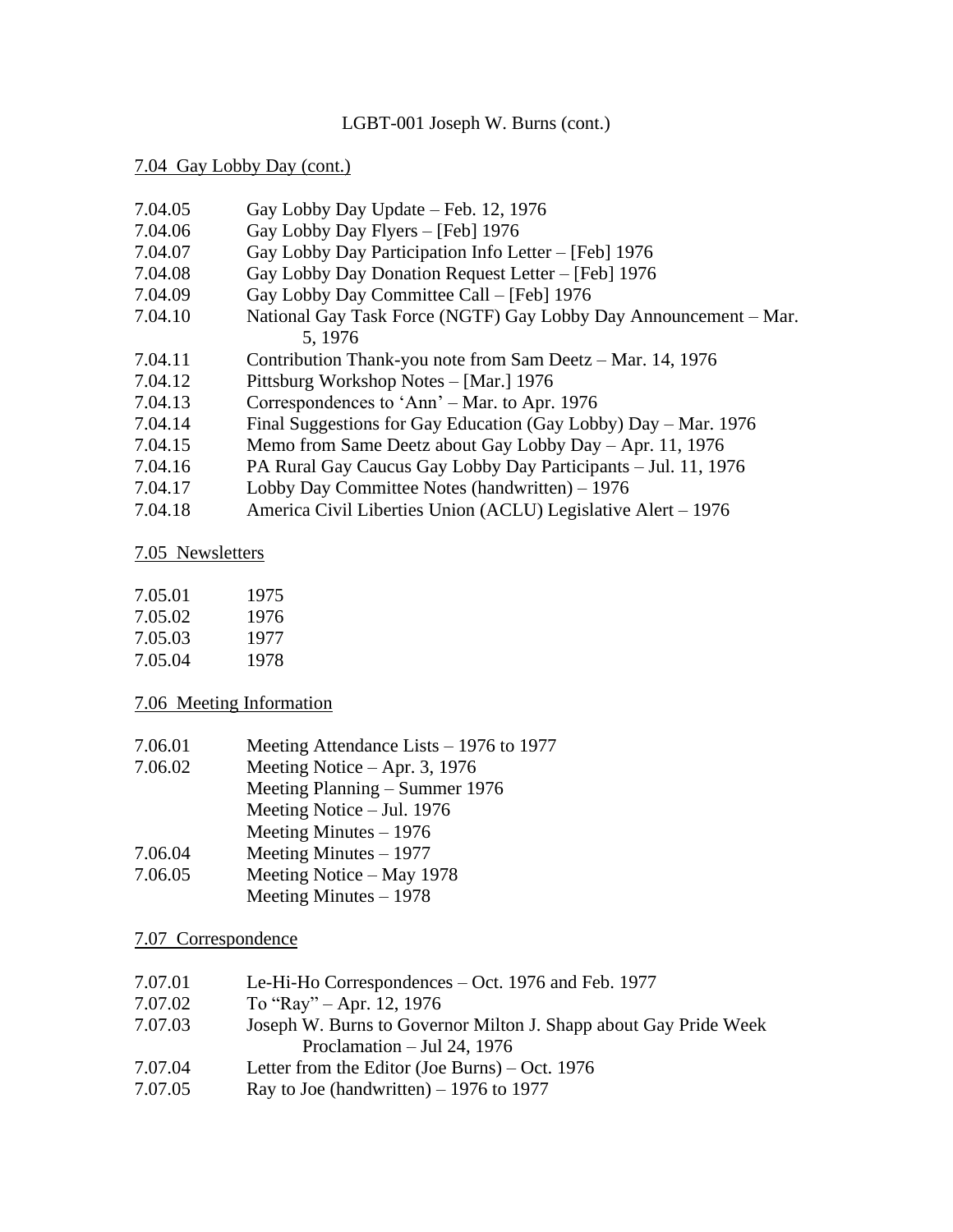LGBT-001 Joseph W. Burns (cont.)

7.04 Gay Lobby Day (cont.)

7.04.05 Gay Lobby Day Update – Feb. 12, 1976
7.04.06 Gay Lobby Day Flyers – [Feb] 1976
7.04.07 Gay Lobby Day Participation Info Letter – [Feb] 1976
7.04.08 Gay Lobby Day Donation Request Letter – [Feb] 1976
7.04.09 Gay Lobby Day Committee Call – [Feb] 1976
7.04.10 National Gay Task Force (NGTF) Gay Lobby Day Announcement – Mar. 5, 1976
7.04.11 Contribution Thank-you note from Sam Deetz – Mar. 14, 1976
7.04.12 Pittsburg Workshop Notes – [Mar.] 1976
7.04.13 Correspondences to 'Ann' – Mar. to Apr. 1976
7.04.14 Final Suggestions for Gay Education (Gay Lobby) Day – Mar. 1976
7.04.15 Memo from Same Deetz about Gay Lobby Day – Apr. 11, 1976
7.04.16 PA Rural Gay Caucus Gay Lobby Day Participants – Jul. 11, 1976
7.04.17 Lobby Day Committee Notes (handwritten) – 1976
7.04.18 America Civil Liberties Union (ACLU) Legislative Alert – 1976

7.05 Newsletters

7.05.01 1975
7.05.02 1976
7.05.03 1977
7.05.04 1978

7.06 Meeting Information

7.06.01 Meeting Attendance Lists – 1976 to 1977
7.06.02 Meeting Notice – Apr. 3, 1976
Meeting Planning – Summer 1976
Meeting Notice – Jul. 1976
Meeting Minutes – 1976
7.06.04 Meeting Minutes – 1977
7.06.05 Meeting Notice – May 1978
Meeting Minutes – 1978

7.07 Correspondence

7.07.01 Le-Hi-Ho Correspondences – Oct. 1976 and Feb. 1977
7.07.02 To "Ray" – Apr. 12, 1976
7.07.03 Joseph W. Burns to Governor Milton J. Shapp about Gay Pride Week Proclamation – Jul 24, 1976
7.07.04 Letter from the Editor (Joe Burns) – Oct. 1976
7.07.05 Ray to Joe (handwritten) – 1976 to 1977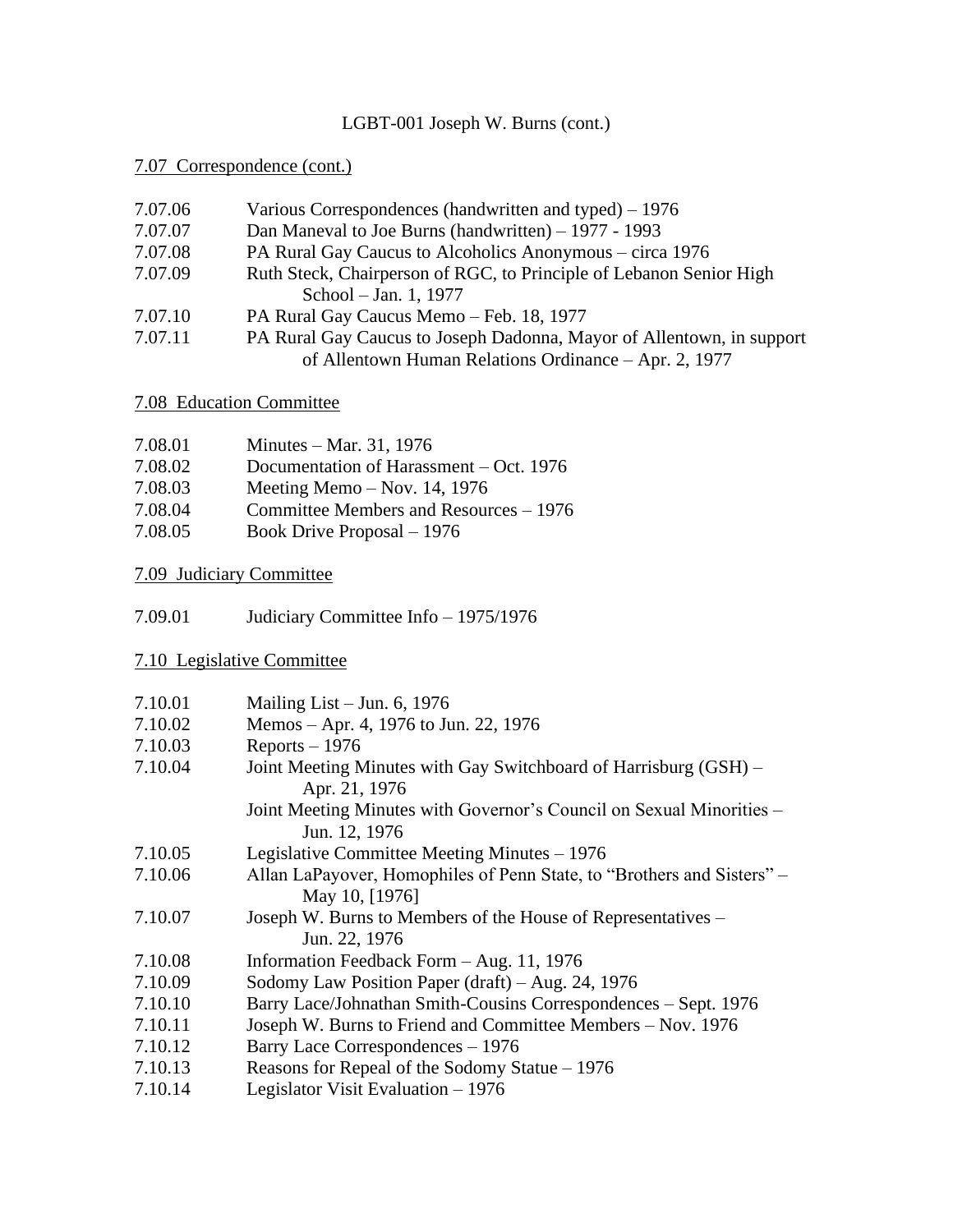LGBT-001 Joseph W. Burns (cont.)

7.07 Correspondence (cont.)

7.07.06 Various Correspondences (handwritten and typed) – 1976
7.07.07 Dan Maneval to Joe Burns (handwritten) – 1977 - 1993
7.07.08 PA Rural Gay Caucus to Alcoholics Anonymous – circa 1976
7.07.09 Ruth Steck, Chairperson of RGC, to Principle of Lebanon Senior High School – Jan. 1, 1977
7.07.10 PA Rural Gay Caucus Memo – Feb. 18, 1977
7.07.11 PA Rural Gay Caucus to Joseph Dadonna, Mayor of Allentown, in support of Allentown Human Relations Ordinance – Apr. 2, 1977

7.08 Education Committee

7.08.01 Minutes – Mar. 31, 1976
7.08.02 Documentation of Harassment – Oct. 1976
7.08.03 Meeting Memo – Nov. 14, 1976
7.08.04 Committee Members and Resources – 1976
7.08.05 Book Drive Proposal – 1976

7.09 Judiciary Committee

7.09.01 Judiciary Committee Info – 1975/1976

7.10 Legislative Committee

7.10.01 Mailing List – Jun. 6, 1976
7.10.02 Memos – Apr. 4, 1976 to Jun. 22, 1976
7.10.03 Reports – 1976
7.10.04 Joint Meeting Minutes with Gay Switchboard of Harrisburg (GSH) – Apr. 21, 1976
Joint Meeting Minutes with Governor's Council on Sexual Minorities – Jun. 12, 1976
7.10.05 Legislative Committee Meeting Minutes – 1976
7.10.06 Allan LaPayover, Homophiles of Penn State, to "Brothers and Sisters" – May 10, [1976]
7.10.07 Joseph W. Burns to Members of the House of Representatives – Jun. 22, 1976
7.10.08 Information Feedback Form – Aug. 11, 1976
7.10.09 Sodomy Law Position Paper (draft) – Aug. 24, 1976
7.10.10 Barry Lace/Johnathan Smith-Cousins Correspondences – Sept. 1976
7.10.11 Joseph W. Burns to Friend and Committee Members – Nov. 1976
7.10.12 Barry Lace Correspondences – 1976
7.10.13 Reasons for Repeal of the Sodomy Statue – 1976
7.10.14 Legislator Visit Evaluation – 1976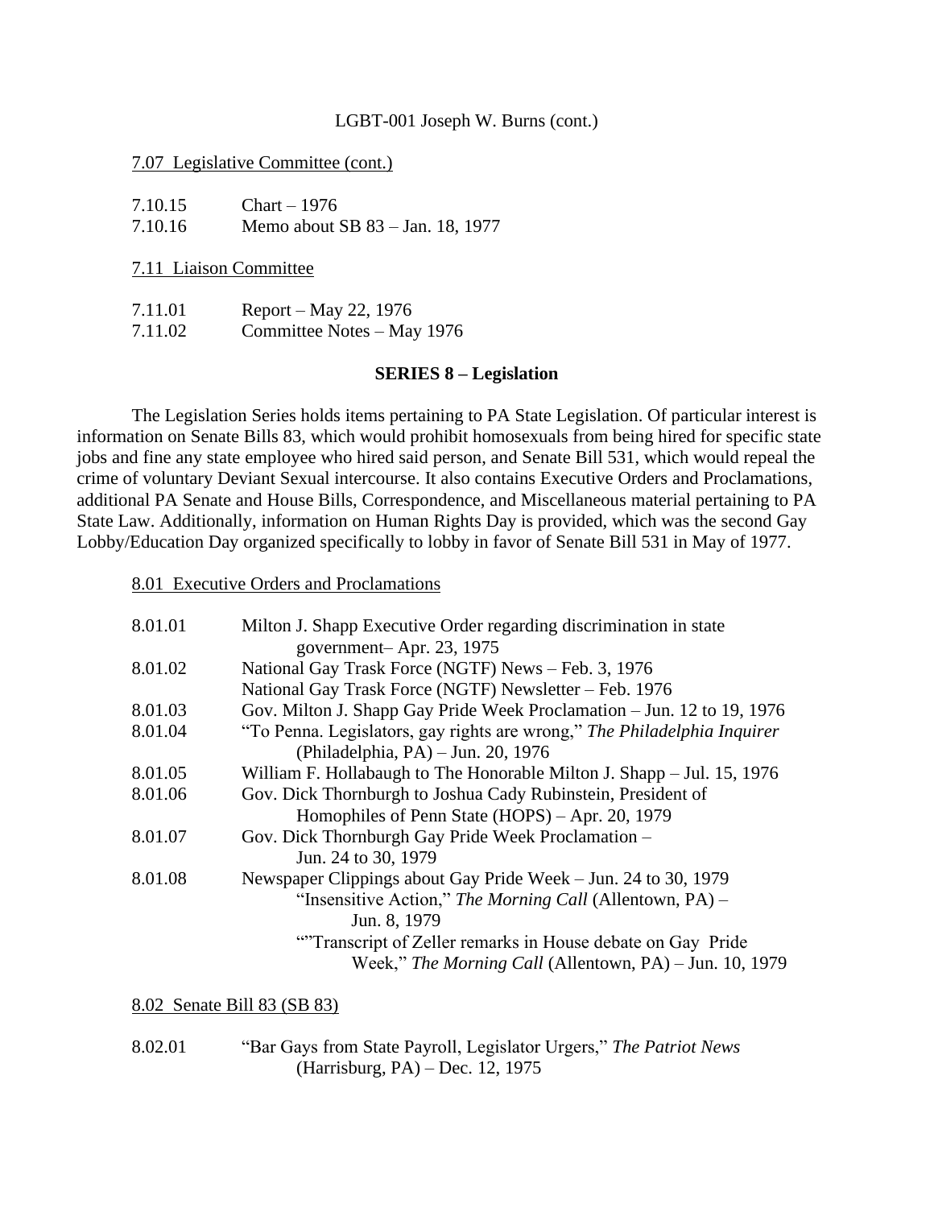LGBT-001 Joseph W. Burns (cont.)

7.07 Legislative Committee (cont.)

| | |
|---|---|
| 7.10.15 | Chart – 1976 |
| 7.10.16 | Memo about SB 83 – Jan. 18, 1977 |

7.11 Liaison Committee

| | |
|---|---|
| 7.11.01 | Report – May 22, 1976 |
| 7.11.02 | Committee Notes – May 1976 |

## SERIES 8 – Legislation

The Legislation Series holds items pertaining to PA State Legislation. Of particular interest is information on Senate Bills 83, which would prohibit homosexuals from being hired for specific state jobs and fine any state employee who hired said person, and Senate Bill 531, which would repeal the crime of voluntary Deviant Sexual intercourse. It also contains Executive Orders and Proclamations, additional PA Senate and House Bills, Correspondence, and Miscellaneous material pertaining to PA State Law. Additionally, information on Human Rights Day is provided, which was the second Gay Lobby/Education Day organized specifically to lobby in favor of Senate Bill 531 in May of 1977.

8.01 Executive Orders and Proclamations

| | |
|---|---|
| 8.01.01 | Milton J. Shapp Executive Order regarding discrimination in state government– Apr. 23, 1975 |
| 8.01.02 | National Gay Trask Force (NGTF) News – Feb. 3, 1976<br>National Gay Trask Force (NGTF) Newsletter – Feb. 1976 |
| 8.01.03 | Gov. Milton J. Shapp Gay Pride Week Proclamation – Jun. 12 to 19, 1976 |
| 8.01.04 | "To Penna. Legislators, gay rights are wrong," *The Philadelphia Inquirer* (Philadelphia, PA) – Jun. 20, 1976 |
| 8.01.05 | William F. Hollabaugh to The Honorable Milton J. Shapp – Jul. 15, 1976 |
| 8.01.06 | Gov. Dick Thornburgh to Joshua Cady Rubinstein, President of Homophiles of Penn State (HOPS) – Apr. 20, 1979 |
| 8.01.07 | Gov. Dick Thornburgh Gay Pride Week Proclamation – Jun. 24 to 30, 1979 |
| 8.01.08 | Newspaper Clippings about Gay Pride Week – Jun. 24 to 30, 1979<br>"Insensitive Action," *The Morning Call* (Allentown, PA) – Jun. 8, 1979<br>""Transcript of Zeller remarks in House debate on Gay Pride Week," *The Morning Call* (Allentown, PA) – Jun. 10, 1979 |

8.02 Senate Bill 83 (SB 83)

| | |
|---|---|
| 8.02.01 | "Bar Gays from State Payroll, Legislator Urgers," *The Patriot News* (Harrisburg, PA) – Dec. 12, 1975 |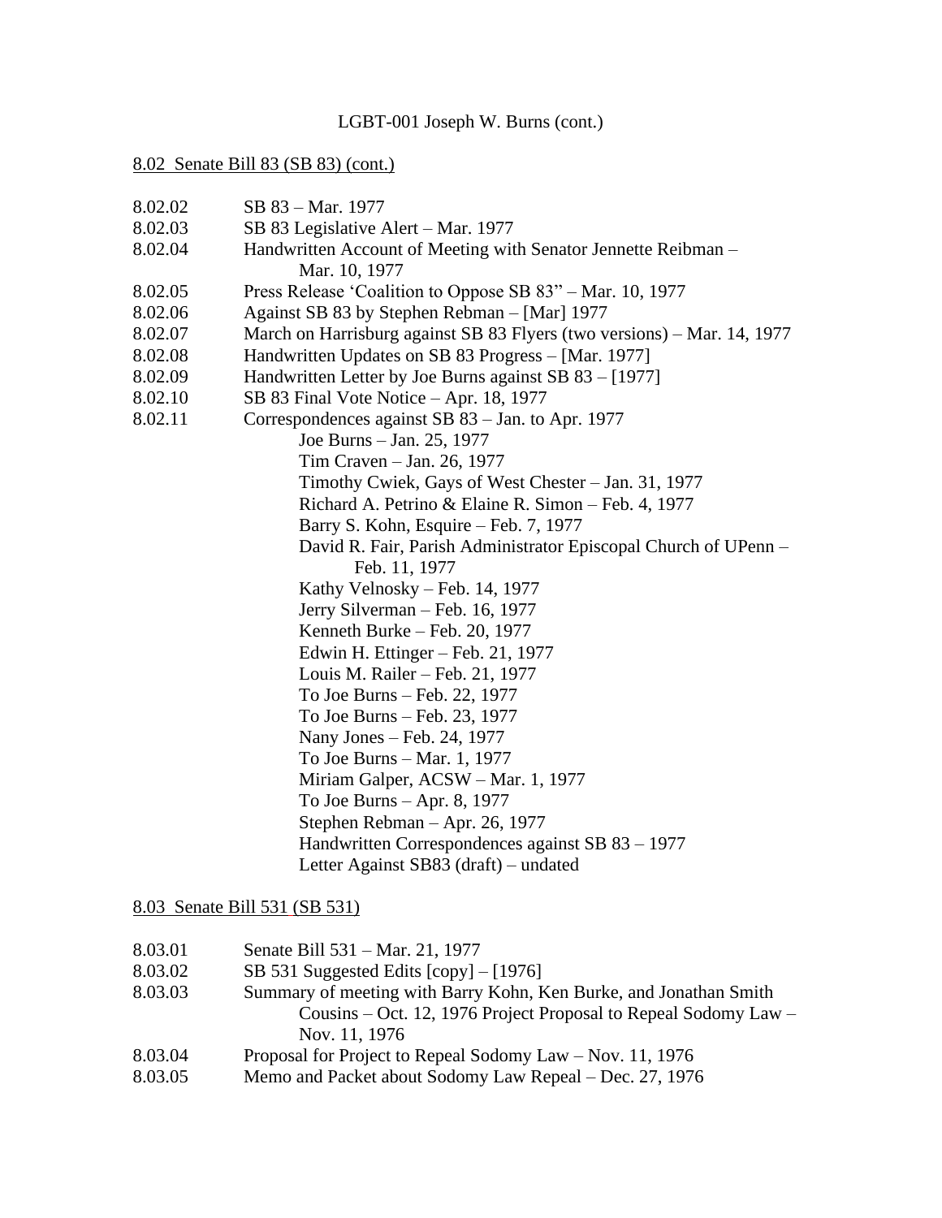LGBT-001 Joseph W. Burns (cont.)

8.02 Senate Bill 83 (SB 83) (cont.)

| | |
|---|---|
| 8.02.02 | SB 83 – Mar. 1977 |
| 8.02.03 | SB 83 Legislative Alert – Mar. 1977 |
| 8.02.04 | Handwritten Account of Meeting with Senator Jennette Reibman – Mar. 10, 1977 |
| 8.02.05 | Press Release 'Coalition to Oppose SB 83" – Mar. 10, 1977 |
| 8.02.06 | Against SB 83 by Stephen Rebman – [Mar] 1977 |
| 8.02.07 | March on Harrisburg against SB 83 Flyers (two versions) – Mar. 14, 1977 |
| 8.02.08 | Handwritten Updates on SB 83 Progress – [Mar. 1977] |
| 8.02.09 | Handwritten Letter by Joe Burns against SB 83 – [1977] |
| 8.02.10 | SB 83 Final Vote Notice – Apr. 18, 1977 |
| 8.02.11 | Correspondences against SB 83 – Jan. to Apr. 1977 |

- Joe Burns – Jan. 25, 1977
- Tim Craven – Jan. 26, 1977
- Timothy Cwiek, Gays of West Chester – Jan. 31, 1977
- Richard A. Petrino & Elaine R. Simon – Feb. 4, 1977
- Barry S. Kohn, Esquire – Feb. 7, 1977
- David R. Fair, Parish Administrator Episcopal Church of UPenn – Feb. 11, 1977
- Kathy Velnosky – Feb. 14, 1977
- Jerry Silverman – Feb. 16, 1977
- Kenneth Burke – Feb. 20, 1977
- Edwin H. Ettinger – Feb. 21, 1977
- Louis M. Railer – Feb. 21, 1977
- To Joe Burns – Feb. 22, 1977
- To Joe Burns – Feb. 23, 1977
- Nany Jones – Feb. 24, 1977
- To Joe Burns – Mar. 1, 1977
- Miriam Galper, ACSW – Mar. 1, 1977
- To Joe Burns – Apr. 8, 1977
- Stephen Rebman – Apr. 26, 1977
- Handwritten Correspondences against SB 83 – 1977
- Letter Against SB83 (draft) – undated

8.03 Senate Bill 531 (SB 531)

| | |
|---|---|
| 8.03.01 | Senate Bill 531 – Mar. 21, 1977 |
| 8.03.02 | SB 531 Suggested Edits [copy] – [1976] |
| 8.03.03 | Summary of meeting with Barry Kohn, Ken Burke, and Jonathan Smith Cousins – Oct. 12, 1976 Project Proposal to Repeal Sodomy Law – Nov. 11, 1976 |
| 8.03.04 | Proposal for Project to Repeal Sodomy Law – Nov. 11, 1976 |
| 8.03.05 | Memo and Packet about Sodomy Law Repeal – Dec. 27, 1976 |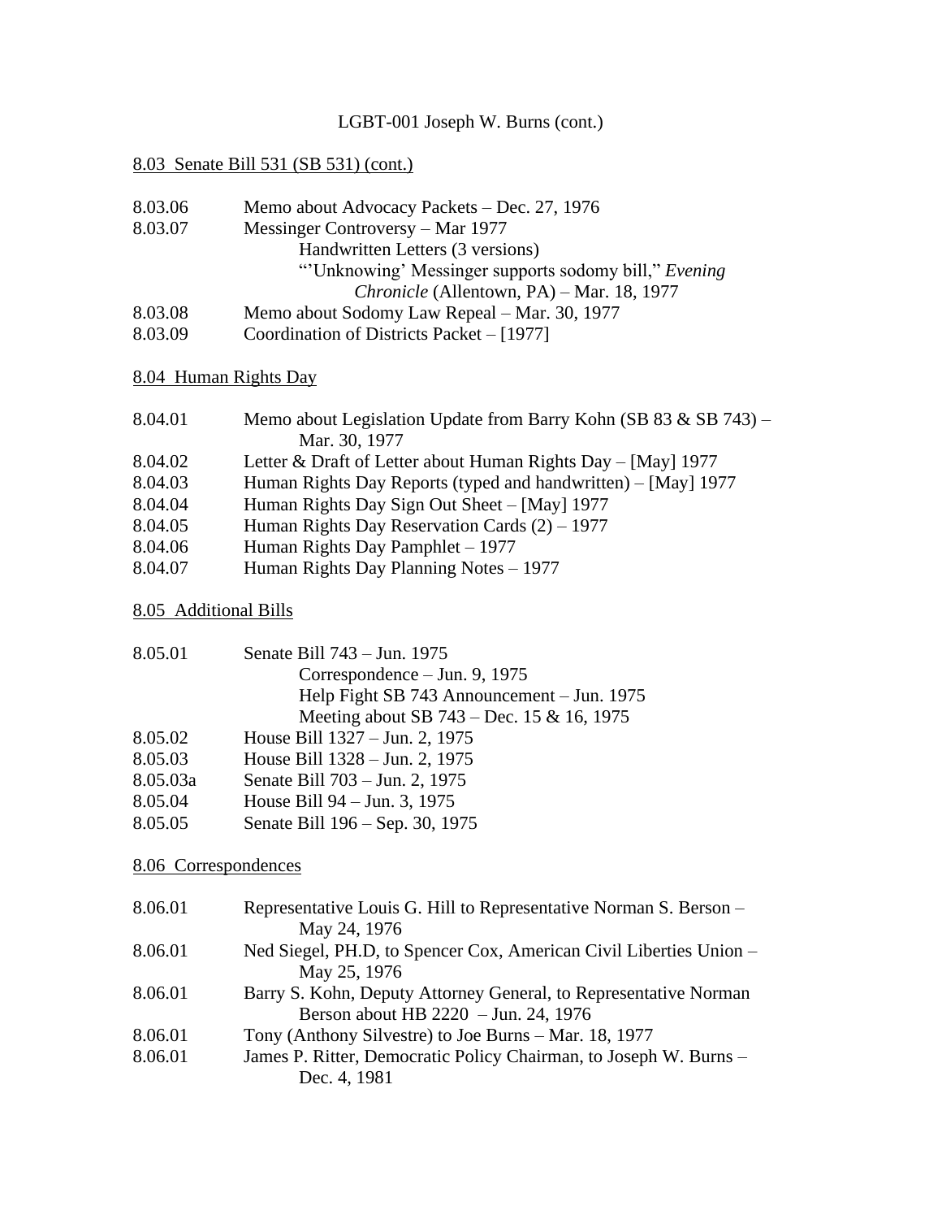LGBT-001 Joseph W. Burns (cont.)

## 8.03 Senate Bill 531 (SB 531) (cont.)

8.03.06 Memo about Advocacy Packets – Dec. 27, 1976

8.03.07 Messinger Controversy – Mar 1977
- Handwritten Letters (3 versions)
- "'Unknowing' Messinger supports sodomy bill," *Evening Chronicle* (Allentown, PA) – Mar. 18, 1977

8.03.08 Memo about Sodomy Law Repeal – Mar. 30, 1977

8.03.09 Coordination of Districts Packet – [1977]

## 8.04 Human Rights Day

8.04.01 Memo about Legislation Update from Barry Kohn (SB 83 & SB 743) – Mar. 30, 1977

8.04.02 Letter & Draft of Letter about Human Rights Day – [May] 1977

8.04.03 Human Rights Day Reports (typed and handwritten) – [May] 1977

8.04.04 Human Rights Day Sign Out Sheet – [May] 1977

8.04.05 Human Rights Day Reservation Cards (2) – 1977

8.04.06 Human Rights Day Pamphlet – 1977

8.04.07 Human Rights Day Planning Notes – 1977

## 8.05 Additional Bills

8.05.01 Senate Bill 743 – Jun. 1975
- Correspondence – Jun. 9, 1975
- Help Fight SB 743 Announcement – Jun. 1975
- Meeting about SB 743 – Dec. 15 & 16, 1975

8.05.02 House Bill 1327 – Jun. 2, 1975

8.05.03 House Bill 1328 – Jun. 2, 1975

8.05.03a Senate Bill 703 – Jun. 2, 1975

8.05.04 House Bill 94 – Jun. 3, 1975

8.05.05 Senate Bill 196 – Sep. 30, 1975

## 8.06 Correspondences

8.06.01 Representative Louis G. Hill to Representative Norman S. Berson – May 24, 1976

8.06.01 Ned Siegel, PH.D, to Spencer Cox, American Civil Liberties Union – May 25, 1976

8.06.01 Barry S. Kohn, Deputy Attorney General, to Representative Norman Berson about HB 2220 – Jun. 24, 1976

8.06.01 Tony (Anthony Silvestre) to Joe Burns – Mar. 18, 1977

8.06.01 James P. Ritter, Democratic Policy Chairman, to Joseph W. Burns – Dec. 4, 1981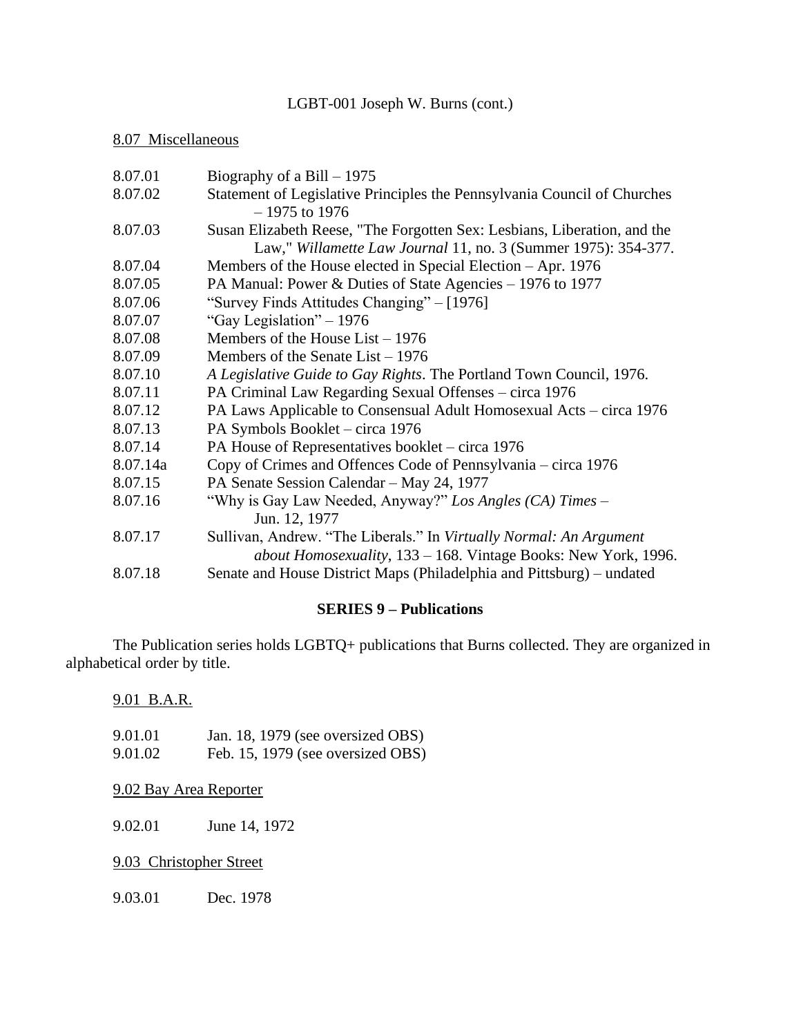LGBT-001 Joseph W. Burns (cont.)

8.07 Miscellaneous

| | |
|---|---|
| 8.07.01 | Biography of a Bill – 1975 |
| 8.07.02 | Statement of Legislative Principles the Pennsylvania Council of Churches – 1975 to 1976 |
| 8.07.03 | Susan Elizabeth Reese, "The Forgotten Sex: Lesbians, Liberation, and the Law," *Willamette Law Journal* 11, no. 3 (Summer 1975): 354-377. |
| 8.07.04 | Members of the House elected in Special Election – Apr. 1976 |
| 8.07.05 | PA Manual: Power & Duties of State Agencies – 1976 to 1977 |
| 8.07.06 | "Survey Finds Attitudes Changing" – [1976] |
| 8.07.07 | "Gay Legislation" – 1976 |
| 8.07.08 | Members of the House List – 1976 |
| 8.07.09 | Members of the Senate List – 1976 |
| 8.07.10 | *A Legislative Guide to Gay Rights*. The Portland Town Council, 1976. |
| 8.07.11 | PA Criminal Law Regarding Sexual Offenses – circa 1976 |
| 8.07.12 | PA Laws Applicable to Consensual Adult Homosexual Acts – circa 1976 |
| 8.07.13 | PA Symbols Booklet – circa 1976 |
| 8.07.14 | PA House of Representatives booklet – circa 1976 |
| 8.07.14a | Copy of Crimes and Offences Code of Pennsylvania – circa 1976 |
| 8.07.15 | PA Senate Session Calendar – May 24, 1977 |
| 8.07.16 | "Why is Gay Law Needed, Anyway?" *Los Angles (CA) Times* – Jun. 12, 1977 |
| 8.07.17 | Sullivan, Andrew. "The Liberals." In *Virtually Normal: An Argument about Homosexuality*, 133 – 168. Vintage Books: New York, 1996. |
| 8.07.18 | Senate and House District Maps (Philadelphia and Pittsburg) – undated |

## SERIES 9 – Publications

The Publication series holds LGBTQ+ publications that Burns collected. They are organized in alphabetical order by title.

9.01 B.A.R.

| | |
|---|---|
| 9.01.01 | Jan. 18, 1979 (see oversized OBS) |
| 9.01.02 | Feb. 15, 1979 (see oversized OBS) |

9.02 Bay Area Reporter

| | |
|---|---|
| 9.02.01 | June 14, 1972 |

9.03 Christopher Street

| | |
|---|---|
| 9.03.01 | Dec. 1978 |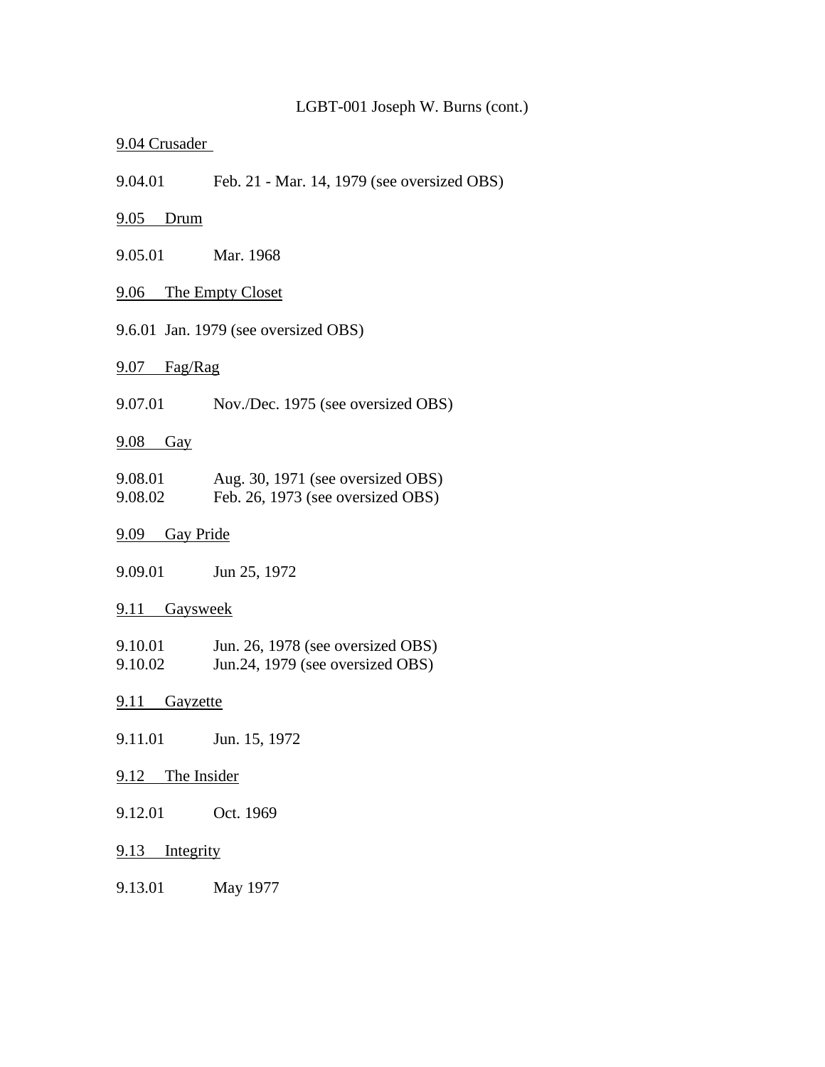LGBT-001 Joseph W. Burns (cont.)

9.04 Crusader

9.04.01 Feb. 21 - Mar. 14, 1979 (see oversized OBS)

9.05 Drum

9.05.01 Mar. 1968

9.06 The Empty Closet

9.6.01 Jan. 1979 (see oversized OBS)

9.07 Fag/Rag

9.07.01 Nov./Dec. 1975 (see oversized OBS)

9.08 Gay

9.08.01 Aug. 30, 1971 (see oversized OBS)
9.08.02 Feb. 26, 1973 (see oversized OBS)

9.09 Gay Pride

9.09.01 Jun 25, 1972

9.11 Gaysweek

9.10.01 Jun. 26, 1978 (see oversized OBS)
9.10.02 Jun.24, 1979 (see oversized OBS)

9.11 Gayzette

9.11.01 Jun. 15, 1972

9.12 The Insider

9.12.01 Oct. 1969

9.13 Integrity

9.13.01 May 1977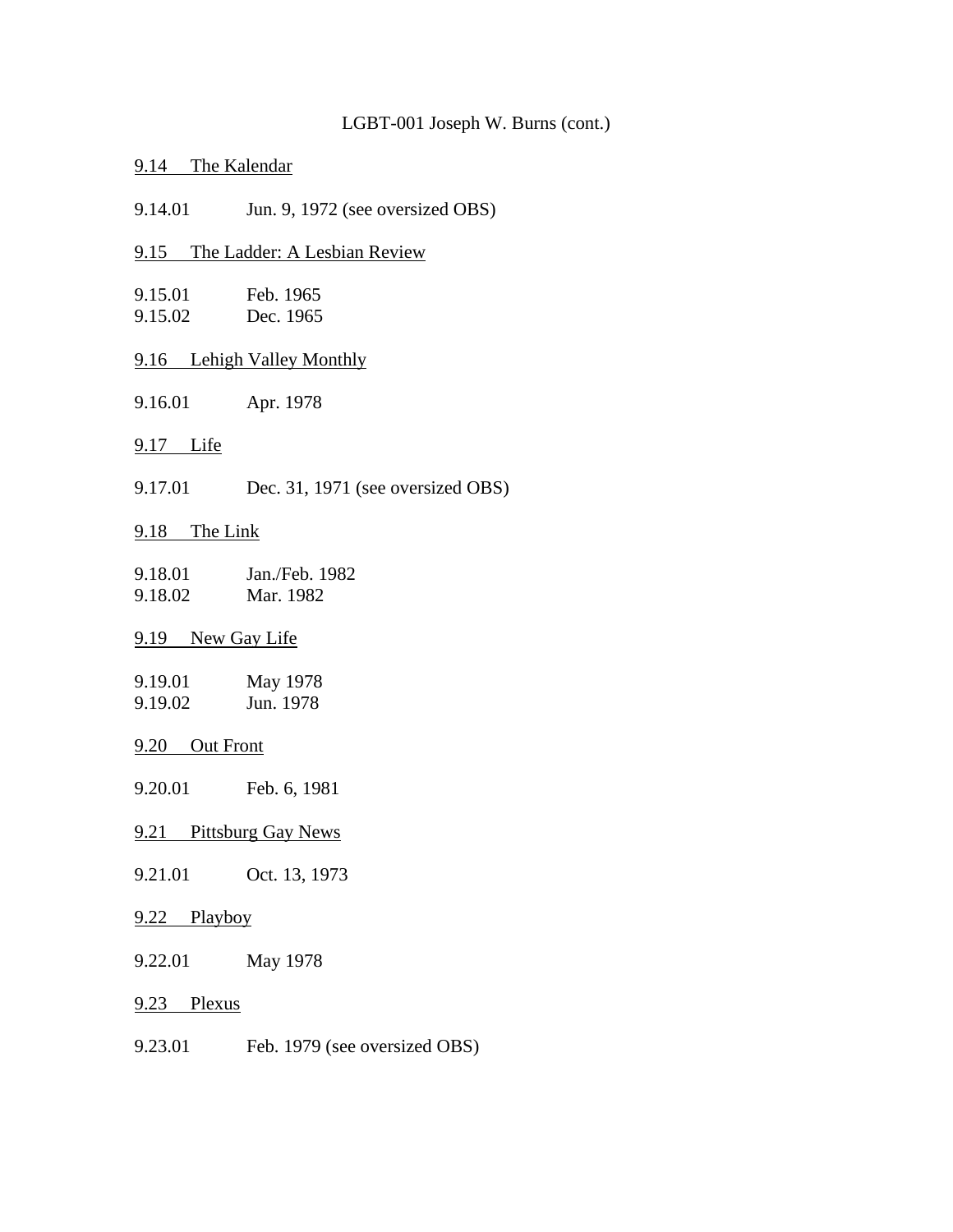LGBT-001 Joseph W. Burns (cont.)

9.14 The Kalendar

9.14.01 Jun. 9, 1972 (see oversized OBS)

9.15 The Ladder: A Lesbian Review

9.15.01 Feb. 1965
9.15.02 Dec. 1965

9.16 Lehigh Valley Monthly

9.16.01 Apr. 1978

9.17 Life

9.17.01 Dec. 31, 1971 (see oversized OBS)

9.18 The Link

9.18.01 Jan./Feb. 1982
9.18.02 Mar. 1982

9.19 New Gay Life

9.19.01 May 1978
9.19.02 Jun. 1978

9.20 Out Front

9.20.01 Feb. 6, 1981

9.21 Pittsburg Gay News

9.21.01 Oct. 13, 1973

9.22 Playboy

9.22.01 May 1978

9.23 Plexus

9.23.01 Feb. 1979 (see oversized OBS)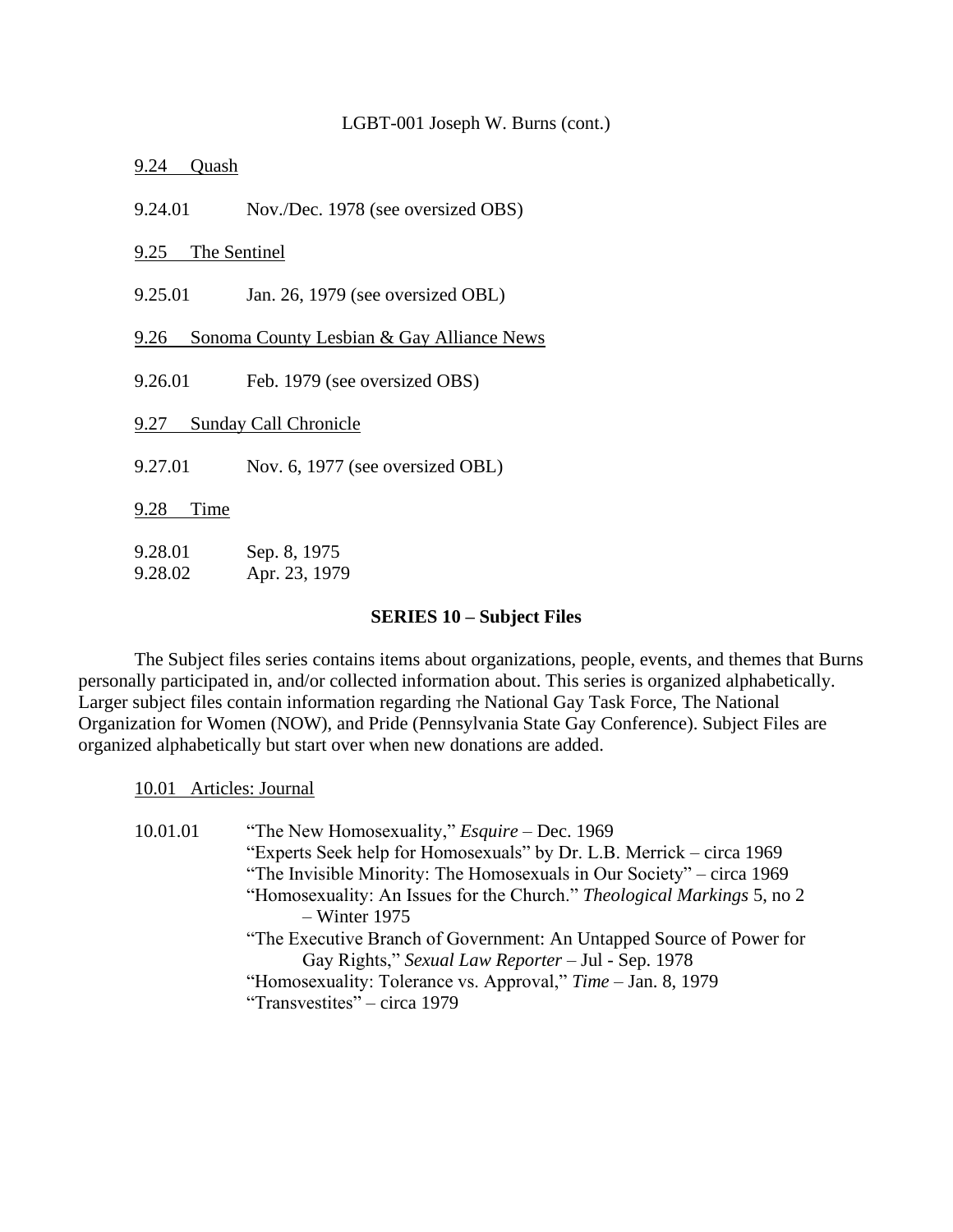<u>9.24 Quash</u>

9.24.01 Nov./Dec. 1978 (see oversized OBS)

<u>9.25 The Sentinel</u>

9.25.01 Jan. 26, 1979 (see oversized OBL)

<u>9.26 Sonoma County Lesbian & Gay Alliance News</u>

9.26.01 Feb. 1979 (see oversized OBS)

<u>9.27 Sunday Call Chronicle</u>

9.27.01 Nov. 6, 1977 (see oversized OBL)

<u>9.28 Time</u>

9.28.01 Sep. 8, 1975
9.28.02 Apr. 23, 1979

## SERIES 10 – Subject Files

The Subject files series contains items about organizations, people, events, and themes that Burns personally participated in, and/or collected information about. This series is organized alphabetically. Larger subject files contain information regarding the National Gay Task Force, The National Organization for Women (NOW), and Pride (Pennsylvania State Gay Conference). Subject Files are organized alphabetically but start over when new donations are added.

<u>10.01 Articles: Journal</u>

10.01.01 "The New Homosexuality," *Esquire* – Dec. 1969
"Experts Seek help for Homosexuals" by Dr. L.B. Merrick – circa 1969
"The Invisible Minority: The Homosexuals in Our Society" – circa 1969
"Homosexuality: An Issues for the Church." *Theological Markings* 5, no 2 – Winter 1975
"The Executive Branch of Government: An Untapped Source of Power for Gay Rights," *Sexual Law Reporter* – Jul - Sep. 1978
"Homosexuality: Tolerance vs. Approval," *Time* – Jan. 8, 1979
"Transvestites" – circa 1979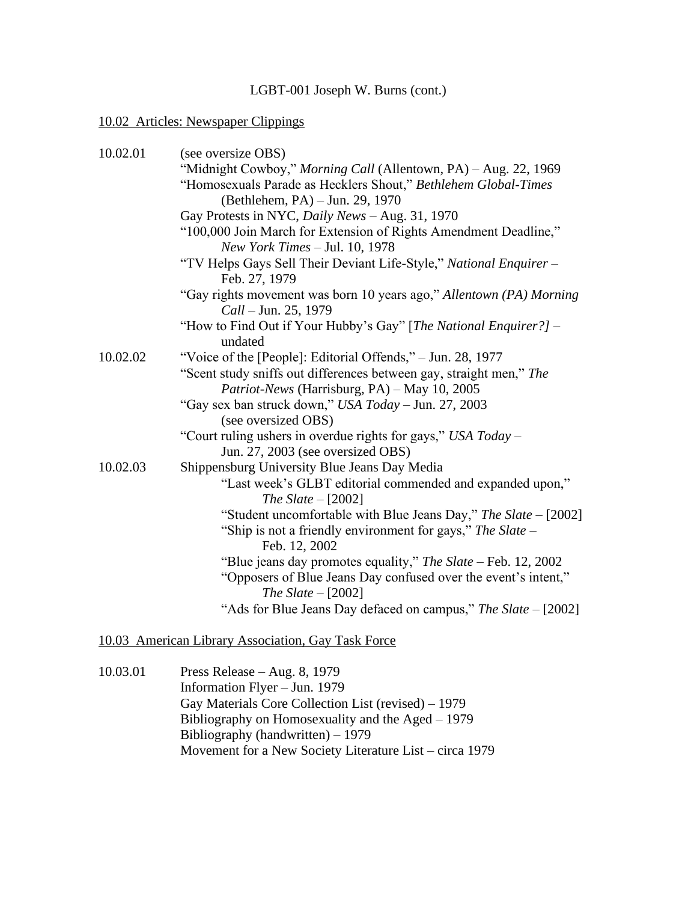LGBT-001 Joseph W. Burns (cont.)

10.02 Articles: Newspaper Clippings

| | |
|---|---|
| 10.02.01 | (see oversize OBS) |
| | "Midnight Cowboy," *Morning Call* (Allentown, PA) – Aug. 22, 1969 |
| | "Homosexuals Parade as Hecklers Shout," *Bethlehem Global-Times* (Bethlehem, PA) – Jun. 29, 1970 |
| | Gay Protests in NYC, *Daily News* – Aug. 31, 1970 |
| | "100,000 Join March for Extension of Rights Amendment Deadline," *New York Times* – Jul. 10, 1978 |
| | "TV Helps Gays Sell Their Deviant Life-Style," *National Enquirer* – Feb. 27, 1979 |
| | "Gay rights movement was born 10 years ago," *Allentown (PA) Morning Call* – Jun. 25, 1979 |
| | "How to Find Out if Your Hubby's Gay" [*The National Enquirer?]* – undated |
| 10.02.02 | "Voice of the [People]: Editorial Offends," – Jun. 28, 1977 |
| | "Scent study sniffs out differences between gay, straight men," *The Patriot-News* (Harrisburg, PA) – May 10, 2005 |
| | "Gay sex ban struck down," *USA Today* – Jun. 27, 2003 (see oversized OBS) |
| | "Court ruling ushers in overdue rights for gays," *USA Today* – Jun. 27, 2003 (see oversized OBS) |
| 10.02.03 | Shippensburg University Blue Jeans Day Media |
| | "Last week's GLBT editorial commended and expanded upon," *The Slate* – [2002] |
| | "Student uncomfortable with Blue Jeans Day," *The Slate* – [2002] |
| | "Ship is not a friendly environment for gays," *The Slate* – Feb. 12, 2002 |
| | "Blue jeans day promotes equality," *The Slate* – Feb. 12, 2002 |
| | "Opposers of Blue Jeans Day confused over the event's intent," *The Slate* – [2002] |
| | "Ads for Blue Jeans Day defaced on campus," *The Slate* – [2002] |

10.03 American Library Association, Gay Task Force

| | |
|---|---|
| 10.03.01 | Press Release – Aug. 8, 1979 |
| | Information Flyer – Jun. 1979 |
| | Gay Materials Core Collection List (revised) – 1979 |
| | Bibliography on Homosexuality and the Aged – 1979 |
| | Bibliography (handwritten) – 1979 |
| | Movement for a New Society Literature List – circa 1979 |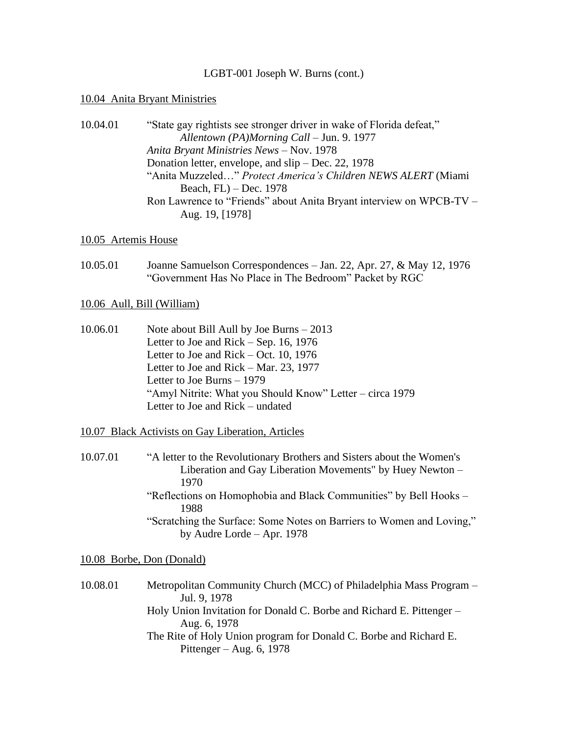LGBT-001 Joseph W. Burns (cont.)

<u>10.04 Anita Bryant Ministries</u>

10.04.01 "State gay rightists see stronger driver in wake of Florida defeat," *Allentown (PA)Morning Call* – Jun. 9. 1977
*Anita Bryant Ministries News* – Nov. 1978
Donation letter, envelope, and slip – Dec. 22, 1978
"Anita Muzzeled…" *Protect America's Children NEWS ALERT* (Miami Beach, FL) – Dec. 1978
Ron Lawrence to "Friends" about Anita Bryant interview on WPCB-TV – Aug. 19, [1978]

<u>10.05 Artemis House</u>

10.05.01 Joanne Samuelson Correspondences – Jan. 22, Apr. 27, & May 12, 1976
"Government Has No Place in The Bedroom" Packet by RGC

<u>10.06 Aull, Bill (William)</u>

10.06.01 Note about Bill Aull by Joe Burns – 2013
Letter to Joe and Rick – Sep. 16, 1976
Letter to Joe and Rick – Oct. 10, 1976
Letter to Joe and Rick – Mar. 23, 1977
Letter to Joe Burns – 1979
"Amyl Nitrite: What you Should Know" Letter – circa 1979
Letter to Joe and Rick – undated

<u>10.07 Black Activists on Gay Liberation, Articles</u>

10.07.01 "A letter to the Revolutionary Brothers and Sisters about the Women's Liberation and Gay Liberation Movements" by Huey Newton – 1970
"Reflections on Homophobia and Black Communities" by Bell Hooks – 1988
"Scratching the Surface: Some Notes on Barriers to Women and Loving," by Audre Lorde – Apr. 1978

<u>10.08 Borbe, Don (Donald)</u>

10.08.01 Metropolitan Community Church (MCC) of Philadelphia Mass Program – Jul. 9, 1978
Holy Union Invitation for Donald C. Borbe and Richard E. Pittenger – Aug. 6, 1978
The Rite of Holy Union program for Donald C. Borbe and Richard E. Pittenger – Aug. 6, 1978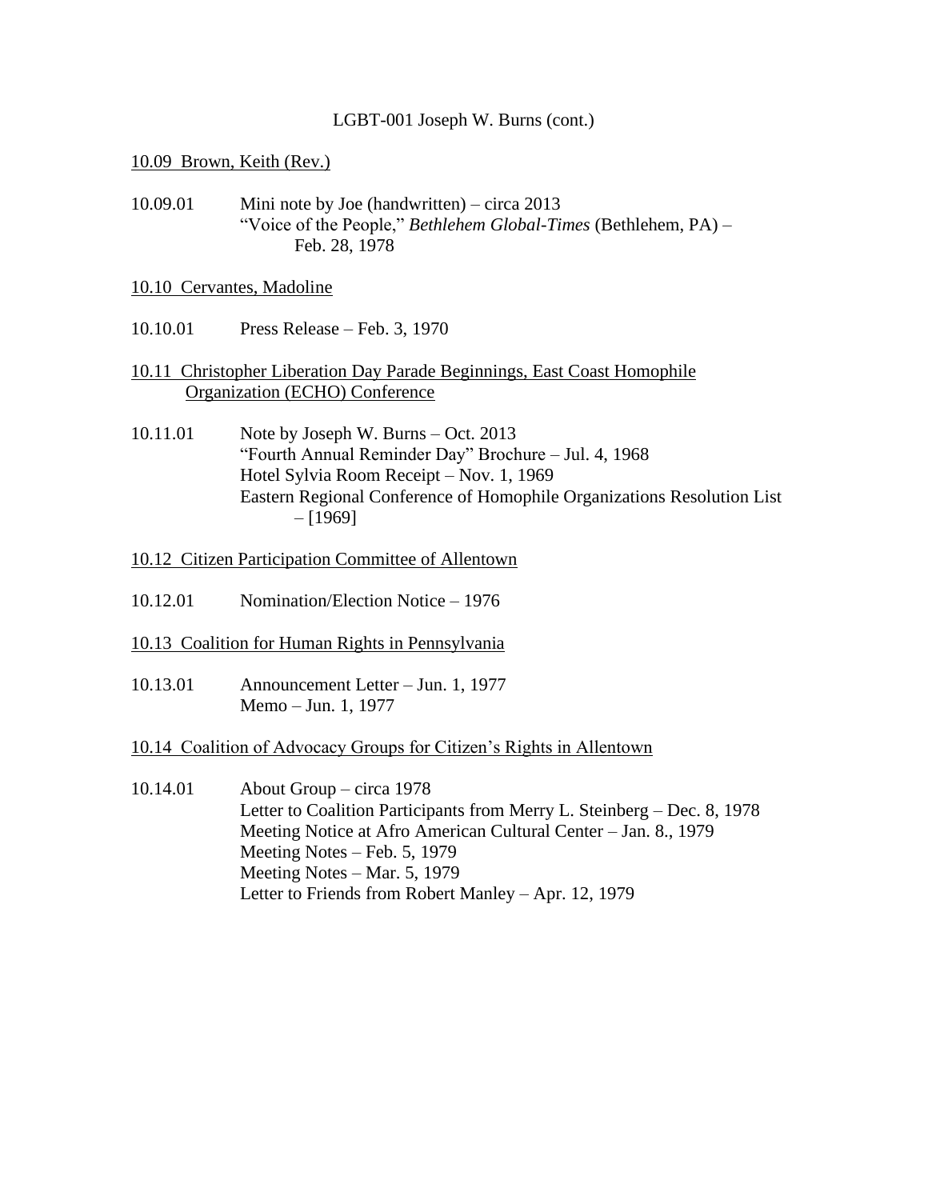LGBT-001 Joseph W. Burns (cont.)

<u>10.09 Brown, Keith (Rev.)</u>

10.09.01 Mini note by Joe (handwritten) – circa 2013
"Voice of the People," *Bethlehem Global-Times* (Bethlehem, PA) – Feb. 28, 1978

<u>10.10 Cervantes, Madoline</u>

10.10.01 Press Release – Feb. 3, 1970

<u>10.11 Christopher Liberation Day Parade Beginnings, East Coast Homophile Organization (ECHO) Conference</u>

10.11.01 Note by Joseph W. Burns – Oct. 2013
"Fourth Annual Reminder Day" Brochure – Jul. 4, 1968
Hotel Sylvia Room Receipt – Nov. 1, 1969
Eastern Regional Conference of Homophile Organizations Resolution List – [1969]

<u>10.12 Citizen Participation Committee of Allentown</u>

10.12.01 Nomination/Election Notice – 1976

<u>10.13 Coalition for Human Rights in Pennsylvania</u>

10.13.01 Announcement Letter – Jun. 1, 1977
Memo – Jun. 1, 1977

<u>10.14 Coalition of Advocacy Groups for Citizen's Rights in Allentown</u>

10.14.01 About Group – circa 1978
Letter to Coalition Participants from Merry L. Steinberg – Dec. 8, 1978
Meeting Notice at Afro American Cultural Center – Jan. 8., 1979
Meeting Notes – Feb. 5, 1979
Meeting Notes – Mar. 5, 1979
Letter to Friends from Robert Manley – Apr. 12, 1979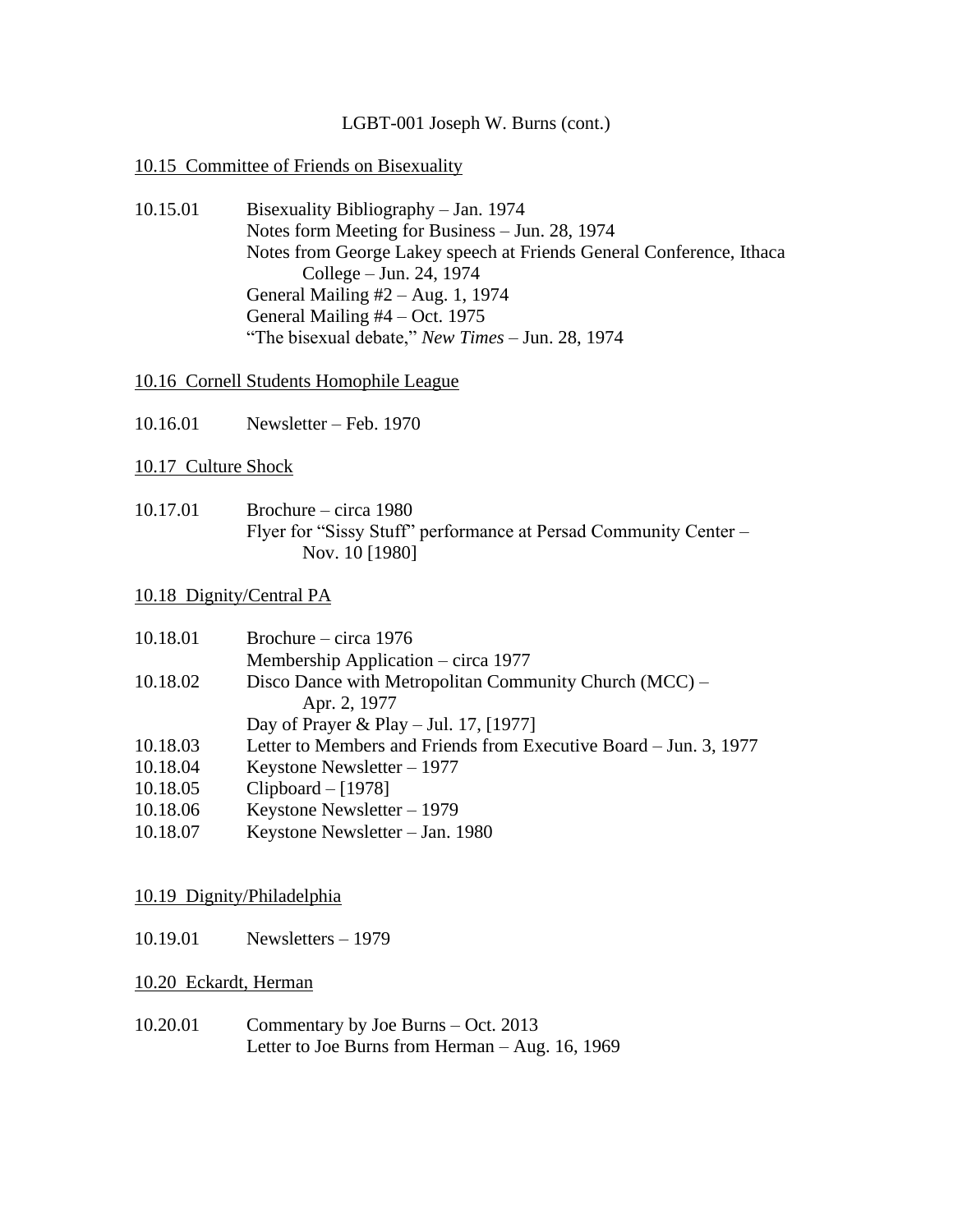LGBT-001 Joseph W. Burns (cont.)

<u>10.15 Committee of Friends on Bisexuality</u>

10.15.01 Bisexuality Bibliography – Jan. 1974
Notes form Meeting for Business – Jun. 28, 1974
Notes from George Lakey speech at Friends General Conference, Ithaca College – Jun. 24, 1974
General Mailing #2 – Aug. 1, 1974
General Mailing #4 – Oct. 1975
"The bisexual debate," *New Times* – Jun. 28, 1974

<u>10.16 Cornell Students Homophile League</u>

10.16.01 Newsletter – Feb. 1970

<u>10.17 Culture Shock</u>

10.17.01 Brochure – circa 1980
Flyer for "Sissy Stuff" performance at Persad Community Center – Nov. 10 [1980]

<u>10.18 Dignity/Central PA</u>

10.18.01 Brochure – circa 1976
Membership Application – circa 1977
10.18.02 Disco Dance with Metropolitan Community Church (MCC) – Apr. 2, 1977
Day of Prayer & Play – Jul. 17, [1977]
10.18.03 Letter to Members and Friends from Executive Board – Jun. 3, 1977
10.18.04 Keystone Newsletter – 1977
10.18.05 Clipboard – [1978]
10.18.06 Keystone Newsletter – 1979
10.18.07 Keystone Newsletter – Jan. 1980

<u>10.19 Dignity/Philadelphia</u>

10.19.01 Newsletters – 1979

<u>10.20 Eckardt, Herman</u>

10.20.01 Commentary by Joe Burns – Oct. 2013
Letter to Joe Burns from Herman – Aug. 16, 1969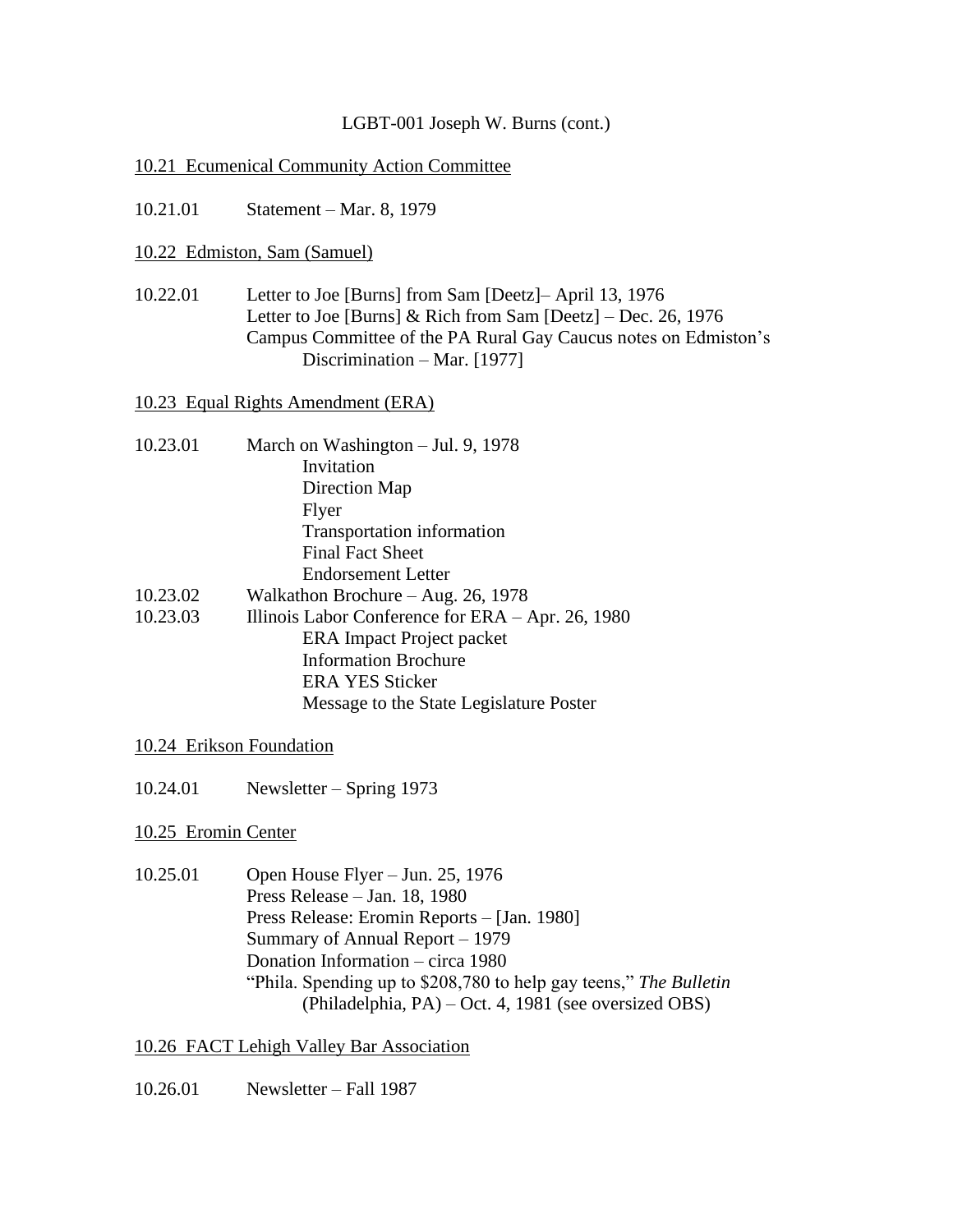LGBT-001 Joseph W. Burns (cont.)

<u>10.21 Ecumenical Community Action Committee</u>

10.21.01 Statement – Mar. 8, 1979

<u>10.22 Edmiston, Sam (Samuel)</u>

10.22.01 Letter to Joe [Burns] from Sam [Deetz]– April 13, 1976
Letter to Joe [Burns] & Rich from Sam [Deetz] – Dec. 26, 1976
Campus Committee of the PA Rural Gay Caucus notes on Edmiston's Discrimination – Mar. [1977]

<u>10.23 Equal Rights Amendment (ERA)</u>

10.23.01 March on Washington – Jul. 9, 1978
- Invitation
- Direction Map
- Flyer
- Transportation information
- Final Fact Sheet
- Endorsement Letter

10.23.02 Walkathon Brochure – Aug. 26, 1978

10.23.03 Illinois Labor Conference for ERA – Apr. 26, 1980
- ERA Impact Project packet
- Information Brochure
- ERA YES Sticker
- Message to the State Legislature Poster

<u>10.24 Erikson Foundation</u>

10.24.01 Newsletter – Spring 1973

<u>10.25 Eromin Center</u>

10.25.01 Open House Flyer – Jun. 25, 1976
Press Release – Jan. 18, 1980
Press Release: Eromin Reports – [Jan. 1980]
Summary of Annual Report – 1979
Donation Information – circa 1980
"Phila. Spending up to $208,780 to help gay teens," *The Bulletin* (Philadelphia, PA) – Oct. 4, 1981 (see oversized OBS)

<u>10.26 FACT Lehigh Valley Bar Association</u>

10.26.01 Newsletter – Fall 1987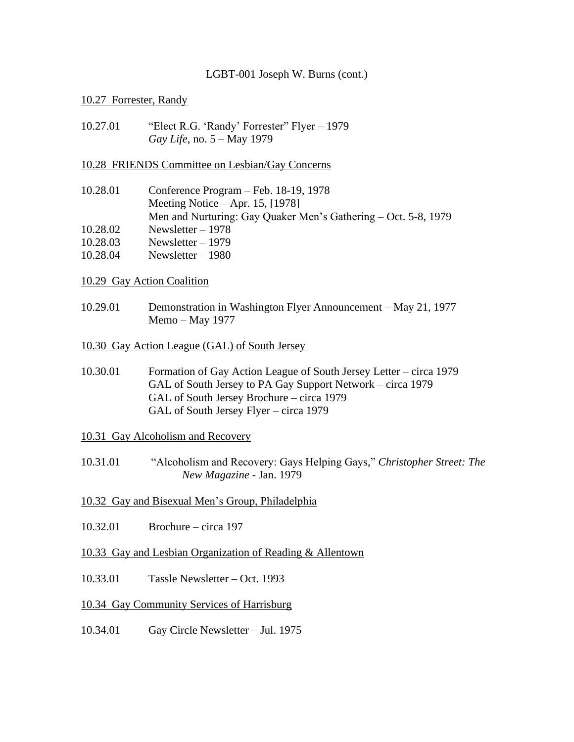LGBT-001 Joseph W. Burns (cont.)

<u>10.27 Forrester, Randy</u>

10.27.01 "Elect R.G. 'Randy' Forrester" Flyer – 1979
*Gay Life*, no. 5 – May 1979

<u>10.28 FRIENDS Committee on Lesbian/Gay Concerns</u>

10.28.01 Conference Program – Feb. 18-19, 1978
Meeting Notice – Apr. 15, [1978]
Men and Nurturing: Gay Quaker Men's Gathering – Oct. 5-8, 1979
10.28.02 Newsletter – 1978
10.28.03 Newsletter – 1979
10.28.04 Newsletter – 1980

<u>10.29 Gay Action Coalition</u>

10.29.01 Demonstration in Washington Flyer Announcement – May 21, 1977
Memo – May 1977

<u>10.30 Gay Action League (GAL) of South Jersey</u>

10.30.01 Formation of Gay Action League of South Jersey Letter – circa 1979
GAL of South Jersey to PA Gay Support Network – circa 1979
GAL of South Jersey Brochure – circa 1979
GAL of South Jersey Flyer – circa 1979

<u>10.31 Gay Alcoholism and Recovery</u>

10.31.01 "Alcoholism and Recovery: Gays Helping Gays," *Christopher Street: The New Magazine* - Jan. 1979

<u>10.32 Gay and Bisexual Men's Group, Philadelphia</u>

10.32.01 Brochure – circa 197

<u>10.33 Gay and Lesbian Organization of Reading & Allentown</u>

10.33.01 Tassle Newsletter – Oct. 1993

<u>10.34 Gay Community Services of Harrisburg</u>

10.34.01 Gay Circle Newsletter – Jul. 1975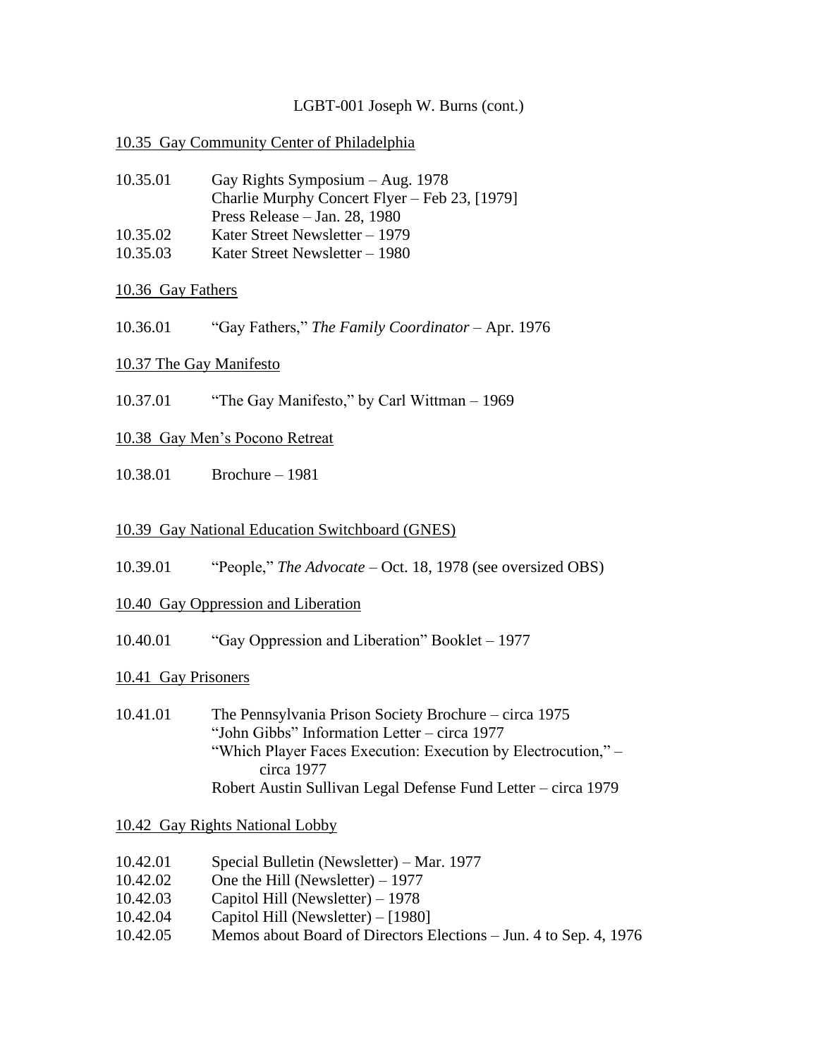LGBT-001 Joseph W. Burns (cont.)

## 10.35 Gay Community Center of Philadelphia

| | |
|---|---|
| 10.35.01 | Gay Rights Symposium – Aug. 1978<br>Charlie Murphy Concert Flyer – Feb 23, [1979]<br>Press Release – Jan. 28, 1980 |
| 10.35.02 | Kater Street Newsletter – 1979 |
| 10.35.03 | Kater Street Newsletter – 1980 |

## 10.36 Gay Fathers

10.36.01 "Gay Fathers," *The Family Coordinator* – Apr. 1976

## 10.37 The Gay Manifesto

10.37.01 "The Gay Manifesto," by Carl Wittman – 1969

## 10.38 Gay Men's Pocono Retreat

10.38.01 Brochure – 1981

## 10.39 Gay National Education Switchboard (GNES)

10.39.01 "People," *The Advocate* – Oct. 18, 1978 (see oversized OBS)

## 10.40 Gay Oppression and Liberation

10.40.01 "Gay Oppression and Liberation" Booklet – 1977

## 10.41 Gay Prisoners

10.41.01 The Pennsylvania Prison Society Brochure – circa 1975
"John Gibbs" Information Letter – circa 1977
"Which Player Faces Execution: Execution by Electrocution," – circa 1977
Robert Austin Sullivan Legal Defense Fund Letter – circa 1979

## 10.42 Gay Rights National Lobby

| | |
|---|---|
| 10.42.01 | Special Bulletin (Newsletter) – Mar. 1977 |
| 10.42.02 | One the Hill (Newsletter) – 1977 |
| 10.42.03 | Capitol Hill (Newsletter) – 1978 |
| 10.42.04 | Capitol Hill (Newsletter) – [1980] |
| 10.42.05 | Memos about Board of Directors Elections – Jun. 4 to Sep. 4, 1976 |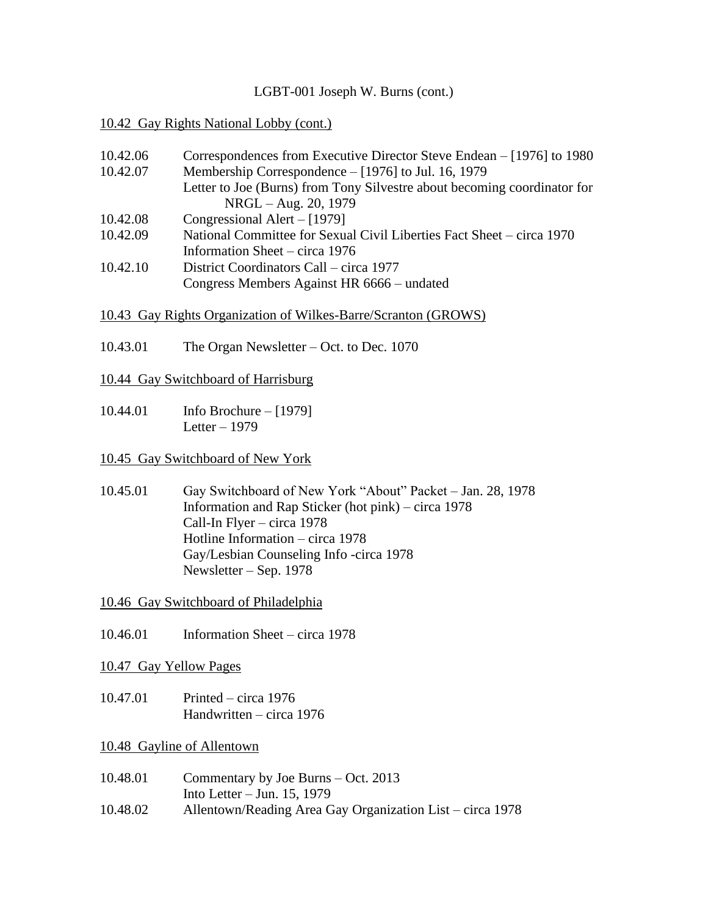LGBT-001 Joseph W. Burns (cont.)

10.42 Gay Rights National Lobby (cont.)

10.42.06 Correspondences from Executive Director Steve Endean – [1976] to 1980
10.42.07 Membership Correspondence – [1976] to Jul. 16, 1979
Letter to Joe (Burns) from Tony Silvestre about becoming coordinator for NRGL – Aug. 20, 1979
10.42.08 Congressional Alert – [1979]
10.42.09 National Committee for Sexual Civil Liberties Fact Sheet – circa 1970
Information Sheet – circa 1976
10.42.10 District Coordinators Call – circa 1977
Congress Members Against HR 6666 – undated

10.43 Gay Rights Organization of Wilkes-Barre/Scranton (GROWS)

10.43.01 The Organ Newsletter – Oct. to Dec. 1070

10.44 Gay Switchboard of Harrisburg

10.44.01 Info Brochure – [1979]
Letter – 1979

10.45 Gay Switchboard of New York

10.45.01 Gay Switchboard of New York "About" Packet – Jan. 28, 1978
Information and Rap Sticker (hot pink) – circa 1978
Call-In Flyer – circa 1978
Hotline Information – circa 1978
Gay/Lesbian Counseling Info -circa 1978
Newsletter – Sep. 1978

10.46 Gay Switchboard of Philadelphia

10.46.01 Information Sheet – circa 1978

10.47 Gay Yellow Pages

10.47.01 Printed – circa 1976
Handwritten – circa 1976

10.48 Gayline of Allentown

10.48.01 Commentary by Joe Burns – Oct. 2013
Into Letter – Jun. 15, 1979
10.48.02 Allentown/Reading Area Gay Organization List – circa 1978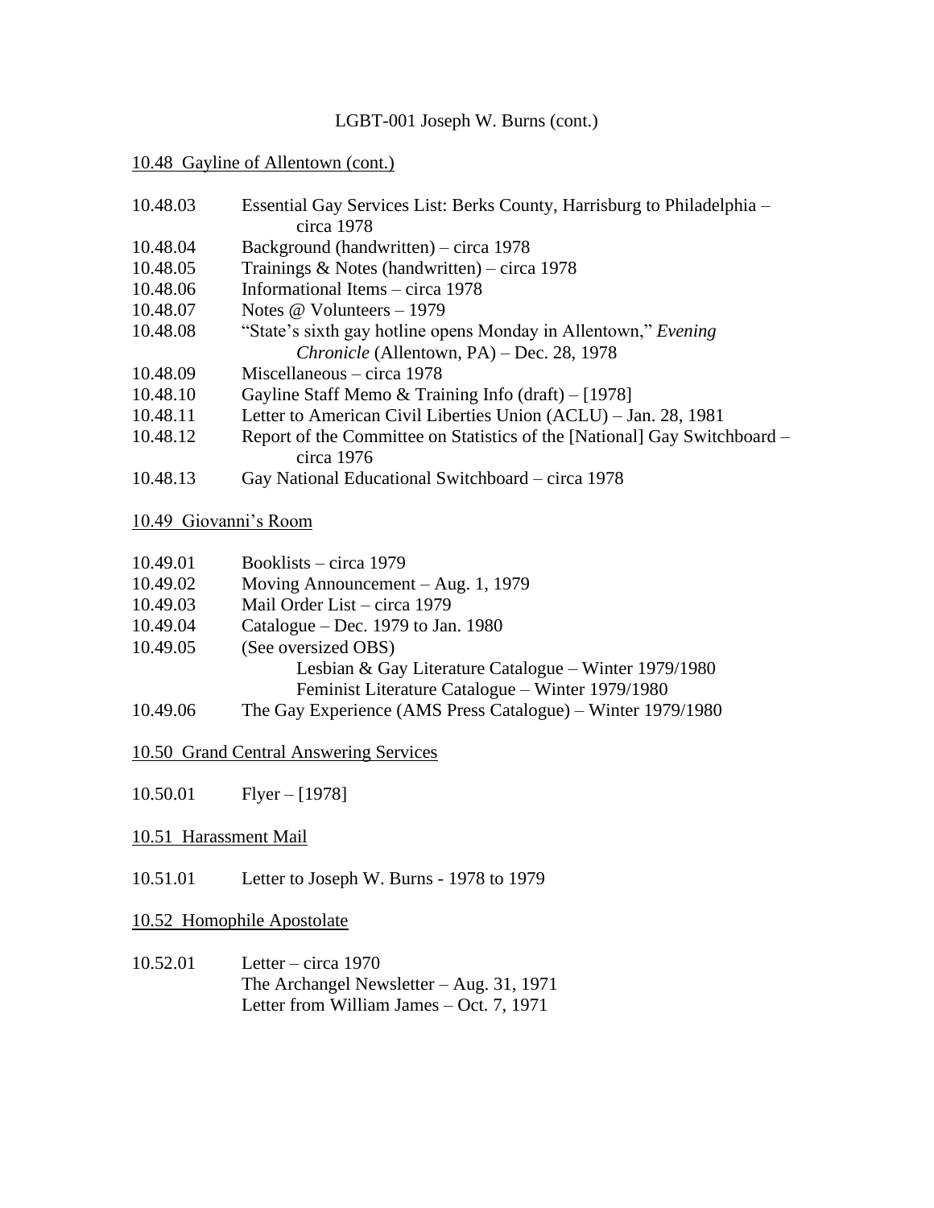LGBT-001 Joseph W. Burns (cont.)

10.48 Gayline of Allentown (cont.)

10.48.03 Essential Gay Services List: Berks County, Harrisburg to Philadelphia – circa 1978
10.48.04 Background (handwritten) – circa 1978
10.48.05 Trainings & Notes (handwritten) – circa 1978
10.48.06 Informational Items – circa 1978
10.48.07 Notes @ Volunteers – 1979
10.48.08 "State's sixth gay hotline opens Monday in Allentown," *Evening Chronicle* (Allentown, PA) – Dec. 28, 1978
10.48.09 Miscellaneous – circa 1978
10.48.10 Gayline Staff Memo & Training Info (draft) – [1978]
10.48.11 Letter to American Civil Liberties Union (ACLU) – Jan. 28, 1981
10.48.12 Report of the Committee on Statistics of the [National] Gay Switchboard – circa 1976
10.48.13 Gay National Educational Switchboard – circa 1978

10.49 Giovanni's Room

10.49.01 Booklists – circa 1979
10.49.02 Moving Announcement – Aug. 1, 1979
10.49.03 Mail Order List – circa 1979
10.49.04 Catalogue – Dec. 1979 to Jan. 1980
10.49.05 (See oversized OBS)
Lesbian & Gay Literature Catalogue – Winter 1979/1980
Feminist Literature Catalogue – Winter 1979/1980
10.49.06 The Gay Experience (AMS Press Catalogue) – Winter 1979/1980

10.50 Grand Central Answering Services

10.50.01 Flyer – [1978]

10.51 Harassment Mail

10.51.01 Letter to Joseph W. Burns - 1978 to 1979

10.52 Homophile Apostolate

10.52.01 Letter – circa 1970
The Archangel Newsletter – Aug. 31, 1971
Letter from William James – Oct. 7, 1971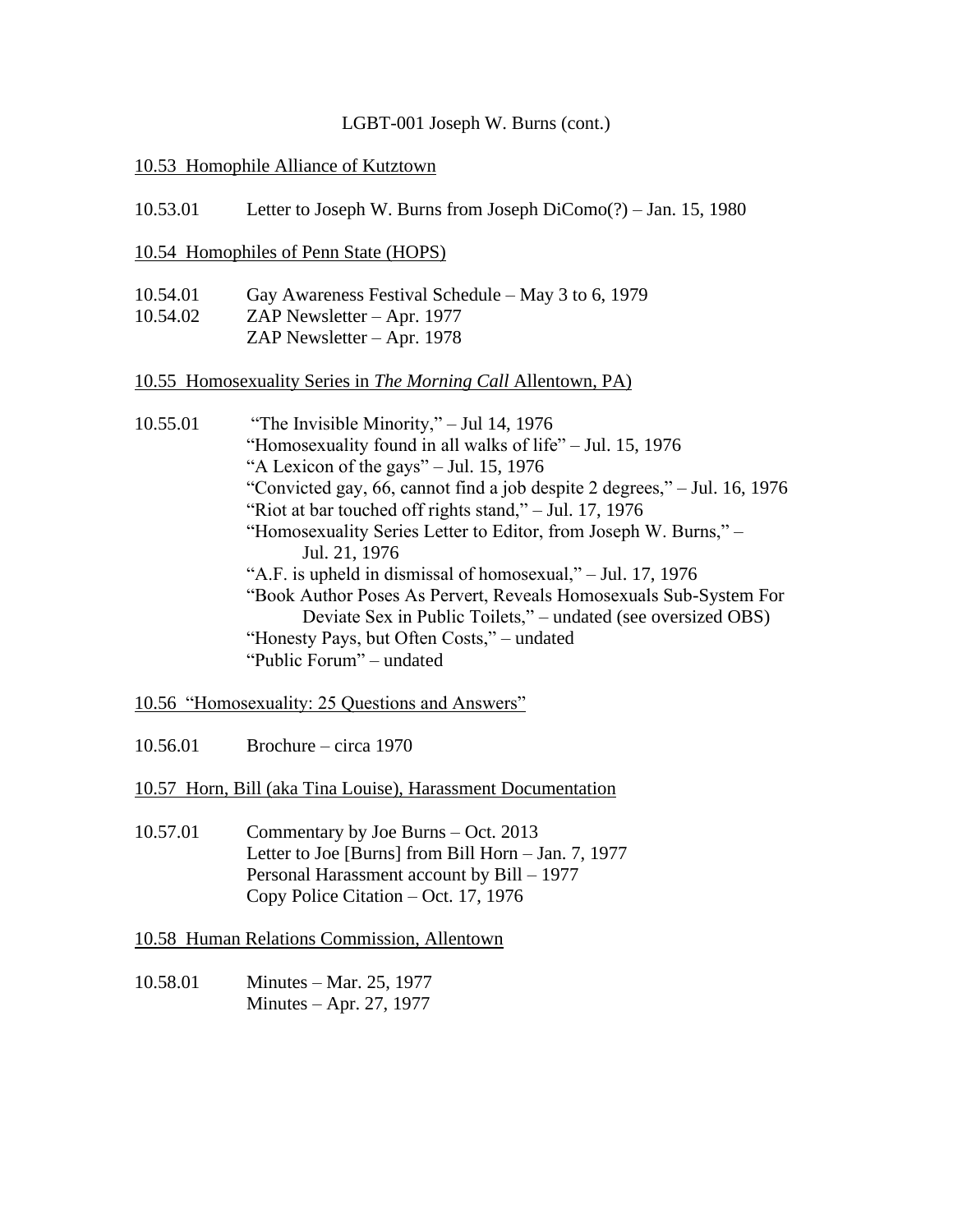LGBT-001 Joseph W. Burns (cont.)

10.53 Homophile Alliance of Kutztown

10.53.01 Letter to Joseph W. Burns from Joseph DiComo(?) – Jan. 15, 1980

10.54 Homophiles of Penn State (HOPS)

10.54.01 Gay Awareness Festival Schedule – May 3 to 6, 1979
10.54.02 ZAP Newsletter – Apr. 1977
ZAP Newsletter – Apr. 1978

10.55 Homosexuality Series in *The Morning Call* Allentown, PA)

10.55.01 "The Invisible Minority," – Jul 14, 1976
"Homosexuality found in all walks of life" – Jul. 15, 1976
"A Lexicon of the gays" – Jul. 15, 1976
"Convicted gay, 66, cannot find a job despite 2 degrees," – Jul. 16, 1976
"Riot at bar touched off rights stand," – Jul. 17, 1976
"Homosexuality Series Letter to Editor, from Joseph W. Burns," – Jul. 21, 1976
"A.F. is upheld in dismissal of homosexual," – Jul. 17, 1976
"Book Author Poses As Pervert, Reveals Homosexuals Sub-System For Deviate Sex in Public Toilets," – undated (see oversized OBS)
"Honesty Pays, but Often Costs," – undated
"Public Forum" – undated

10.56 "Homosexuality: 25 Questions and Answers"

10.56.01 Brochure – circa 1970

10.57 Horn, Bill (aka Tina Louise), Harassment Documentation

10.57.01 Commentary by Joe Burns – Oct. 2013
Letter to Joe [Burns] from Bill Horn – Jan. 7, 1977
Personal Harassment account by Bill – 1977
Copy Police Citation – Oct. 17, 1976

10.58 Human Relations Commission, Allentown

10.58.01 Minutes – Mar. 25, 1977
Minutes – Apr. 27, 1977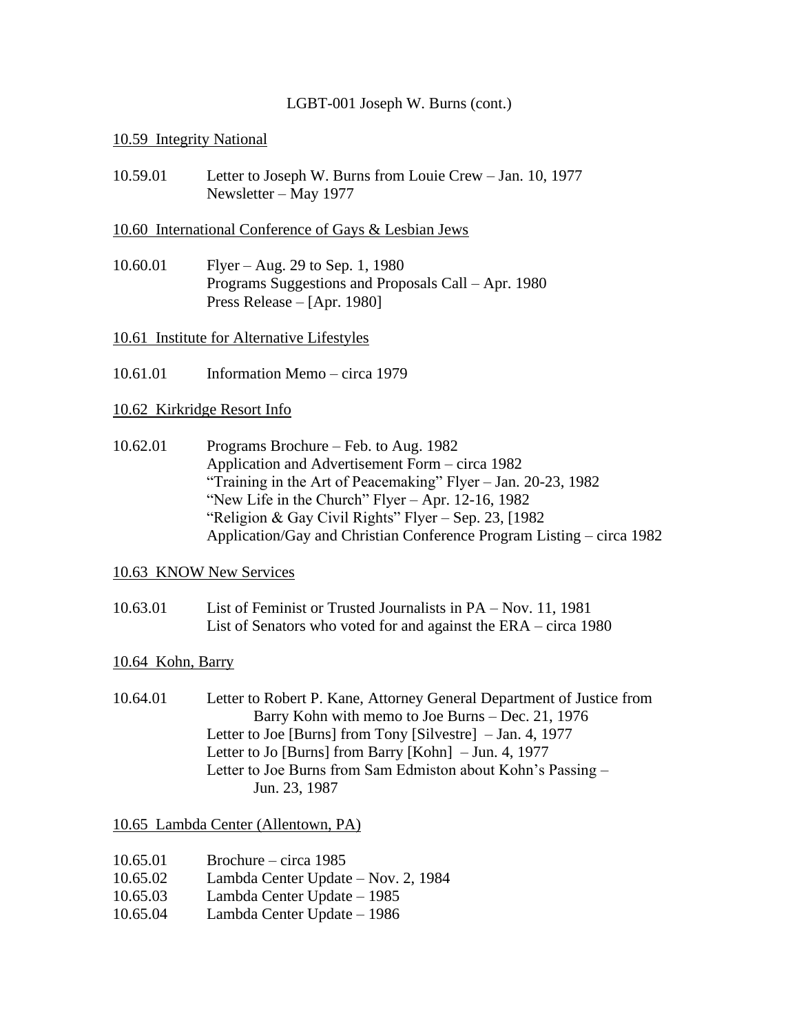LGBT-001 Joseph W. Burns (cont.)

<u>10.59 Integrity National</u>

10.59.01 Letter to Joseph W. Burns from Louie Crew – Jan. 10, 1977
Newsletter – May 1977

<u>10.60 International Conference of Gays & Lesbian Jews</u>

10.60.01 Flyer – Aug. 29 to Sep. 1, 1980
Programs Suggestions and Proposals Call – Apr. 1980
Press Release – [Apr. 1980]

<u>10.61 Institute for Alternative Lifestyles</u>

10.61.01 Information Memo – circa 1979

<u>10.62 Kirkridge Resort Info</u>

10.62.01 Programs Brochure – Feb. to Aug. 1982
Application and Advertisement Form – circa 1982
"Training in the Art of Peacemaking" Flyer – Jan. 20-23, 1982
"New Life in the Church" Flyer – Apr. 12-16, 1982
"Religion & Gay Civil Rights" Flyer – Sep. 23, [1982
Application/Gay and Christian Conference Program Listing – circa 1982

<u>10.63 KNOW New Services</u>

10.63.01 List of Feminist or Trusted Journalists in PA – Nov. 11, 1981
List of Senators who voted for and against the ERA – circa 1980

<u>10.64 Kohn, Barry</u>

10.64.01 Letter to Robert P. Kane, Attorney General Department of Justice from Barry Kohn with memo to Joe Burns – Dec. 21, 1976
Letter to Joe [Burns] from Tony [Silvestre] – Jan. 4, 1977
Letter to Jo [Burns] from Barry [Kohn] – Jun. 4, 1977
Letter to Joe Burns from Sam Edmiston about Kohn's Passing – Jun. 23, 1987

<u>10.65 Lambda Center (Allentown, PA)</u>

10.65.01 Brochure – circa 1985
10.65.02 Lambda Center Update – Nov. 2, 1984
10.65.03 Lambda Center Update – 1985
10.65.04 Lambda Center Update – 1986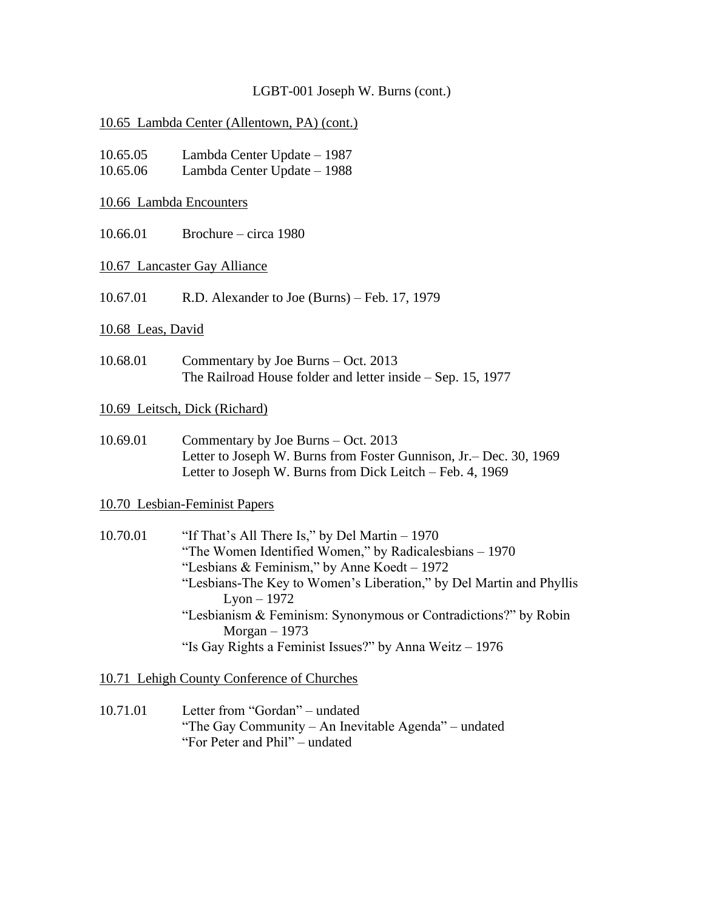LGBT-001 Joseph W. Burns (cont.)

10.65 Lambda Center (Allentown, PA) (cont.)

10.65.05 Lambda Center Update – 1987
10.65.06 Lambda Center Update – 1988

10.66 Lambda Encounters

10.66.01 Brochure – circa 1980

10.67 Lancaster Gay Alliance

10.67.01 R.D. Alexander to Joe (Burns) – Feb. 17, 1979

10.68 Leas, David

10.68.01 Commentary by Joe Burns – Oct. 2013
The Railroad House folder and letter inside – Sep. 15, 1977

10.69 Leitsch, Dick (Richard)

10.69.01 Commentary by Joe Burns – Oct. 2013
Letter to Joseph W. Burns from Foster Gunnison, Jr.– Dec. 30, 1969
Letter to Joseph W. Burns from Dick Leitch – Feb. 4, 1969

10.70 Lesbian-Feminist Papers

10.70.01 "If That's All There Is," by Del Martin – 1970
"The Women Identified Women," by Radicalesbians – 1970
"Lesbians & Feminism," by Anne Koedt – 1972
"Lesbians-The Key to Women's Liberation," by Del Martin and Phyllis Lyon – 1972
"Lesbianism & Feminism: Synonymous or Contradictions?" by Robin Morgan – 1973
"Is Gay Rights a Feminist Issues?" by Anna Weitz – 1976

10.71 Lehigh County Conference of Churches

10.71.01 Letter from "Gordan" – undated
"The Gay Community – An Inevitable Agenda" – undated
"For Peter and Phil" – undated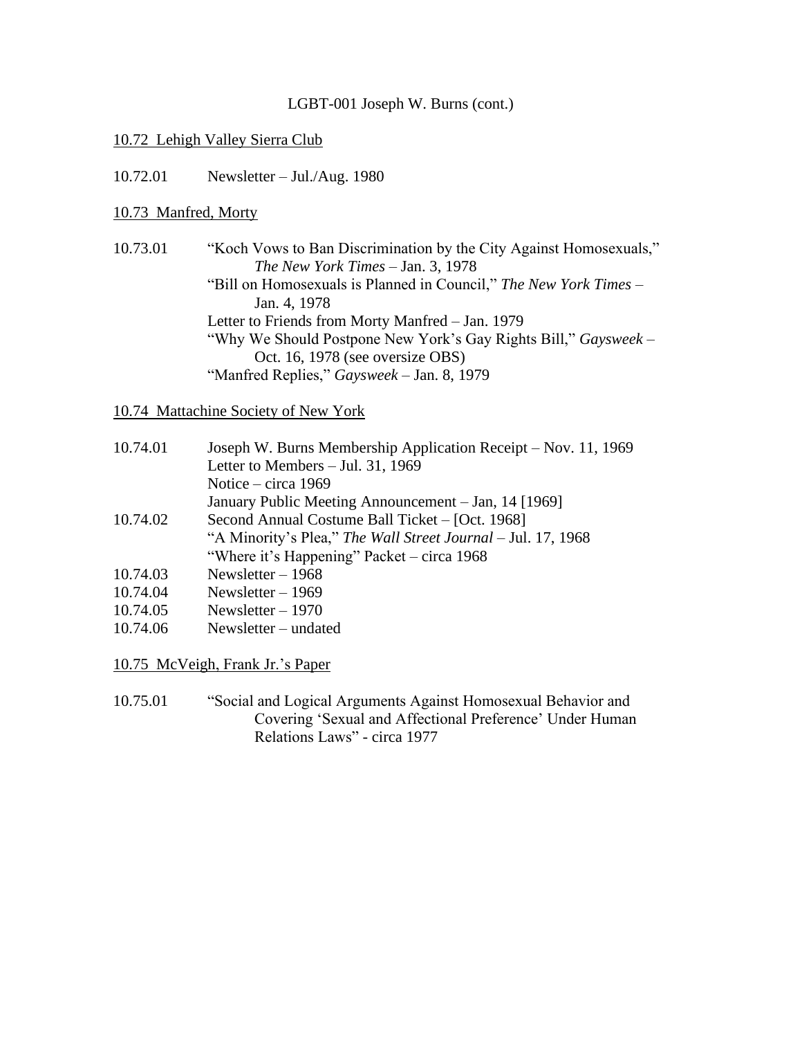LGBT-001 Joseph W. Burns (cont.)

<u>10.72 Lehigh Valley Sierra Club</u>

10.72.01 Newsletter – Jul./Aug. 1980

<u>10.73 Manfred, Morty</u>

10.73.01 "Koch Vows to Ban Discrimination by the City Against Homosexuals," *The New York Times* – Jan. 3, 1978
"Bill on Homosexuals is Planned in Council," *The New York Times* – Jan. 4, 1978
Letter to Friends from Morty Manfred – Jan. 1979
"Why We Should Postpone New York's Gay Rights Bill," *Gaysweek* – Oct. 16, 1978 (see oversize OBS)
"Manfred Replies," *Gaysweek* – Jan. 8, 1979

<u>10.74 Mattachine Society of New York</u>

10.74.01 Joseph W. Burns Membership Application Receipt – Nov. 11, 1969
Letter to Members – Jul. 31, 1969
Notice – circa 1969
January Public Meeting Announcement – Jan, 14 [1969]
10.74.02 Second Annual Costume Ball Ticket – [Oct. 1968]
"A Minority's Plea," *The Wall Street Journal* – Jul. 17, 1968
"Where it's Happening" Packet – circa 1968
10.74.03 Newsletter – 1968
10.74.04 Newsletter – 1969
10.74.05 Newsletter – 1970
10.74.06 Newsletter – undated

<u>10.75 McVeigh, Frank Jr.'s Paper</u>

10.75.01 "Social and Logical Arguments Against Homosexual Behavior and Covering 'Sexual and Affectional Preference' Under Human Relations Laws" - circa 1977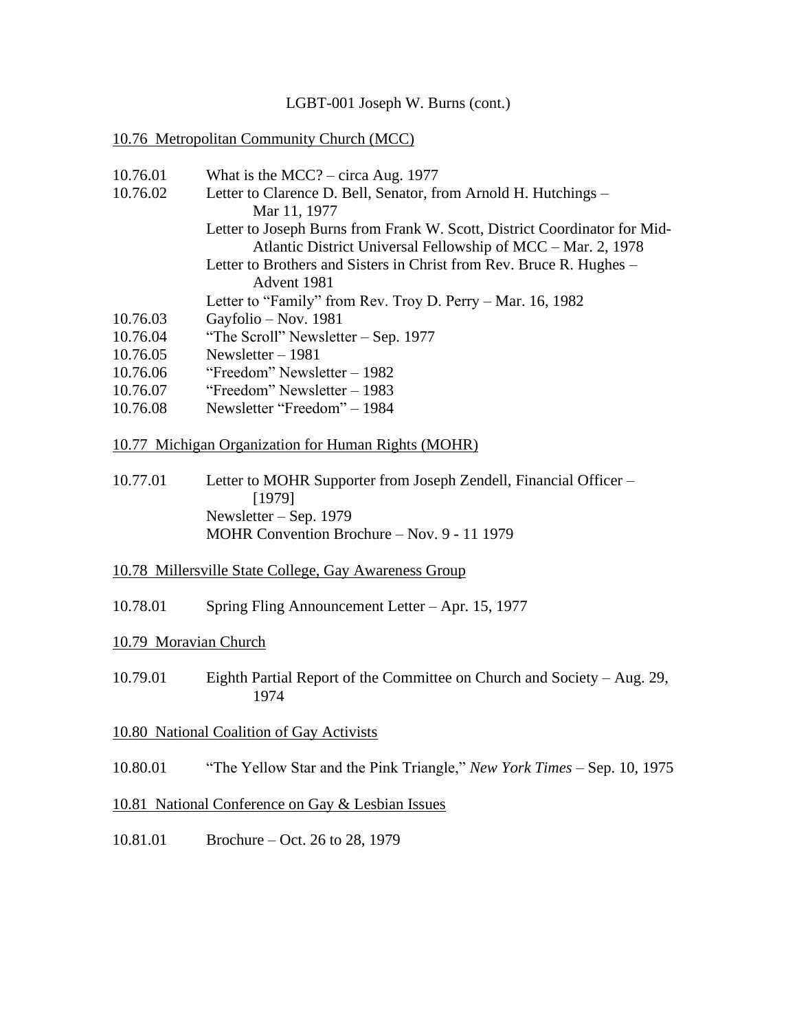LGBT-001 Joseph W. Burns (cont.)

10.76 Metropolitan Community Church (MCC)

10.76.01 What is the MCC? – circa Aug. 1977

10.76.02 Letter to Clarence D. Bell, Senator, from Arnold H. Hutchings – Mar 11, 1977

Letter to Joseph Burns from Frank W. Scott, District Coordinator for Mid-Atlantic District Universal Fellowship of MCC – Mar. 2, 1978

Letter to Brothers and Sisters in Christ from Rev. Bruce R. Hughes – Advent 1981

Letter to "Family" from Rev. Troy D. Perry – Mar. 16, 1982

10.76.03 Gayfolio – Nov. 1981

10.76.04 "The Scroll" Newsletter – Sep. 1977

10.76.05 Newsletter – 1981

10.76.06 "Freedom" Newsletter – 1982

10.76.07 "Freedom" Newsletter – 1983

10.76.08 Newsletter "Freedom" – 1984

10.77 Michigan Organization for Human Rights (MOHR)

10.77.01 Letter to MOHR Supporter from Joseph Zendell, Financial Officer – [1979]

Newsletter – Sep. 1979

MOHR Convention Brochure – Nov. 9 - 11 1979

10.78 Millersville State College, Gay Awareness Group

10.78.01 Spring Fling Announcement Letter – Apr. 15, 1977

10.79 Moravian Church

10.79.01 Eighth Partial Report of the Committee on Church and Society – Aug. 29, 1974

10.80 National Coalition of Gay Activists

10.80.01 "The Yellow Star and the Pink Triangle," *New York Times* – Sep. 10, 1975

10.81 National Conference on Gay & Lesbian Issues

10.81.01 Brochure – Oct. 26 to 28, 1979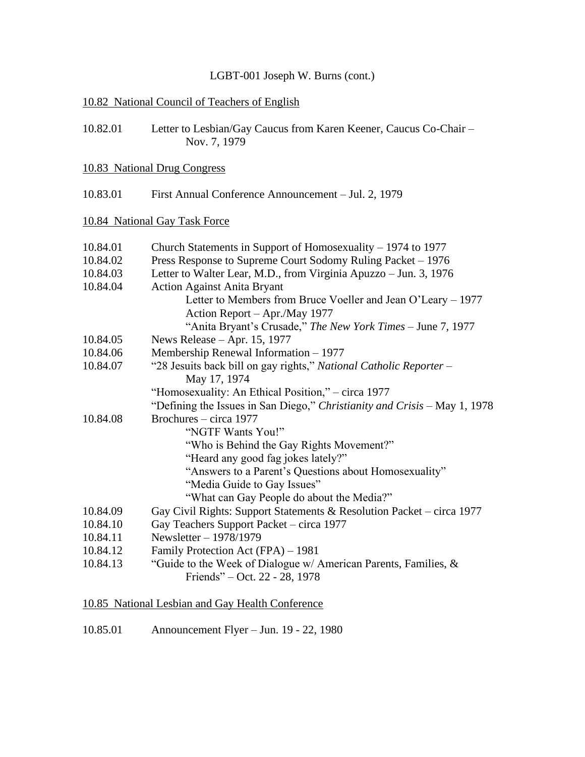LGBT-001 Joseph W. Burns (cont.)

<u>10.82 National Council of Teachers of English</u>

10.82.01 Letter to Lesbian/Gay Caucus from Karen Keener, Caucus Co-Chair – Nov. 7, 1979

<u>10.83 National Drug Congress</u>

10.83.01 First Annual Conference Announcement – Jul. 2, 1979

<u>10.84 National Gay Task Force</u>

10.84.01 Church Statements in Support of Homosexuality – 1974 to 1977
10.84.02 Press Response to Supreme Court Sodomy Ruling Packet – 1976
10.84.03 Letter to Walter Lear, M.D., from Virginia Apuzzo – Jun. 3, 1976
10.84.04 Action Against Anita Bryant
 Letter to Members from Bruce Voeller and Jean O'Leary – 1977
 Action Report – Apr./May 1977
 "Anita Bryant's Crusade," *The New York Times* – June 7, 1977
10.84.05 News Release – Apr. 15, 1977
10.84.06 Membership Renewal Information – 1977
10.84.07 "28 Jesuits back bill on gay rights," *National Catholic Reporter* – May 17, 1974
 "Homosexuality: An Ethical Position," – circa 1977
 "Defining the Issues in San Diego," *Christianity and Crisis* – May 1, 1978
10.84.08 Brochures – circa 1977
 "NGTF Wants You!"
 "Who is Behind the Gay Rights Movement?"
 "Heard any good fag jokes lately?"
 "Answers to a Parent's Questions about Homosexuality"
 "Media Guide to Gay Issues"
 "What can Gay People do about the Media?"
10.84.09 Gay Civil Rights: Support Statements & Resolution Packet – circa 1977
10.84.10 Gay Teachers Support Packet – circa 1977
10.84.11 Newsletter – 1978/1979
10.84.12 Family Protection Act (FPA) – 1981
10.84.13 "Guide to the Week of Dialogue w/ American Parents, Families, & Friends" – Oct. 22 - 28, 1978

<u>10.85 National Lesbian and Gay Health Conference</u>

10.85.01 Announcement Flyer – Jun. 19 - 22, 1980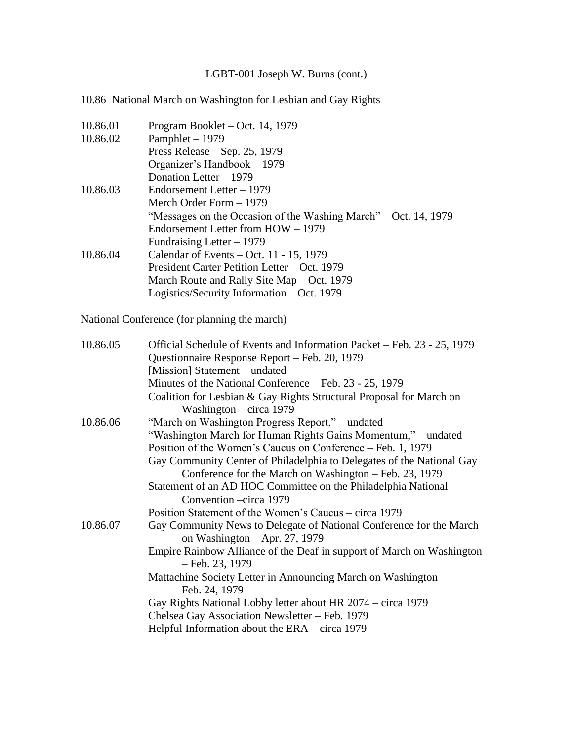LGBT-001 Joseph W. Burns (cont.)

10.86 National March on Washington for Lesbian and Gay Rights

| | |
|---|---|
| 10.86.01 | Program Booklet – Oct. 14, 1979 |
| 10.86.02 | Pamphlet – 1979 |
| | Press Release – Sep. 25, 1979 |
| | Organizer's Handbook – 1979 |
| | Donation Letter – 1979 |
| 10.86.03 | Endorsement Letter – 1979 |
| | Merch Order Form – 1979 |
| | "Messages on the Occasion of the Washing March" – Oct. 14, 1979 |
| | Endorsement Letter from HOW – 1979 |
| | Fundraising Letter – 1979 |
| 10.86.04 | Calendar of Events – Oct. 11 - 15, 1979 |
| | President Carter Petition Letter – Oct. 1979 |
| | March Route and Rally Site Map – Oct. 1979 |
| | Logistics/Security Information – Oct. 1979 |

National Conference (for planning the march)

| | |
|---|---|
| 10.86.05 | Official Schedule of Events and Information Packet – Feb. 23 - 25, 1979 |
| | Questionnaire Response Report – Feb. 20, 1979 |
| | [Mission] Statement – undated |
| | Minutes of the National Conference – Feb. 23 - 25, 1979 |
| | Coalition for Lesbian & Gay Rights Structural Proposal for March on Washington – circa 1979 |
| 10.86.06 | "March on Washington Progress Report," – undated |
| | "Washington March for Human Rights Gains Momentum," – undated |
| | Position of the Women's Caucus on Conference – Feb. 1, 1979 |
| | Gay Community Center of Philadelphia to Delegates of the National Gay Conference for the March on Washington – Feb. 23, 1979 |
| | Statement of an AD HOC Committee on the Philadelphia National Convention –circa 1979 |
| | Position Statement of the Women's Caucus – circa 1979 |
| 10.86.07 | Gay Community News to Delegate of National Conference for the March on Washington – Apr. 27, 1979 |
| | Empire Rainbow Alliance of the Deaf in support of March on Washington – Feb. 23, 1979 |
| | Mattachine Society Letter in Announcing March on Washington – Feb. 24, 1979 |
| | Gay Rights National Lobby letter about HR 2074 – circa 1979 |
| | Chelsea Gay Association Newsletter – Feb. 1979 |
| | Helpful Information about the ERA – circa 1979 |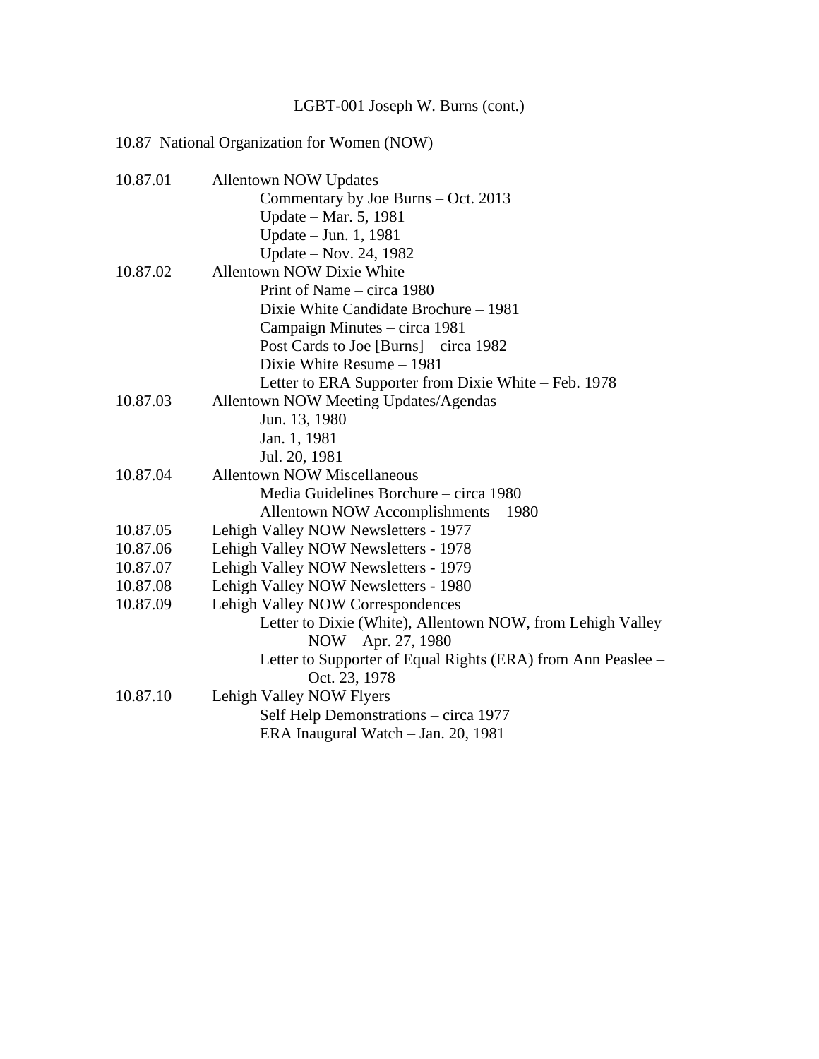LGBT-001 Joseph W. Burns (cont.)

10.87 National Organization for Women (NOW)

10.87.01 Allentown NOW Updates
- Commentary by Joe Burns – Oct. 2013
- Update – Mar. 5, 1981
- Update – Jun. 1, 1981
- Update – Nov. 24, 1982

10.87.02 Allentown NOW Dixie White
- Print of Name – circa 1980
- Dixie White Candidate Brochure – 1981
- Campaign Minutes – circa 1981
- Post Cards to Joe [Burns] – circa 1982
- Dixie White Resume – 1981
- Letter to ERA Supporter from Dixie White – Feb. 1978

10.87.03 Allentown NOW Meeting Updates/Agendas
- Jun. 13, 1980
- Jan. 1, 1981
- Jul. 20, 1981

10.87.04 Allentown NOW Miscellaneous
- Media Guidelines Borchure – circa 1980
- Allentown NOW Accomplishments – 1980

10.87.05 Lehigh Valley NOW Newsletters - 1977

10.87.06 Lehigh Valley NOW Newsletters - 1978

10.87.07 Lehigh Valley NOW Newsletters - 1979

10.87.08 Lehigh Valley NOW Newsletters - 1980

10.87.09 Lehigh Valley NOW Correspondences
- Letter to Dixie (White), Allentown NOW, from Lehigh Valley NOW – Apr. 27, 1980
- Letter to Supporter of Equal Rights (ERA) from Ann Peaslee – Oct. 23, 1978

10.87.10 Lehigh Valley NOW Flyers
- Self Help Demonstrations – circa 1977
- ERA Inaugural Watch – Jan. 20, 1981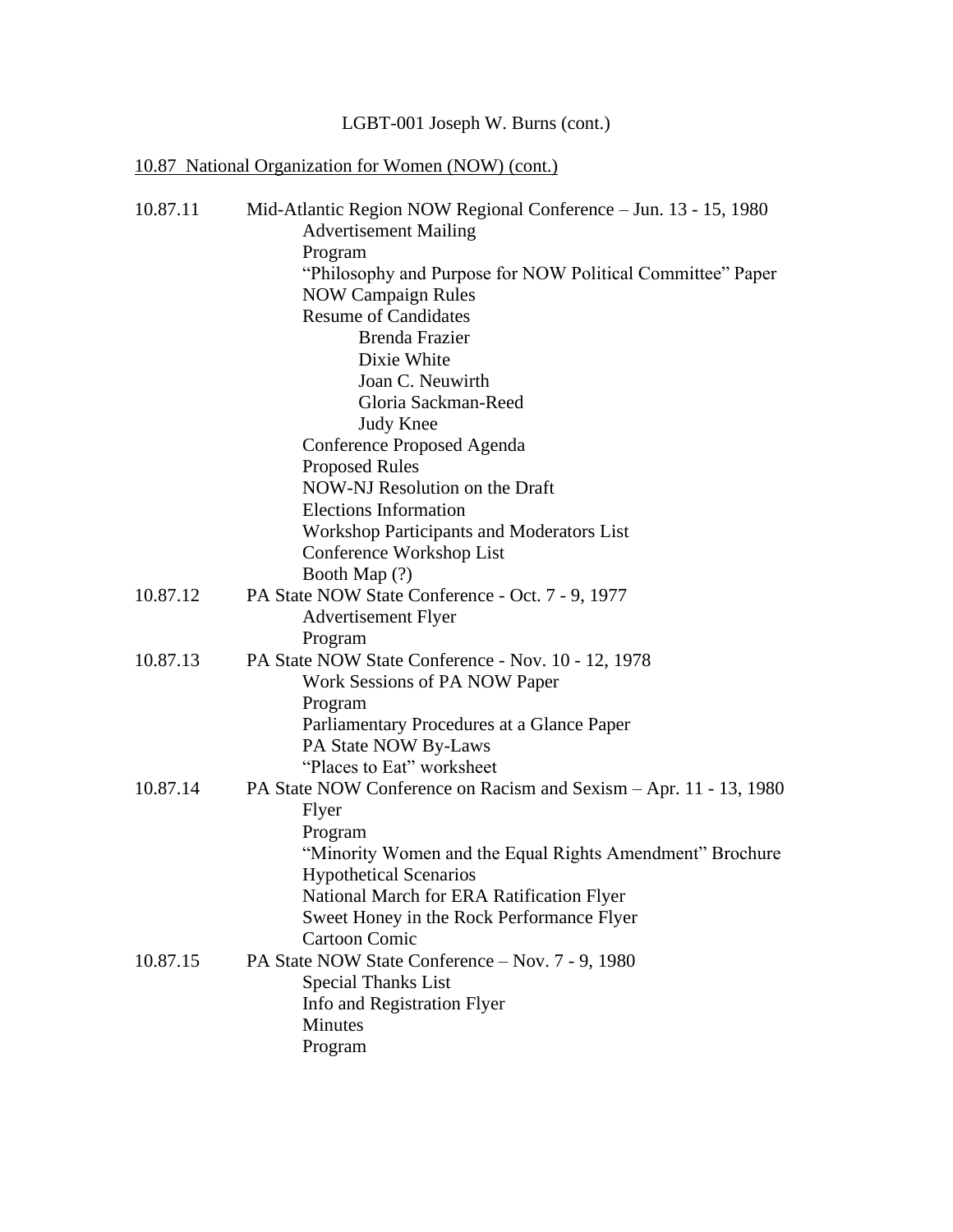LGBT-001 Joseph W. Burns (cont.)

<u>10.87 National Organization for Women (NOW) (cont.)</u>

10.87.11 Mid-Atlantic Region NOW Regional Conference – Jun. 13 - 15, 1980
- Advertisement Mailing
- Program
- "Philosophy and Purpose for NOW Political Committee" Paper
- NOW Campaign Rules
- Resume of Candidates
  - Brenda Frazier
  - Dixie White
  - Joan C. Neuwirth
  - Gloria Sackman-Reed
  - Judy Knee
- Conference Proposed Agenda
- Proposed Rules
- NOW-NJ Resolution on the Draft
- Elections Information
- Workshop Participants and Moderators List
- Conference Workshop List
- Booth Map (?)

10.87.12 PA State NOW State Conference - Oct. 7 - 9, 1977
- Advertisement Flyer
- Program

10.87.13 PA State NOW State Conference - Nov. 10 - 12, 1978
- Work Sessions of PA NOW Paper
- Program
- Parliamentary Procedures at a Glance Paper
- PA State NOW By-Laws
- "Places to Eat" worksheet

10.87.14 PA State NOW Conference on Racism and Sexism – Apr. 11 - 13, 1980
- Flyer
- Program
- "Minority Women and the Equal Rights Amendment" Brochure
- Hypothetical Scenarios
- National March for ERA Ratification Flyer
- Sweet Honey in the Rock Performance Flyer
- Cartoon Comic

10.87.15 PA State NOW State Conference – Nov. 7 - 9, 1980
- Special Thanks List
- Info and Registration Flyer
- Minutes
- Program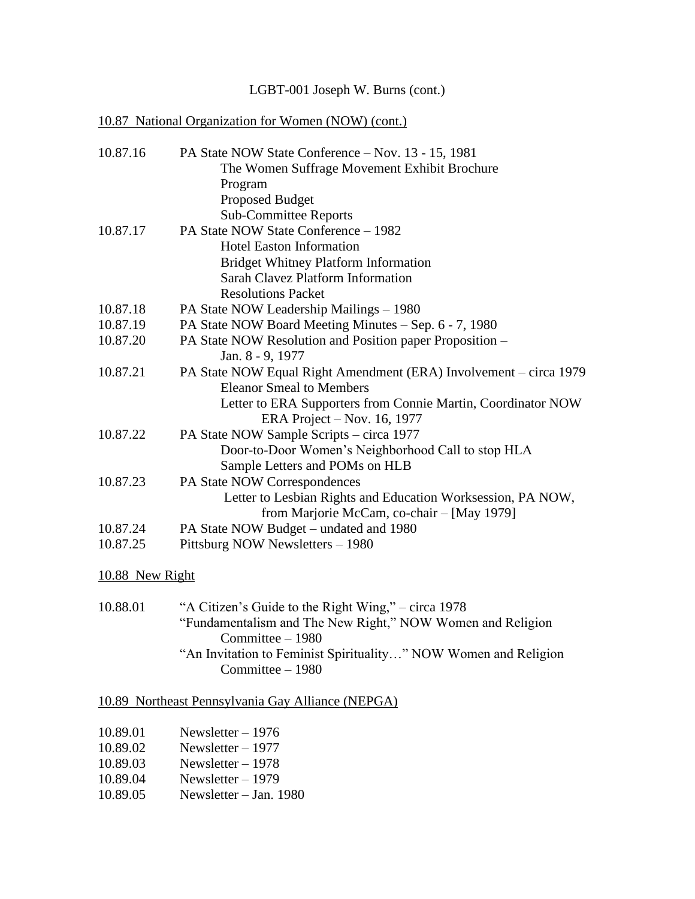LGBT-001 Joseph W. Burns (cont.)

10.87 National Organization for Women (NOW) (cont.)

10.87.16 PA State NOW State Conference – Nov. 13 - 15, 1981
- The Women Suffrage Movement Exhibit Brochure
- Program
- Proposed Budget
- Sub-Committee Reports

10.87.17 PA State NOW State Conference – 1982
- Hotel Easton Information
- Bridget Whitney Platform Information
- Sarah Clavez Platform Information
- Resolutions Packet

10.87.18 PA State NOW Leadership Mailings – 1980

10.87.19 PA State NOW Board Meeting Minutes – Sep. 6 - 7, 1980

10.87.20 PA State NOW Resolution and Position paper Proposition – Jan. 8 - 9, 1977

10.87.21 PA State NOW Equal Right Amendment (ERA) Involvement – circa 1979
- Eleanor Smeal to Members
- Letter to ERA Supporters from Connie Martin, Coordinator NOW ERA Project – Nov. 16, 1977

10.87.22 PA State NOW Sample Scripts – circa 1977
- Door-to-Door Women's Neighborhood Call to stop HLA
- Sample Letters and POMs on HLB

10.87.23 PA State NOW Correspondences
- Letter to Lesbian Rights and Education Worksession, PA NOW, from Marjorie McCam, co-chair – [May 1979]

10.87.24 PA State NOW Budget – undated and 1980

10.87.25 Pittsburg NOW Newsletters – 1980

10.88 New Right

10.88.01 "A Citizen's Guide to the Right Wing," – circa 1978
- "Fundamentalism and The New Right," NOW Women and Religion Committee – 1980
- "An Invitation to Feminist Spirituality…" NOW Women and Religion Committee – 1980

10.89 Northeast Pennsylvania Gay Alliance (NEPGA)

10.89.01 Newsletter – 1976

10.89.02 Newsletter – 1977

10.89.03 Newsletter – 1978

10.89.04 Newsletter – 1979

10.89.05 Newsletter – Jan. 1980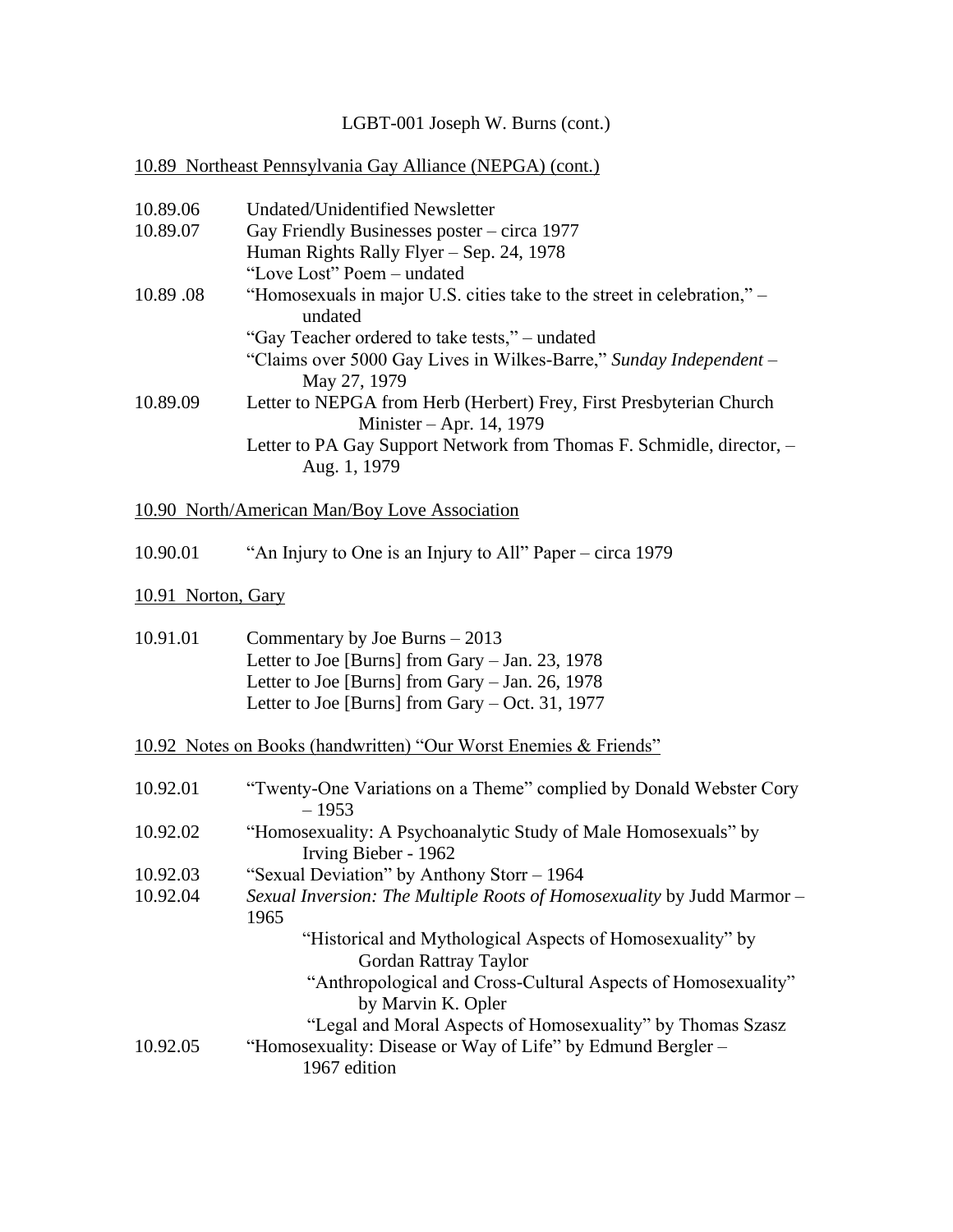LGBT-001 Joseph W. Burns (cont.)

10.89 Northeast Pennsylvania Gay Alliance (NEPGA) (cont.)

| | |
|---|---|
| 10.89.06 | Undated/Unidentified Newsletter |
| 10.89.07 | Gay Friendly Businesses poster – circa 1977 |
| | Human Rights Rally Flyer – Sep. 24, 1978 |
| | "Love Lost" Poem – undated |
| 10.89 .08 | "Homosexuals in major U.S. cities take to the street in celebration," – undated |
| | "Gay Teacher ordered to take tests," – undated |
| | "Claims over 5000 Gay Lives in Wilkes-Barre," *Sunday Independent* – May 27, 1979 |
| 10.89.09 | Letter to NEPGA from Herb (Herbert) Frey, First Presbyterian Church Minister – Apr. 14, 1979 |
| | Letter to PA Gay Support Network from Thomas F. Schmidle, director, – Aug. 1, 1979 |

10.90 North/American Man/Boy Love Association

| | |
|---|---|
| 10.90.01 | "An Injury to One is an Injury to All" Paper – circa 1979 |

10.91 Norton, Gary

| | |
|---|---|
| 10.91.01 | Commentary by Joe Burns – 2013 |
| | Letter to Joe [Burns] from Gary – Jan. 23, 1978 |
| | Letter to Joe [Burns] from Gary – Jan. 26, 1978 |
| | Letter to Joe [Burns] from Gary – Oct. 31, 1977 |

10.92 Notes on Books (handwritten) "Our Worst Enemies & Friends"

| | |
|---|---|
| 10.92.01 | "Twenty-One Variations on a Theme" complied by Donald Webster Cory – 1953 |
| 10.92.02 | "Homosexuality: A Psychoanalytic Study of Male Homosexuals" by Irving Bieber - 1962 |
| 10.92.03 | "Sexual Deviation" by Anthony Storr – 1964 |
| 10.92.04 | *Sexual Inversion: The Multiple Roots of Homosexuality* by Judd Marmor – 1965 |
| | "Historical and Mythological Aspects of Homosexuality" by Gordan Rattray Taylor |
| | "Anthropological and Cross-Cultural Aspects of Homosexuality" by Marvin K. Opler |
| | "Legal and Moral Aspects of Homosexuality" by Thomas Szasz |
| 10.92.05 | "Homosexuality: Disease or Way of Life" by Edmund Bergler – 1967 edition |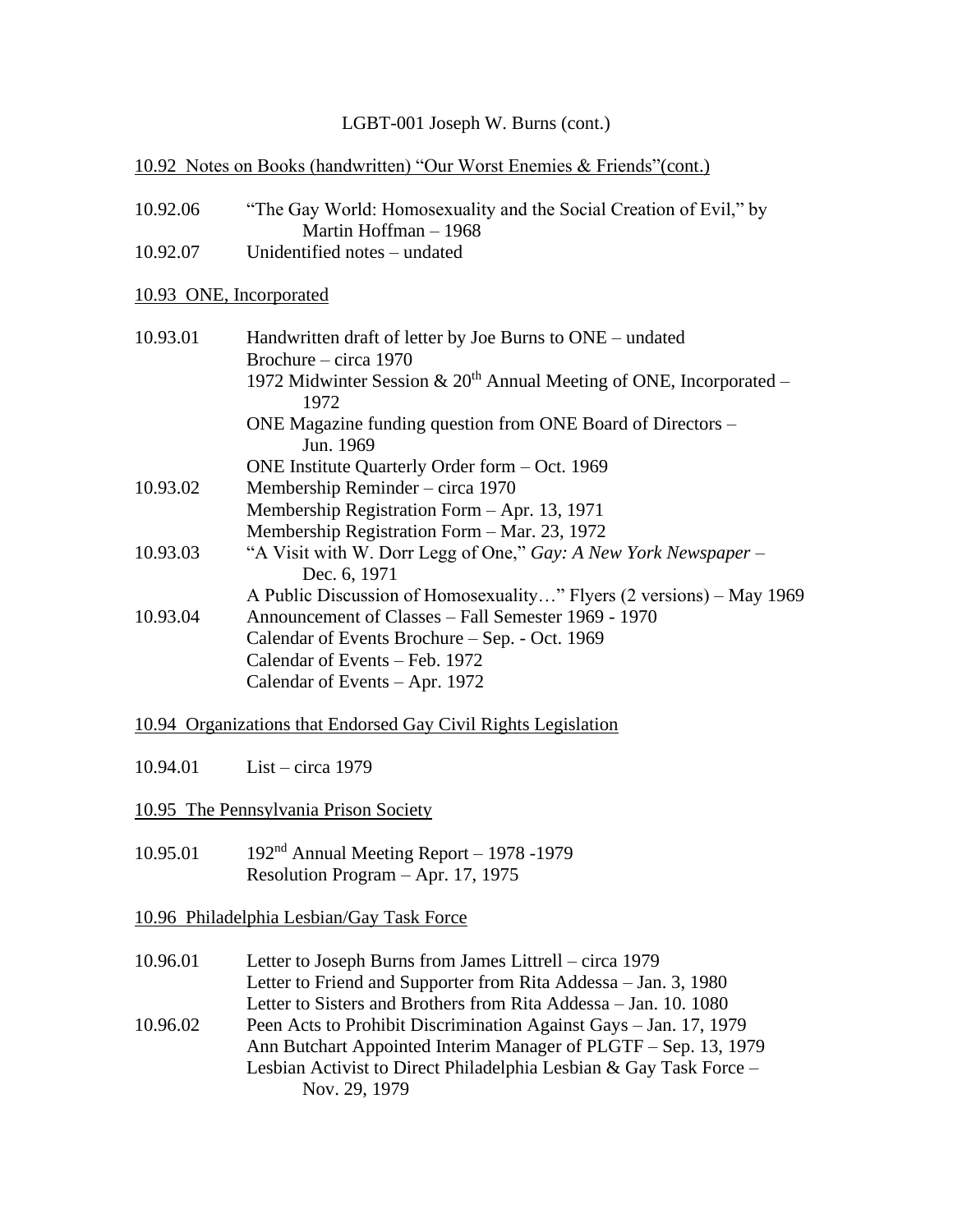LGBT-001 Joseph W. Burns (cont.)

<u>10.92 Notes on Books (handwritten) "Our Worst Enemies & Friends"(cont.)</u>

| | |
|---|---|
| 10.92.06 | "The Gay World: Homosexuality and the Social Creation of Evil," by Martin Hoffman – 1968 |
| 10.92.07 | Unidentified notes – undated |

<u>10.93 ONE, Incorporated</u>

| | |
|---|---|
| 10.93.01 | Handwritten draft of letter by Joe Burns to ONE – undated |
| | Brochure – circa 1970 |
| | 1972 Midwinter Session & 20th Annual Meeting of ONE, Incorporated – 1972 |
| | ONE Magazine funding question from ONE Board of Directors – Jun. 1969 |
| | ONE Institute Quarterly Order form – Oct. 1969 |
| 10.93.02 | Membership Reminder – circa 1970 |
| | Membership Registration Form – Apr. 13, 1971 |
| | Membership Registration Form – Mar. 23, 1972 |
| 10.93.03 | "A Visit with W. Dorr Legg of One," *Gay: A New York Newspaper* – Dec. 6, 1971 |
| | A Public Discussion of Homosexuality…" Flyers (2 versions) – May 1969 |
| 10.93.04 | Announcement of Classes – Fall Semester 1969 - 1970 |
| | Calendar of Events Brochure – Sep. - Oct. 1969 |
| | Calendar of Events – Feb. 1972 |
| | Calendar of Events – Apr. 1972 |

<u>10.94 Organizations that Endorsed Gay Civil Rights Legislation</u>

| | |
|---|---|
| 10.94.01 | List – circa 1979 |

<u>10.95 The Pennsylvania Prison Society</u>

| | |
|---|---|
| 10.95.01 | 192nd Annual Meeting Report – 1978 -1979 |
| | Resolution Program – Apr. 17, 1975 |

<u>10.96 Philadelphia Lesbian/Gay Task Force</u>

| | |
|---|---|
| 10.96.01 | Letter to Joseph Burns from James Littrell – circa 1979 |
| | Letter to Friend and Supporter from Rita Addessa – Jan. 3, 1980 |
| | Letter to Sisters and Brothers from Rita Addessa – Jan. 10. 1080 |
| 10.96.02 | Peen Acts to Prohibit Discrimination Against Gays – Jan. 17, 1979 |
| | Ann Butchart Appointed Interim Manager of PLGTF – Sep. 13, 1979 |
| | Lesbian Activist to Direct Philadelphia Lesbian & Gay Task Force – Nov. 29, 1979 |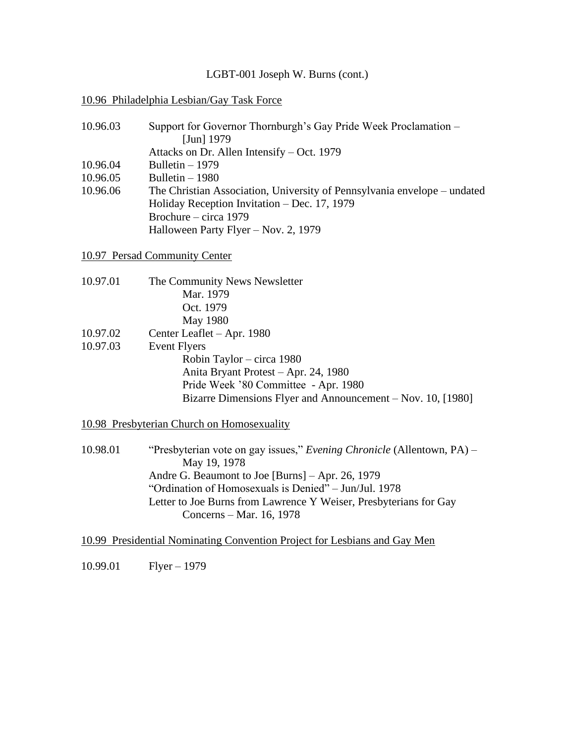LGBT-001 Joseph W. Burns (cont.)

10.96 Philadelphia Lesbian/Gay Task Force

10.96.03 Support for Governor Thornburgh's Gay Pride Week Proclamation – [Jun] 1979
Attacks on Dr. Allen Intensify – Oct. 1979

10.96.04 Bulletin – 1979

10.96.05 Bulletin – 1980

10.96.06 The Christian Association, University of Pennsylvania envelope – undated
Holiday Reception Invitation – Dec. 17, 1979
Brochure – circa 1979
Halloween Party Flyer – Nov. 2, 1979

10.97 Persad Community Center

10.97.01 The Community News Newsletter
Mar. 1979
Oct. 1979
May 1980

10.97.02 Center Leaflet – Apr. 1980

10.97.03 Event Flyers
Robin Taylor – circa 1980
Anita Bryant Protest – Apr. 24, 1980
Pride Week '80 Committee - Apr. 1980
Bizarre Dimensions Flyer and Announcement – Nov. 10, [1980]

10.98 Presbyterian Church on Homosexuality

10.98.01 "Presbyterian vote on gay issues," *Evening Chronicle* (Allentown, PA) – May 19, 1978
Andre G. Beaumont to Joe [Burns] – Apr. 26, 1979
"Ordination of Homosexuals is Denied" – Jun/Jul. 1978
Letter to Joe Burns from Lawrence Y Weiser, Presbyterians for Gay Concerns – Mar. 16, 1978

10.99 Presidential Nominating Convention Project for Lesbians and Gay Men

10.99.01 Flyer – 1979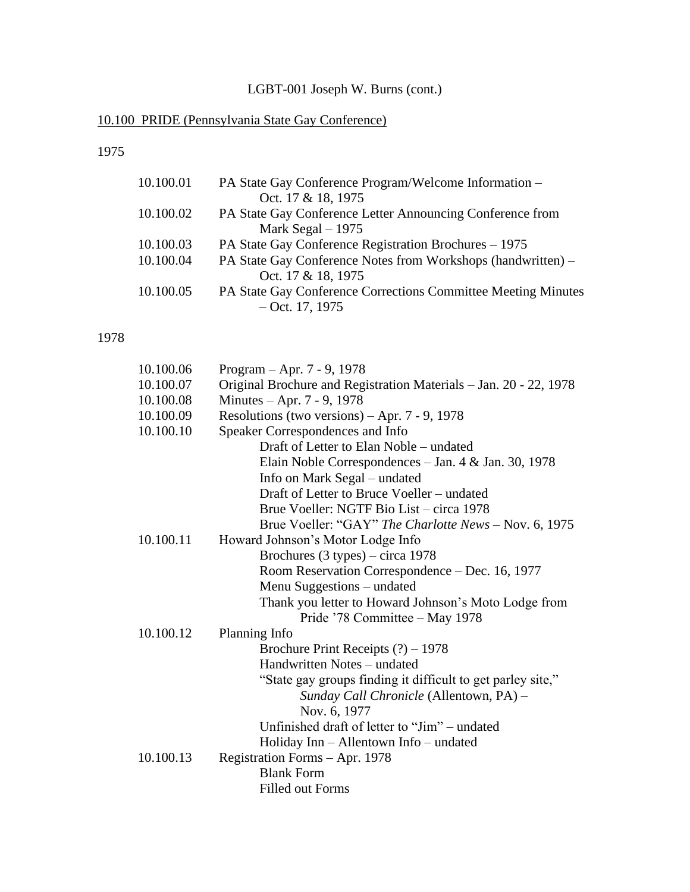LGBT-001 Joseph W. Burns (cont.)

## 10.100 PRIDE (Pennsylvania State Gay Conference)

### 1975

- 10.100.01 PA State Gay Conference Program/Welcome Information – Oct. 17 & 18, 1975
- 10.100.02 PA State Gay Conference Letter Announcing Conference from Mark Segal – 1975
- 10.100.03 PA State Gay Conference Registration Brochures – 1975
- 10.100.04 PA State Gay Conference Notes from Workshops (handwritten) – Oct. 17 & 18, 1975
- 10.100.05 PA State Gay Conference Corrections Committee Meeting Minutes – Oct. 17, 1975

### 1978

- 10.100.06 Program – Apr. 7 - 9, 1978
- 10.100.07 Original Brochure and Registration Materials – Jan. 20 - 22, 1978
- 10.100.08 Minutes – Apr. 7 - 9, 1978
- 10.100.09 Resolutions (two versions) – Apr. 7 - 9, 1978
- 10.100.10 Speaker Correspondences and Info
    - Draft of Letter to Elan Noble – undated
    - Elain Noble Correspondences – Jan. 4 & Jan. 30, 1978
    - Info on Mark Segal – undated
    - Draft of Letter to Bruce Voeller – undated
    - Brue Voeller: NGTF Bio List – circa 1978
    - Brue Voeller: "GAY" *The Charlotte News* – Nov. 6, 1975
- 10.100.11 Howard Johnson's Motor Lodge Info
    - Brochures (3 types) – circa 1978
    - Room Reservation Correspondence – Dec. 16, 1977
    - Menu Suggestions – undated
    - Thank you letter to Howard Johnson's Moto Lodge from Pride '78 Committee – May 1978
- 10.100.12 Planning Info
    - Brochure Print Receipts (?) – 1978
    - Handwritten Notes – undated
    - "State gay groups finding it difficult to get parley site," *Sunday Call Chronicle* (Allentown, PA) – Nov. 6, 1977
    - Unfinished draft of letter to "Jim" – undated
    - Holiday Inn – Allentown Info – undated
- 10.100.13 Registration Forms – Apr. 1978
    - Blank Form
    - Filled out Forms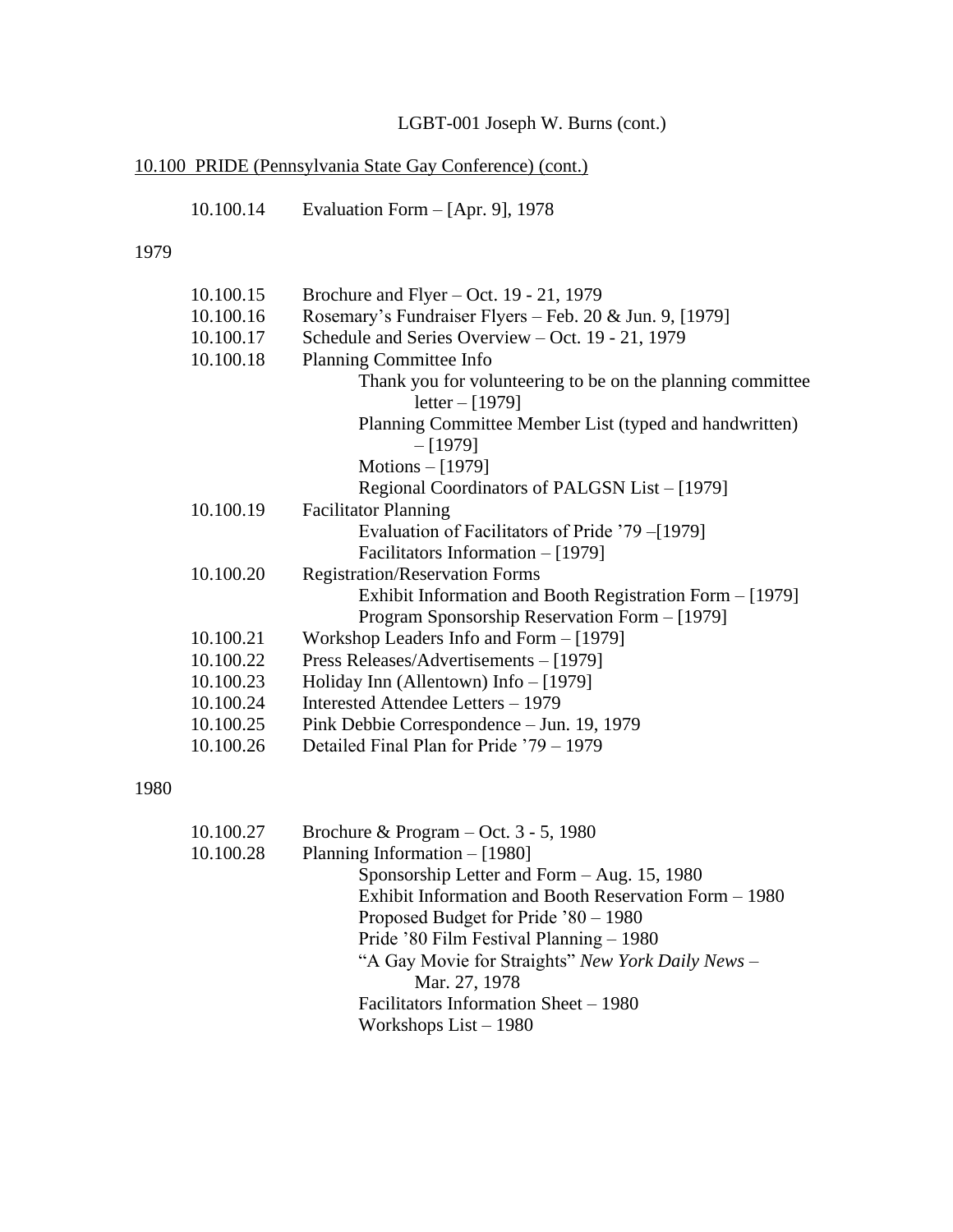LGBT-001 Joseph W. Burns (cont.)

10.100 PRIDE (Pennsylvania State Gay Conference) (cont.)

- 10.100.14 Evaluation Form – [Apr. 9], 1978

1979

- 10.100.15 Brochure and Flyer – Oct. 19 - 21, 1979
- 10.100.16 Rosemary's Fundraiser Flyers – Feb. 20 & Jun. 9, [1979]
- 10.100.17 Schedule and Series Overview – Oct. 19 - 21, 1979
- 10.100.18 Planning Committee Info
  - Thank you for volunteering to be on the planning committee letter – [1979]
  - Planning Committee Member List (typed and handwritten) – [1979]
  - Motions – [1979]
  - Regional Coordinators of PALGSN List – [1979]
- 10.100.19 Facilitator Planning
  - Evaluation of Facilitators of Pride '79 –[1979]
  - Facilitators Information – [1979]
- 10.100.20 Registration/Reservation Forms
  - Exhibit Information and Booth Registration Form – [1979]
  - Program Sponsorship Reservation Form – [1979]
- 10.100.21 Workshop Leaders Info and Form – [1979]
- 10.100.22 Press Releases/Advertisements – [1979]
- 10.100.23 Holiday Inn (Allentown) Info – [1979]
- 10.100.24 Interested Attendee Letters – 1979
- 10.100.25 Pink Debbie Correspondence – Jun. 19, 1979
- 10.100.26 Detailed Final Plan for Pride '79 – 1979

1980

- 10.100.27 Brochure & Program – Oct. 3 - 5, 1980
- 10.100.28 Planning Information – [1980]
  - Sponsorship Letter and Form – Aug. 15, 1980
  - Exhibit Information and Booth Reservation Form – 1980
  - Proposed Budget for Pride '80 – 1980
  - Pride '80 Film Festival Planning – 1980
  - "A Gay Movie for Straights" *New York Daily News* – Mar. 27, 1978
  - Facilitators Information Sheet – 1980
  - Workshops List – 1980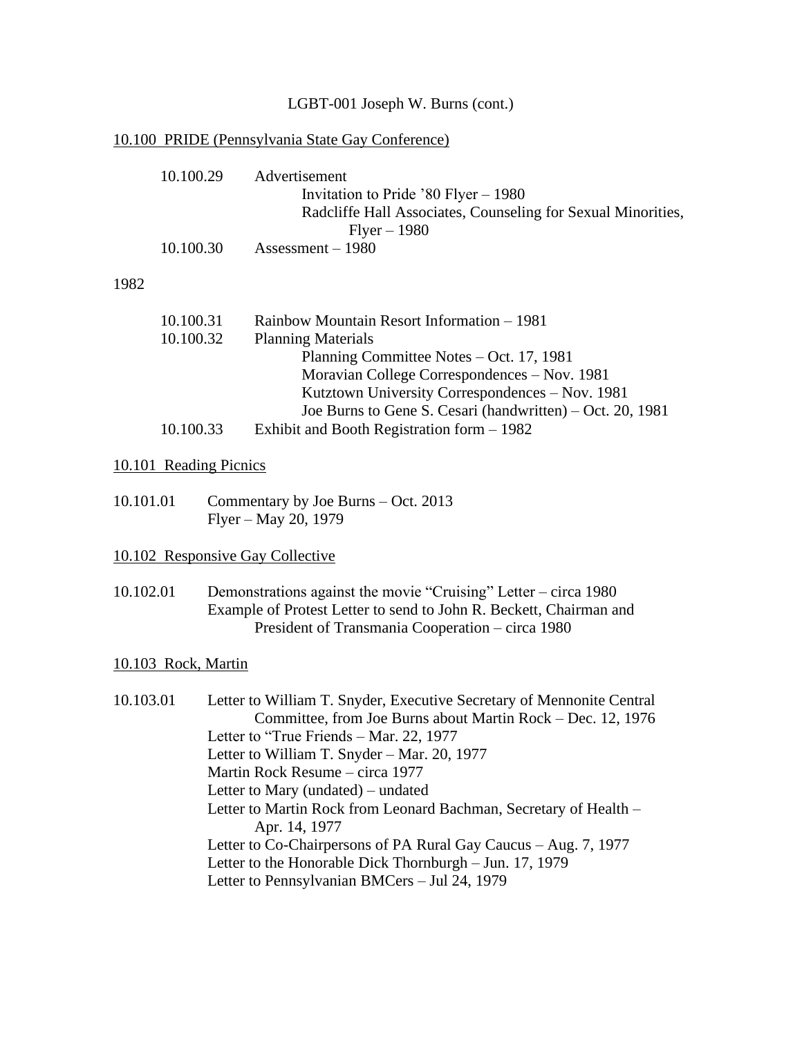LGBT-001 Joseph W. Burns (cont.)

## 10.100 PRIDE (Pennsylvania State Gay Conference)

10.100.29 Advertisement
- Invitation to Pride '80 Flyer – 1980
- Radcliffe Hall Associates, Counseling for Sexual Minorities, Flyer – 1980

10.100.30 Assessment – 1980

1982

10.100.31 Rainbow Mountain Resort Information – 1981

10.100.32 Planning Materials
- Planning Committee Notes – Oct. 17, 1981
- Moravian College Correspondences – Nov. 1981
- Kutztown University Correspondences – Nov. 1981
- Joe Burns to Gene S. Cesari (handwritten) – Oct. 20, 1981

10.100.33 Exhibit and Booth Registration form – 1982

## 10.101 Reading Picnics

10.101.01 Commentary by Joe Burns – Oct. 2013
- Flyer – May 20, 1979

## 10.102 Responsive Gay Collective

10.102.01 Demonstrations against the movie "Cruising" Letter – circa 1980
- Example of Protest Letter to send to John R. Beckett, Chairman and President of Transmania Cooperation – circa 1980

## 10.103 Rock, Martin

10.103.01 Letter to William T. Snyder, Executive Secretary of Mennonite Central Committee, from Joe Burns about Martin Rock – Dec. 12, 1976
- Letter to "True Friends – Mar. 22, 1977
- Letter to William T. Snyder – Mar. 20, 1977
- Martin Rock Resume – circa 1977
- Letter to Mary (undated) – undated
- Letter to Martin Rock from Leonard Bachman, Secretary of Health – Apr. 14, 1977
- Letter to Co-Chairpersons of PA Rural Gay Caucus – Aug. 7, 1977
- Letter to the Honorable Dick Thornburgh – Jun. 17, 1979
- Letter to Pennsylvanian BMCers – Jul 24, 1979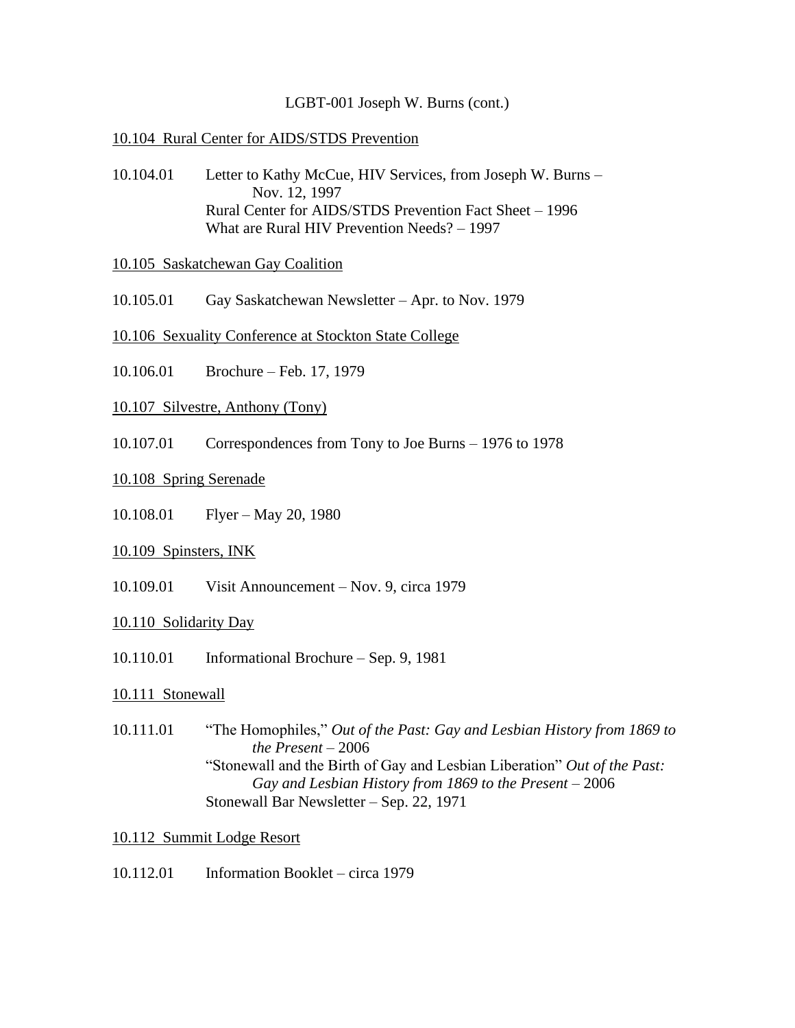LGBT-001 Joseph W. Burns (cont.)

<u>10.104 Rural Center for AIDS/STDS Prevention</u>

10.104.01 Letter to Kathy McCue, HIV Services, from Joseph W. Burns – Nov. 12, 1997
Rural Center for AIDS/STDS Prevention Fact Sheet – 1996
What are Rural HIV Prevention Needs? – 1997

<u>10.105 Saskatchewan Gay Coalition</u>

10.105.01 Gay Saskatchewan Newsletter – Apr. to Nov. 1979

<u>10.106 Sexuality Conference at Stockton State College</u>

10.106.01 Brochure – Feb. 17, 1979

<u>10.107 Silvestre, Anthony (Tony)</u>

10.107.01 Correspondences from Tony to Joe Burns – 1976 to 1978

<u>10.108 Spring Serenade</u>

10.108.01 Flyer – May 20, 1980

<u>10.109 Spinsters, INK</u>

10.109.01 Visit Announcement – Nov. 9, circa 1979

<u>10.110 Solidarity Day</u>

10.110.01 Informational Brochure – Sep. 9, 1981

<u>10.111 Stonewall</u>

10.111.01 "The Homophiles," *Out of the Past: Gay and Lesbian History from 1869 to the Present* – 2006
"Stonewall and the Birth of Gay and Lesbian Liberation" *Out of the Past: Gay and Lesbian History from 1869 to the Present* – 2006
Stonewall Bar Newsletter – Sep. 22, 1971

<u>10.112 Summit Lodge Resort</u>

10.112.01 Information Booklet – circa 1979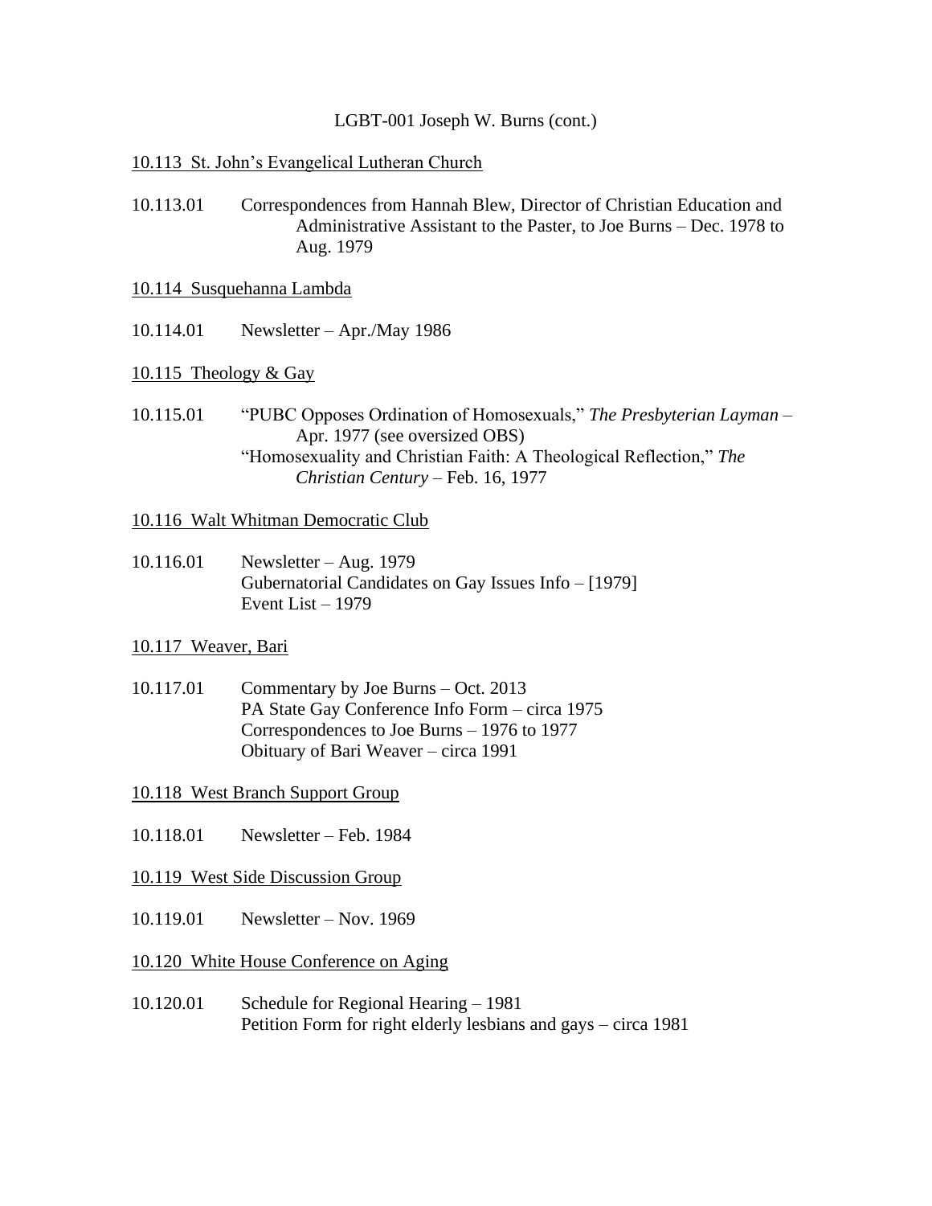LGBT-001 Joseph W. Burns (cont.)

<u>10.113 St. John's Evangelical Lutheran Church</u>

10.113.01 Correspondences from Hannah Blew, Director of Christian Education and Administrative Assistant to the Paster, to Joe Burns – Dec. 1978 to Aug. 1979

<u>10.114 Susquehanna Lambda</u>

10.114.01 Newsletter – Apr./May 1986

<u>10.115 Theology & Gay</u>

10.115.01 "PUBC Opposes Ordination of Homosexuals," *The Presbyterian Layman* – Apr. 1977 (see oversized OBS)
"Homosexuality and Christian Faith: A Theological Reflection," *The Christian Century* – Feb. 16, 1977

<u>10.116 Walt Whitman Democratic Club</u>

10.116.01 Newsletter – Aug. 1979
Gubernatorial Candidates on Gay Issues Info – [1979]
Event List – 1979

<u>10.117 Weaver, Bari</u>

10.117.01 Commentary by Joe Burns – Oct. 2013
PA State Gay Conference Info Form – circa 1975
Correspondences to Joe Burns – 1976 to 1977
Obituary of Bari Weaver – circa 1991

<u>10.118 West Branch Support Group</u>

10.118.01 Newsletter – Feb. 1984

<u>10.119 West Side Discussion Group</u>

10.119.01 Newsletter – Nov. 1969

<u>10.120 White House Conference on Aging</u>

10.120.01 Schedule for Regional Hearing – 1981
Petition Form for right elderly lesbians and gays – circa 1981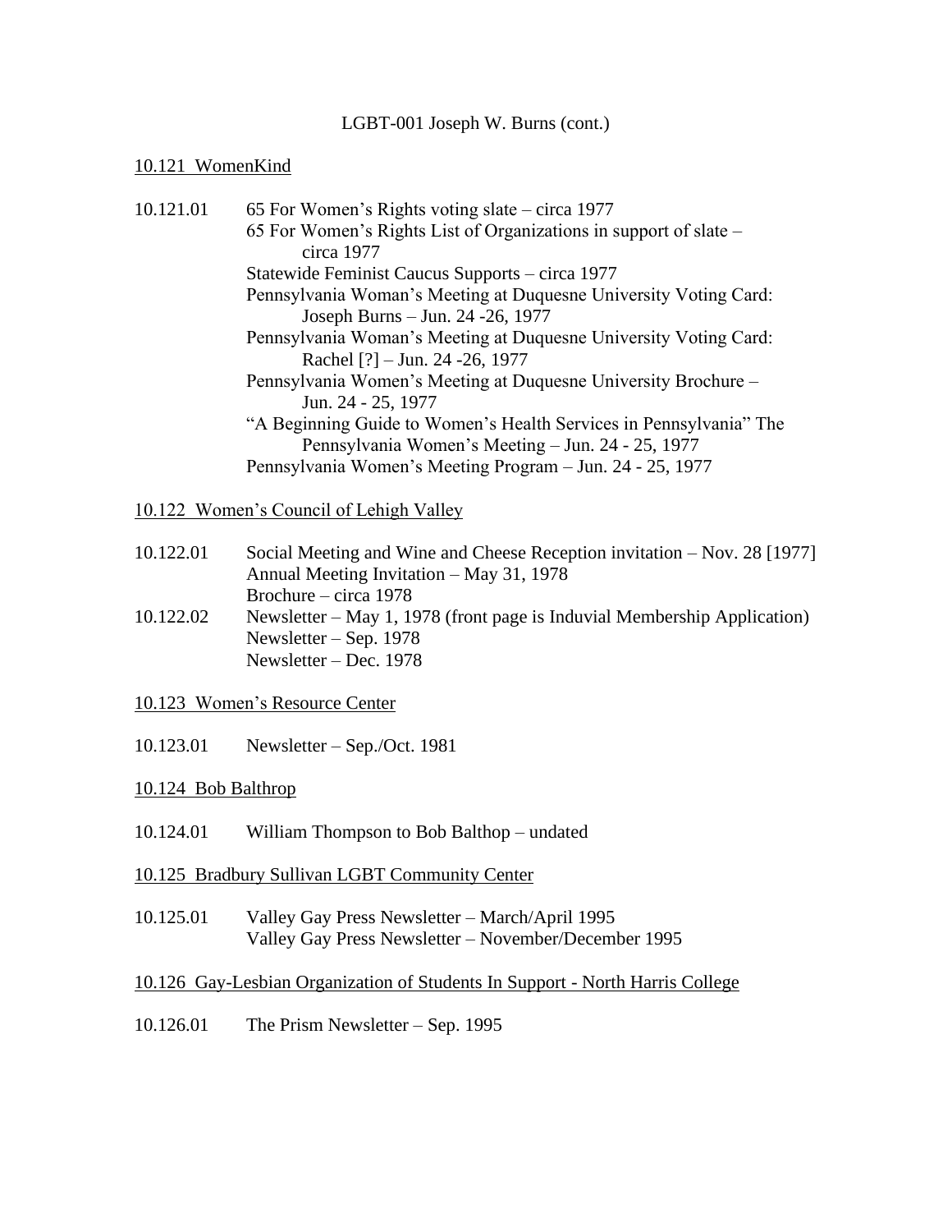LGBT-001 Joseph W. Burns (cont.)

10.121 WomenKind

10.121.01 65 For Women's Rights voting slate – circa 1977
65 For Women's Rights List of Organizations in support of slate – circa 1977
Statewide Feminist Caucus Supports – circa 1977
Pennsylvania Woman's Meeting at Duquesne University Voting Card: Joseph Burns – Jun. 24 -26, 1977
Pennsylvania Woman's Meeting at Duquesne University Voting Card: Rachel [?] – Jun. 24 -26, 1977
Pennsylvania Women's Meeting at Duquesne University Brochure – Jun. 24 - 25, 1977
"A Beginning Guide to Women's Health Services in Pennsylvania" The Pennsylvania Women's Meeting – Jun. 24 - 25, 1977
Pennsylvania Women's Meeting Program – Jun. 24 - 25, 1977

10.122 Women's Council of Lehigh Valley

10.122.01 Social Meeting and Wine and Cheese Reception invitation – Nov. 28 [1977]
Annual Meeting Invitation – May 31, 1978
Brochure – circa 1978
10.122.02 Newsletter – May 1, 1978 (front page is Induvial Membership Application)
Newsletter – Sep. 1978
Newsletter – Dec. 1978

10.123 Women's Resource Center

10.123.01 Newsletter – Sep./Oct. 1981

10.124 Bob Balthrop

10.124.01 William Thompson to Bob Balthop – undated

10.125 Bradbury Sullivan LGBT Community Center

10.125.01 Valley Gay Press Newsletter – March/April 1995
Valley Gay Press Newsletter – November/December 1995

10.126 Gay-Lesbian Organization of Students In Support - North Harris College

10.126.01 The Prism Newsletter – Sep. 1995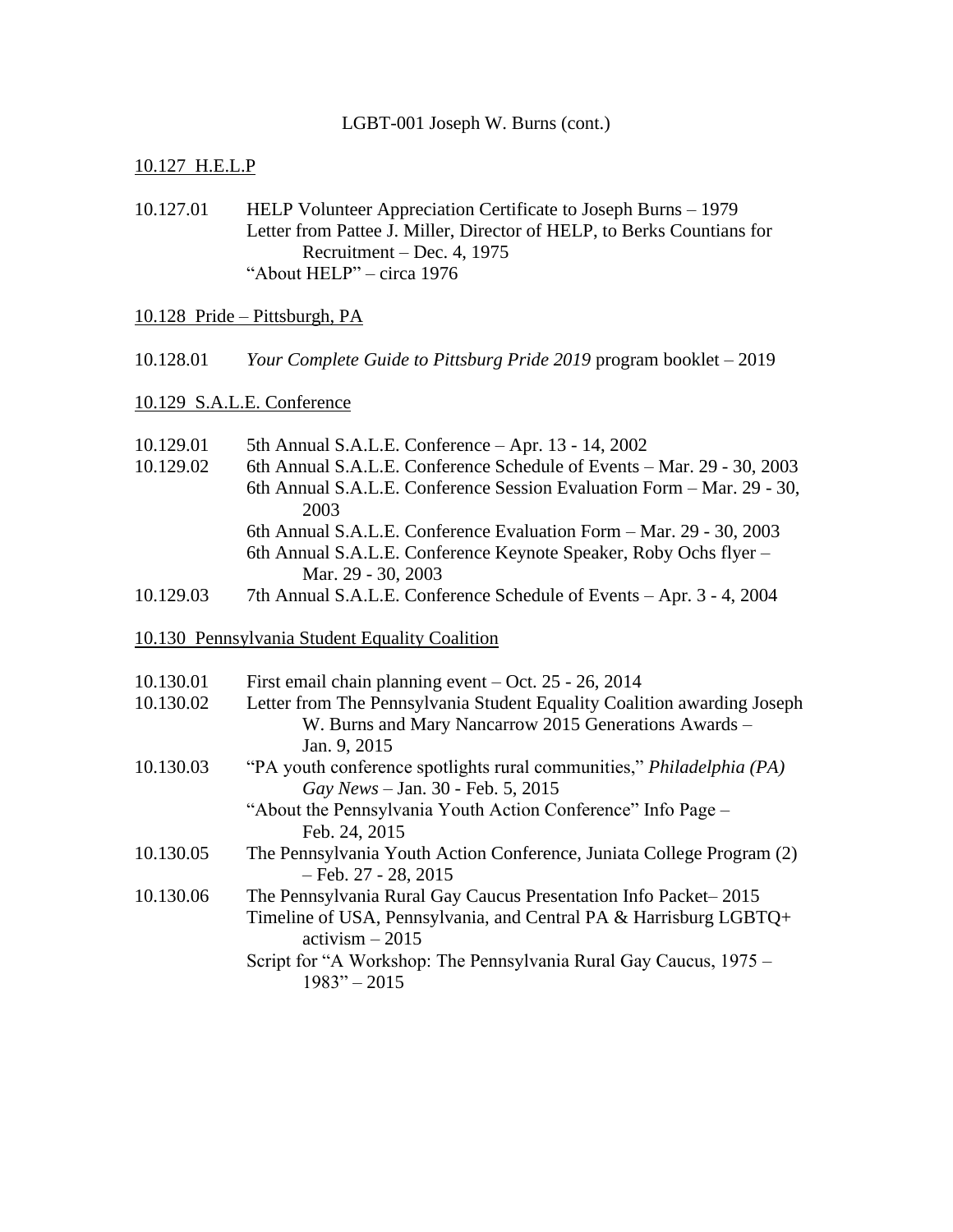LGBT-001 Joseph W. Burns (cont.)

<u>10.127 H.E.L.P</u>

10.127.01 HELP Volunteer Appreciation Certificate to Joseph Burns – 1979
Letter from Pattee J. Miller, Director of HELP, to Berks Countians for Recruitment – Dec. 4, 1975
"About HELP" – circa 1976

<u>10.128 Pride – Pittsburgh, PA</u>

10.128.01 *Your Complete Guide to Pittsburg Pride 2019* program booklet – 2019

<u>10.129 S.A.L.E. Conference</u>

10.129.01 5th Annual S.A.L.E. Conference – Apr. 13 - 14, 2002
10.129.02 6th Annual S.A.L.E. Conference Schedule of Events – Mar. 29 - 30, 2003
6th Annual S.A.L.E. Conference Session Evaluation Form – Mar. 29 - 30, 2003
6th Annual S.A.L.E. Conference Evaluation Form – Mar. 29 - 30, 2003
6th Annual S.A.L.E. Conference Keynote Speaker, Roby Ochs flyer – Mar. 29 - 30, 2003
10.129.03 7th Annual S.A.L.E. Conference Schedule of Events – Apr. 3 - 4, 2004

<u>10.130 Pennsylvania Student Equality Coalition</u>

10.130.01 First email chain planning event – Oct. 25 - 26, 2014
10.130.02 Letter from The Pennsylvania Student Equality Coalition awarding Joseph W. Burns and Mary Nancarrow 2015 Generations Awards – Jan. 9, 2015
10.130.03 "PA youth conference spotlights rural communities," *Philadelphia (PA) Gay News* – Jan. 30 - Feb. 5, 2015
"About the Pennsylvania Youth Action Conference" Info Page – Feb. 24, 2015
10.130.05 The Pennsylvania Youth Action Conference, Juniata College Program (2) – Feb. 27 - 28, 2015
10.130.06 The Pennsylvania Rural Gay Caucus Presentation Info Packet– 2015
Timeline of USA, Pennsylvania, and Central PA & Harrisburg LGBTQ+ activism – 2015
Script for "A Workshop: The Pennsylvania Rural Gay Caucus, 1975 – 1983" – 2015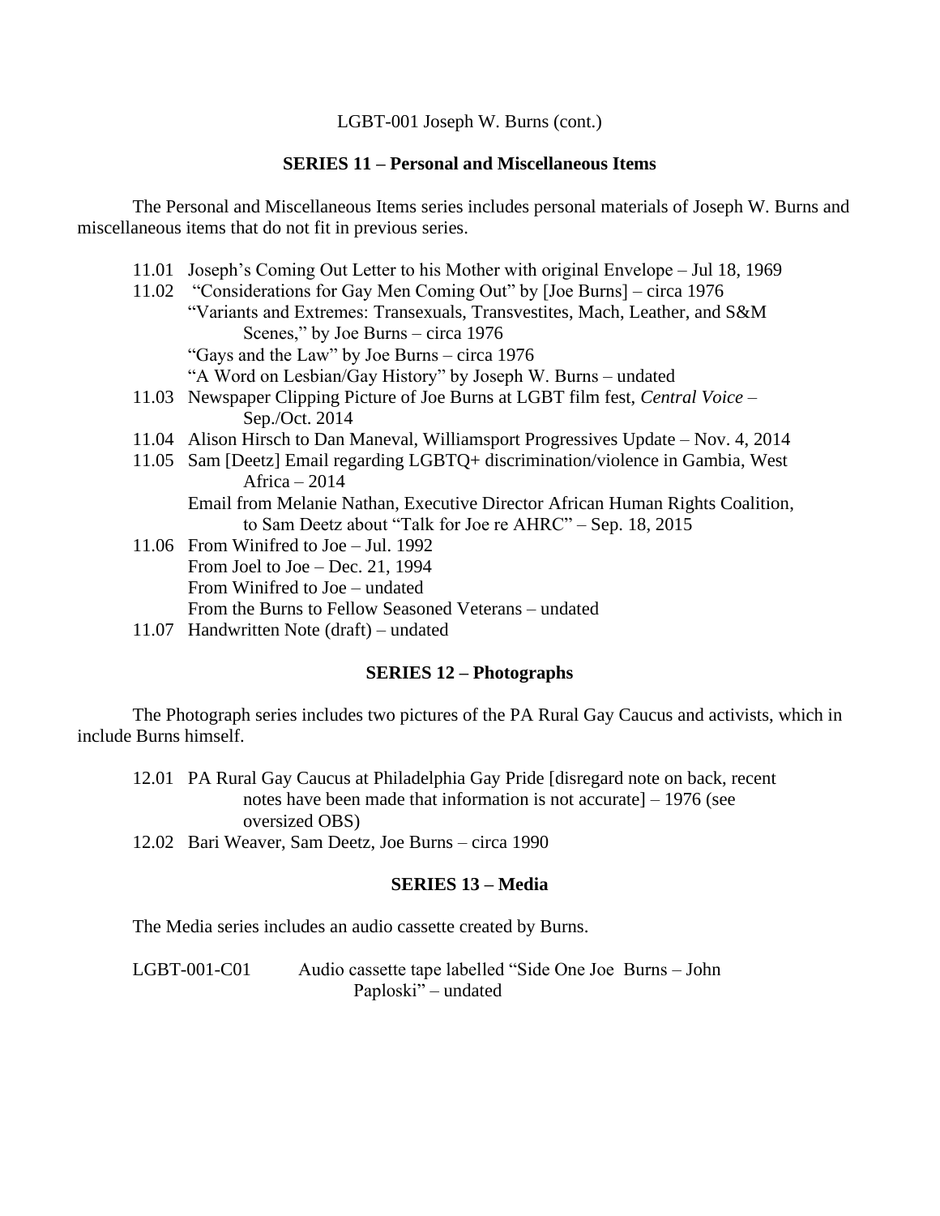LGBT-001 Joseph W. Burns (cont.)

## SERIES 11 – Personal and Miscellaneous Items

The Personal and Miscellaneous Items series includes personal materials of Joseph W. Burns and miscellaneous items that do not fit in previous series.

11.01 Joseph's Coming Out Letter to his Mother with original Envelope – Jul 18, 1969
11.02 "Considerations for Gay Men Coming Out" by [Joe Burns] – circa 1976
"Variants and Extremes: Transexuals, Transvestites, Mach, Leather, and S&M Scenes," by Joe Burns – circa 1976
"Gays and the Law" by Joe Burns – circa 1976
"A Word on Lesbian/Gay History" by Joseph W. Burns – undated
11.03 Newspaper Clipping Picture of Joe Burns at LGBT film fest, *Central Voice* – Sep./Oct. 2014
11.04 Alison Hirsch to Dan Maneval, Williamsport Progressives Update – Nov. 4, 2014
11.05 Sam [Deetz] Email regarding LGBTQ+ discrimination/violence in Gambia, West Africa – 2014
Email from Melanie Nathan, Executive Director African Human Rights Coalition, to Sam Deetz about "Talk for Joe re AHRC" – Sep. 18, 2015
11.06 From Winifred to Joe – Jul. 1992
From Joel to Joe – Dec. 21, 1994
From Winifred to Joe – undated
From the Burns to Fellow Seasoned Veterans – undated
11.07 Handwritten Note (draft) – undated

## SERIES 12 – Photographs

The Photograph series includes two pictures of the PA Rural Gay Caucus and activists, which in include Burns himself.

12.01 PA Rural Gay Caucus at Philadelphia Gay Pride [disregard note on back, recent notes have been made that information is not accurate] – 1976 (see oversized OBS)
12.02 Bari Weaver, Sam Deetz, Joe Burns – circa 1990

## SERIES 13 – Media

The Media series includes an audio cassette created by Burns.

LGBT-001-C01 Audio cassette tape labelled "Side One Joe Burns – John Paploski" – undated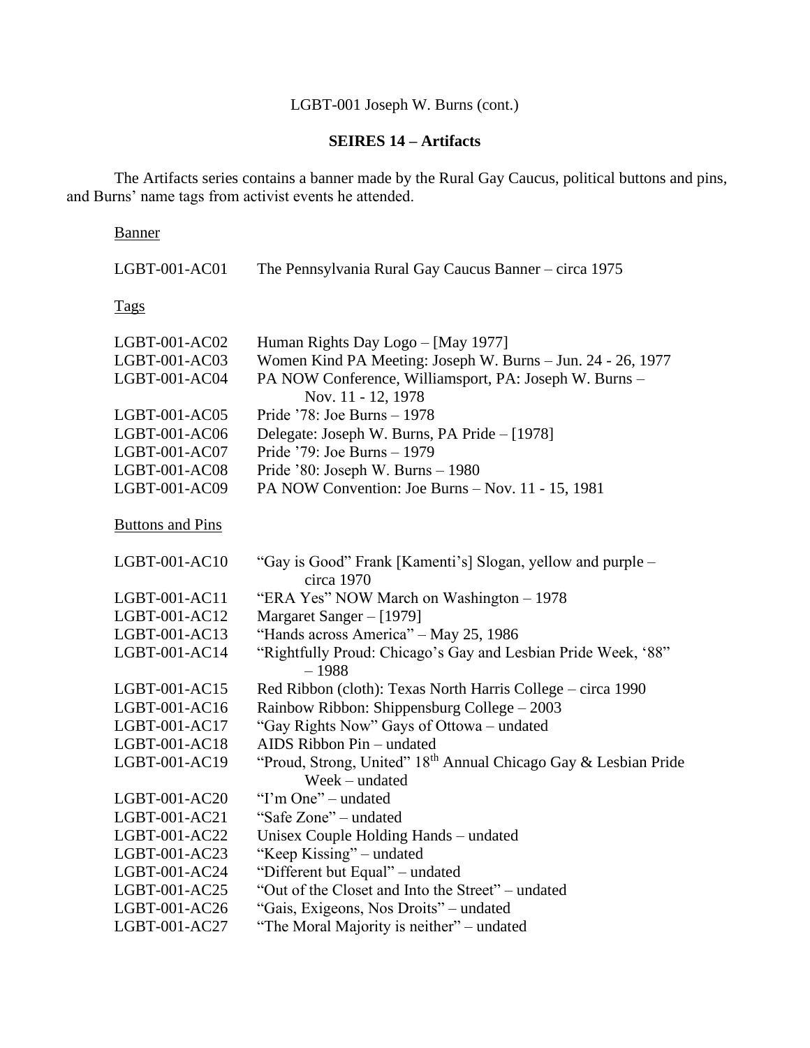LGBT-001 Joseph W. Burns (cont.)

## SEIRES 14 – Artifacts

The Artifacts series contains a banner made by the Rural Gay Caucus, political buttons and pins, and Burns' name tags from activist events he attended.

Banner

| | |
|---|---|
| LGBT-001-AC01 | The Pennsylvania Rural Gay Caucus Banner – circa 1975 |

Tags

| | |
|---|---|
| LGBT-001-AC02 | Human Rights Day Logo – [May 1977] |
| LGBT-001-AC03 | Women Kind PA Meeting: Joseph W. Burns – Jun. 24 - 26, 1977 |
| LGBT-001-AC04 | PA NOW Conference, Williamsport, PA: Joseph W. Burns – Nov. 11 - 12, 1978 |
| LGBT-001-AC05 | Pride '78: Joe Burns – 1978 |
| LGBT-001-AC06 | Delegate: Joseph W. Burns, PA Pride – [1978] |
| LGBT-001-AC07 | Pride '79: Joe Burns – 1979 |
| LGBT-001-AC08 | Pride '80: Joseph W. Burns – 1980 |
| LGBT-001-AC09 | PA NOW Convention: Joe Burns – Nov. 11 - 15, 1981 |

Buttons and Pins

| | |
|---|---|
| LGBT-001-AC10 | "Gay is Good" Frank [Kamenti's] Slogan, yellow and purple – circa 1970 |
| LGBT-001-AC11 | "ERA Yes" NOW March on Washington – 1978 |
| LGBT-001-AC12 | Margaret Sanger – [1979] |
| LGBT-001-AC13 | "Hands across America" – May 25, 1986 |
| LGBT-001-AC14 | "Rightfully Proud: Chicago's Gay and Lesbian Pride Week, '88" – 1988 |
| LGBT-001-AC15 | Red Ribbon (cloth): Texas North Harris College – circa 1990 |
| LGBT-001-AC16 | Rainbow Ribbon: Shippensburg College – 2003 |
| LGBT-001-AC17 | "Gay Rights Now" Gays of Ottowa – undated |
| LGBT-001-AC18 | AIDS Ribbon Pin – undated |
| LGBT-001-AC19 | "Proud, Strong, United" 18th Annual Chicago Gay & Lesbian Pride Week – undated |
| LGBT-001-AC20 | "I'm One" – undated |
| LGBT-001-AC21 | "Safe Zone" – undated |
| LGBT-001-AC22 | Unisex Couple Holding Hands – undated |
| LGBT-001-AC23 | "Keep Kissing" – undated |
| LGBT-001-AC24 | "Different but Equal" – undated |
| LGBT-001-AC25 | "Out of the Closet and Into the Street" – undated |
| LGBT-001-AC26 | "Gais, Exigeons, Nos Droits" – undated |
| LGBT-001-AC27 | "The Moral Majority is neither" – undated |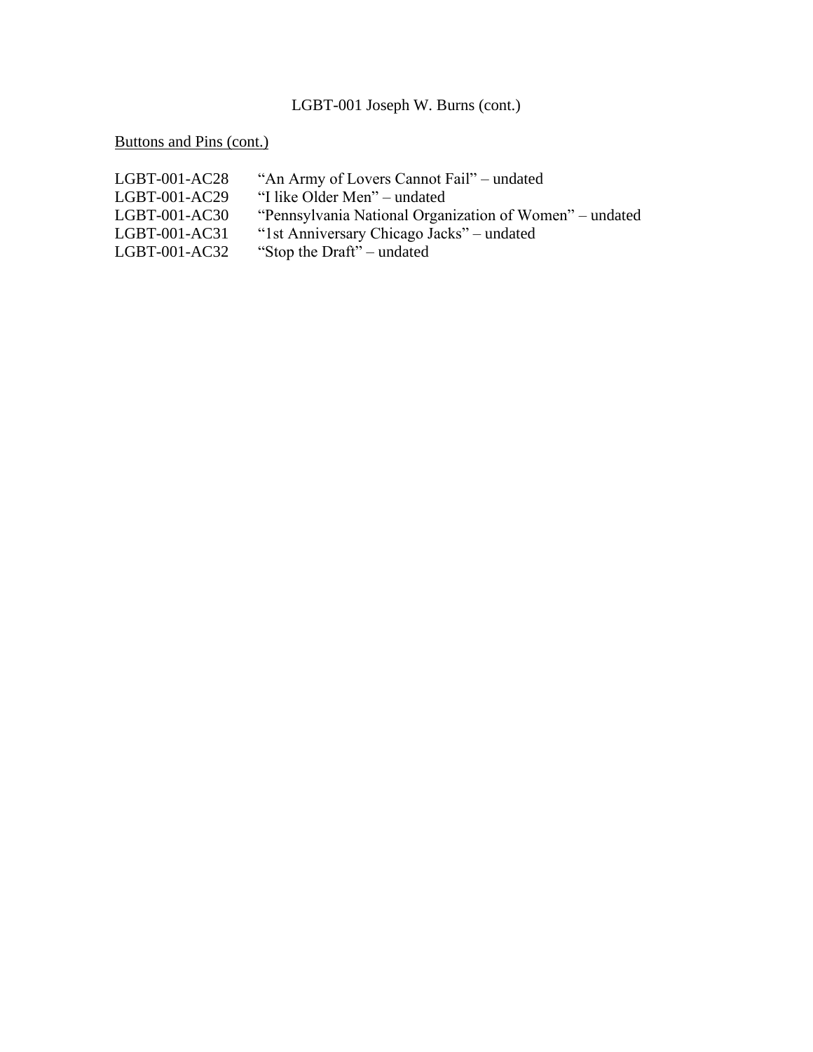LGBT-001 Joseph W. Burns (cont.)

Buttons and Pins (cont.)

| | |
|---|---|
| LGBT-001-AC28 | "An Army of Lovers Cannot Fail" – undated |
| LGBT-001-AC29 | "I like Older Men" – undated |
| LGBT-001-AC30 | "Pennsylvania National Organization of Women" – undated |
| LGBT-001-AC31 | "1st Anniversary Chicago Jacks" – undated |
| LGBT-001-AC32 | "Stop the Draft" – undated |